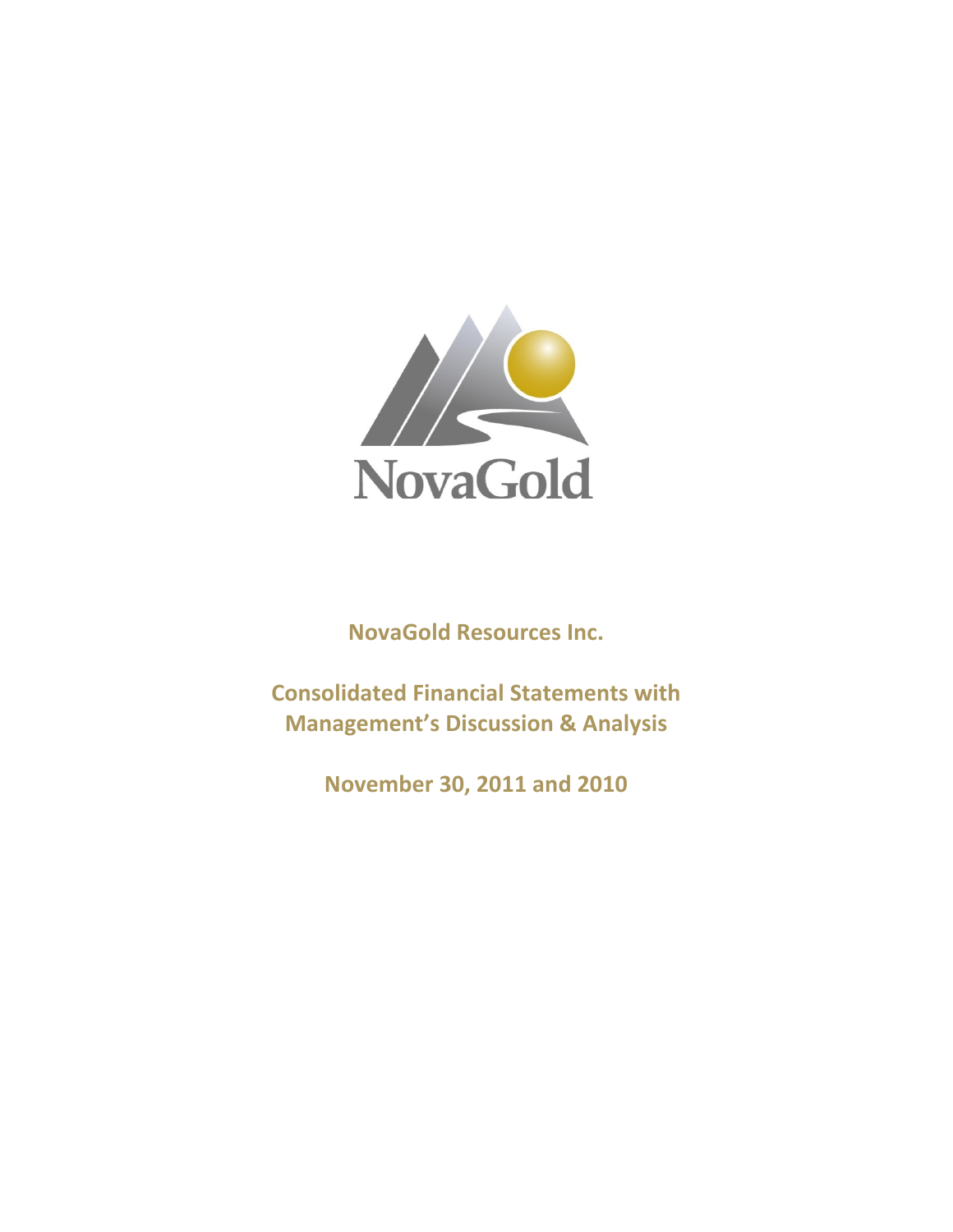NovaGold

**NovaGold Resources Inc.**

**Consolidated Financial Statements with Management's Discussion & Analysis**

**November 30, 2011 and 2010**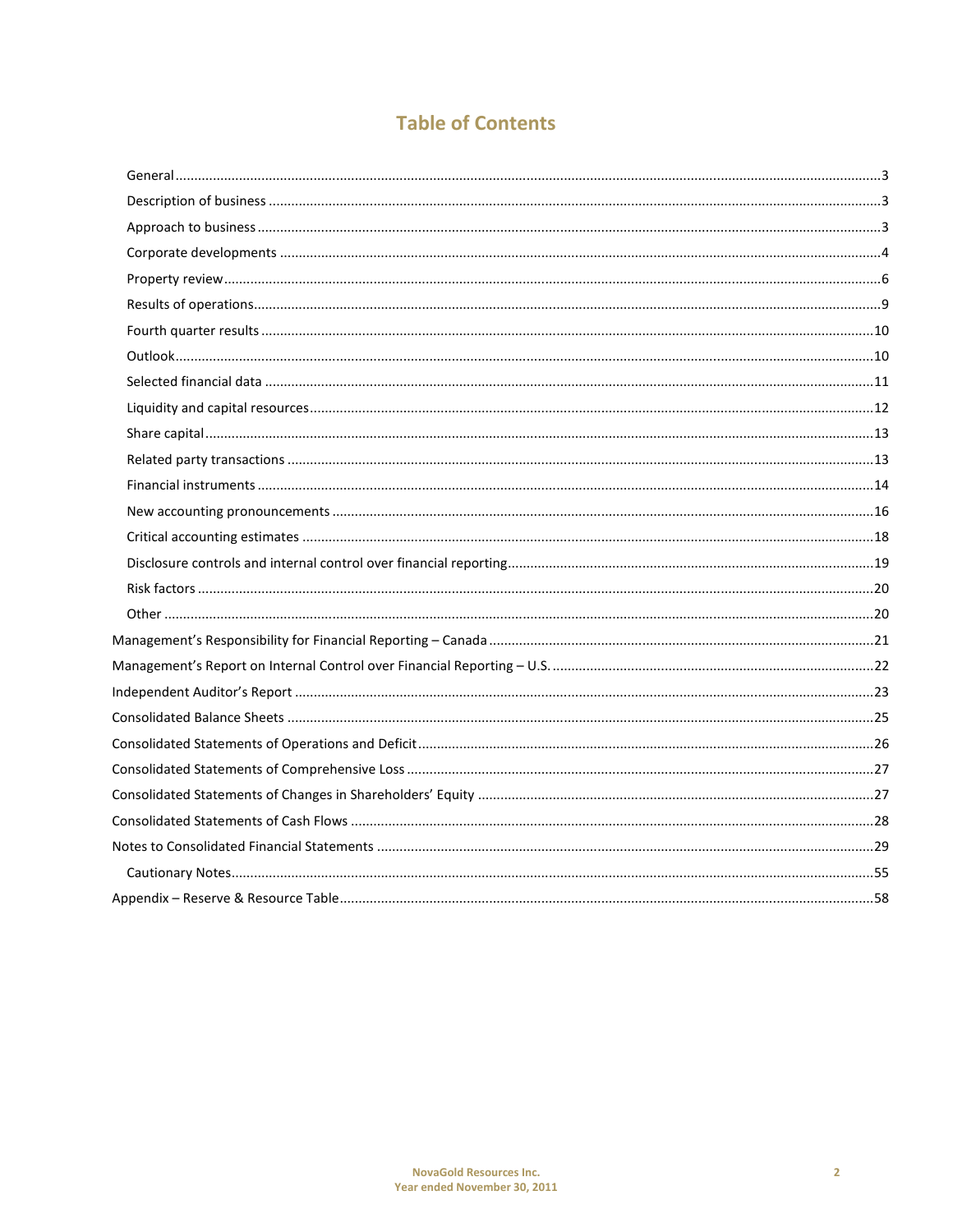# Table of Contents

- General ....................................................................................................................................................................3
- Description of business ..............................................................................................................................................3
- Approach to business ..................................................................................................................................................3
- Corporate developments .............................................................................................................................................4
- Property review ..........................................................................................................................................................6
- Results of operations ...................................................................................................................................................9
- Fourth quarter results ...............................................................................................................................................10
- Outlook ....................................................................................................................................................................10
- Selected financial data ..............................................................................................................................................11
- Liquidity and capital resources ..................................................................................................................................12
- Share capital .............................................................................................................................................................13
- Related party transactions .........................................................................................................................................13
- Financial instruments ................................................................................................................................................14
- New accounting pronouncements ..............................................................................................................................16
- Critical accounting estimates .....................................................................................................................................18
- Disclosure controls and internal control over financial reporting ...............................................................................19
- Risk factors ...............................................................................................................................................................20
- Other ........................................................................................................................................................................20

Management's Responsibility for Financial Reporting – Canada .....................................................................................21

Management's Report on Internal Control over Financial Reporting – U.S. ....................................................................22

Independent Auditor's Report .........................................................................................................................................23

Consolidated Balance Sheets ..........................................................................................................................................25

Consolidated Statements of Operations and Deficit ........................................................................................................26

Consolidated Statements of Comprehensive Loss ...........................................................................................................27

Consolidated Statements of Changes in Shareholders' Equity .........................................................................................27

Consolidated Statements of Cash Flows ..........................................................................................................................28

Notes to Consolidated Financial Statements ...................................................................................................................29

- Cautionary Notes .......................................................................................................................................................55

Appendix – Reserve & Resource Table ............................................................................................................................58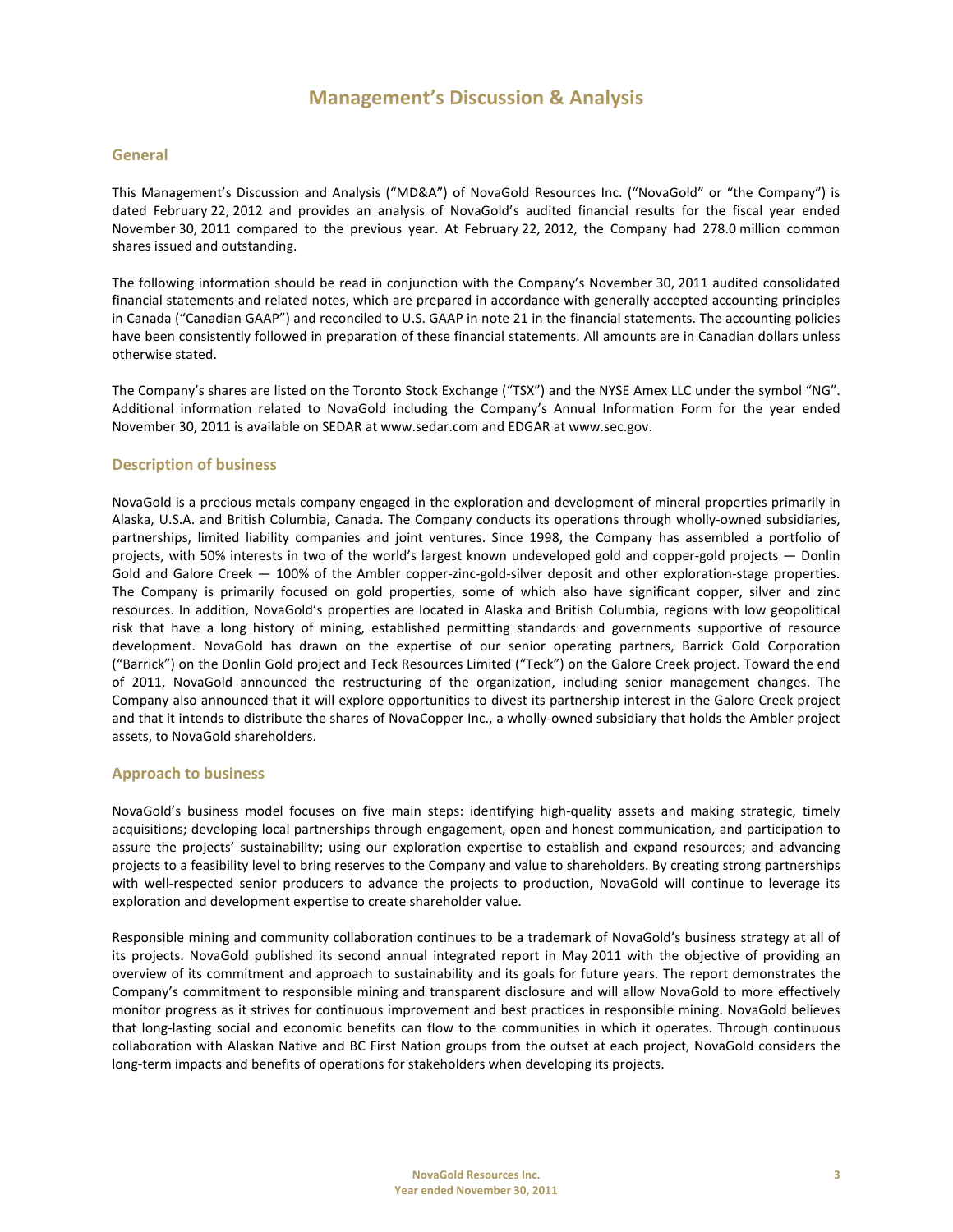# Management's Discussion & Analysis

## General

This Management's Discussion and Analysis ("MD&A") of NovaGold Resources Inc. ("NovaGold" or "the Company") is dated February 22, 2012 and provides an analysis of NovaGold's audited financial results for the fiscal year ended November 30, 2011 compared to the previous year. At February 22, 2012, the Company had 278.0 million common shares issued and outstanding.

The following information should be read in conjunction with the Company's November 30, 2011 audited consolidated financial statements and related notes, which are prepared in accordance with generally accepted accounting principles in Canada ("Canadian GAAP") and reconciled to U.S. GAAP in note 21 in the financial statements. The accounting policies have been consistently followed in preparation of these financial statements. All amounts are in Canadian dollars unless otherwise stated.

The Company's shares are listed on the Toronto Stock Exchange ("TSX") and the NYSE Amex LLC under the symbol "NG". Additional information related to NovaGold including the Company's Annual Information Form for the year ended November 30, 2011 is available on SEDAR at www.sedar.com and EDGAR at www.sec.gov.

## Description of business

NovaGold is a precious metals company engaged in the exploration and development of mineral properties primarily in Alaska, U.S.A. and British Columbia, Canada. The Company conducts its operations through wholly-owned subsidiaries, partnerships, limited liability companies and joint ventures. Since 1998, the Company has assembled a portfolio of projects, with 50% interests in two of the world's largest known undeveloped gold and copper-gold projects — Donlin Gold and Galore Creek — 100% of the Ambler copper-zinc-gold-silver deposit and other exploration-stage properties. The Company is primarily focused on gold properties, some of which also have significant copper, silver and zinc resources. In addition, NovaGold's properties are located in Alaska and British Columbia, regions with low geopolitical risk that have a long history of mining, established permitting standards and governments supportive of resource development. NovaGold has drawn on the expertise of our senior operating partners, Barrick Gold Corporation ("Barrick") on the Donlin Gold project and Teck Resources Limited ("Teck") on the Galore Creek project. Toward the end of 2011, NovaGold announced the restructuring of the organization, including senior management changes. The Company also announced that it will explore opportunities to divest its partnership interest in the Galore Creek project and that it intends to distribute the shares of NovaCopper Inc., a wholly-owned subsidiary that holds the Ambler project assets, to NovaGold shareholders.

## Approach to business

NovaGold's business model focuses on five main steps: identifying high-quality assets and making strategic, timely acquisitions; developing local partnerships through engagement, open and honest communication, and participation to assure the projects' sustainability; using our exploration expertise to establish and expand resources; and advancing projects to a feasibility level to bring reserves to the Company and value to shareholders. By creating strong partnerships with well-respected senior producers to advance the projects to production, NovaGold will continue to leverage its exploration and development expertise to create shareholder value.

Responsible mining and community collaboration continues to be a trademark of NovaGold's business strategy at all of its projects. NovaGold published its second annual integrated report in May 2011 with the objective of providing an overview of its commitment and approach to sustainability and its goals for future years. The report demonstrates the Company's commitment to responsible mining and transparent disclosure and will allow NovaGold to more effectively monitor progress as it strives for continuous improvement and best practices in responsible mining. NovaGold believes that long-lasting social and economic benefits can flow to the communities in which it operates. Through continuous collaboration with Alaskan Native and BC First Nation groups from the outset at each project, NovaGold considers the long-term impacts and benefits of operations for stakeholders when developing its projects.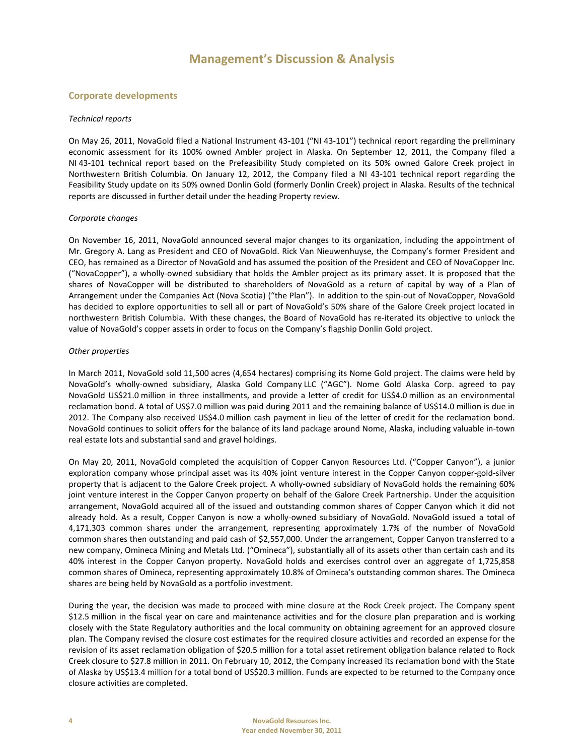# Management's Discussion & Analysis

## Corporate developments

*Technical reports*

On May 26, 2011, NovaGold filed a National Instrument 43-101 ("NI 43-101") technical report regarding the preliminary economic assessment for its 100% owned Ambler project in Alaska. On September 12, 2011, the Company filed a NI 43-101 technical report based on the Prefeasibility Study completed on its 50% owned Galore Creek project in Northwestern British Columbia. On January 12, 2012, the Company filed a NI 43-101 technical report regarding the Feasibility Study update on its 50% owned Donlin Gold (formerly Donlin Creek) project in Alaska. Results of the technical reports are discussed in further detail under the heading Property review.

*Corporate changes*

On November 16, 2011, NovaGold announced several major changes to its organization, including the appointment of Mr. Gregory A. Lang as President and CEO of NovaGold. Rick Van Nieuwenhuyse, the Company's former President and CEO, has remained as a Director of NovaGold and has assumed the position of the President and CEO of NovaCopper Inc. ("NovaCopper"), a wholly-owned subsidiary that holds the Ambler project as its primary asset. It is proposed that the shares of NovaCopper will be distributed to shareholders of NovaGold as a return of capital by way of a Plan of Arrangement under the Companies Act (Nova Scotia) ("the Plan"). In addition to the spin-out of NovaCopper, NovaGold has decided to explore opportunities to sell all or part of NovaGold's 50% share of the Galore Creek project located in northwestern British Columbia. With these changes, the Board of NovaGold has re-iterated its objective to unlock the value of NovaGold's copper assets in order to focus on the Company's flagship Donlin Gold project.

*Other properties*

In March 2011, NovaGold sold 11,500 acres (4,654 hectares) comprising its Nome Gold project. The claims were held by NovaGold's wholly-owned subsidiary, Alaska Gold Company LLC ("AGC"). Nome Gold Alaska Corp. agreed to pay NovaGold US$21.0 million in three installments, and provide a letter of credit for US$4.0 million as an environmental reclamation bond. A total of US$7.0 million was paid during 2011 and the remaining balance of US$14.0 million is due in 2012. The Company also received US$4.0 million cash payment in lieu of the letter of credit for the reclamation bond. NovaGold continues to solicit offers for the balance of its land package around Nome, Alaska, including valuable in-town real estate lots and substantial sand and gravel holdings.

On May 20, 2011, NovaGold completed the acquisition of Copper Canyon Resources Ltd. ("Copper Canyon"), a junior exploration company whose principal asset was its 40% joint venture interest in the Copper Canyon copper-gold-silver property that is adjacent to the Galore Creek project. A wholly-owned subsidiary of NovaGold holds the remaining 60% joint venture interest in the Copper Canyon property on behalf of the Galore Creek Partnership. Under the acquisition arrangement, NovaGold acquired all of the issued and outstanding common shares of Copper Canyon which it did not already hold. As a result, Copper Canyon is now a wholly-owned subsidiary of NovaGold. NovaGold issued a total of 4,171,303 common shares under the arrangement, representing approximately 1.7% of the number of NovaGold common shares then outstanding and paid cash of $2,557,000. Under the arrangement, Copper Canyon transferred to a new company, Omineca Mining and Metals Ltd. ("Omineca"), substantially all of its assets other than certain cash and its 40% interest in the Copper Canyon property. NovaGold holds and exercises control over an aggregate of 1,725,858 common shares of Omineca, representing approximately 10.8% of Omineca's outstanding common shares. The Omineca shares are being held by NovaGold as a portfolio investment.

During the year, the decision was made to proceed with mine closure at the Rock Creek project. The Company spent $12.5 million in the fiscal year on care and maintenance activities and for the closure plan preparation and is working closely with the State Regulatory authorities and the local community on obtaining agreement for an approved closure plan. The Company revised the closure cost estimates for the required closure activities and recorded an expense for the revision of its asset reclamation obligation of $20.5 million for a total asset retirement obligation balance related to Rock Creek closure to $27.8 million in 2011. On February 10, 2012, the Company increased its reclamation bond with the State of Alaska by US$13.4 million for a total bond of US$20.3 million. Funds are expected to be returned to the Company once closure activities are completed.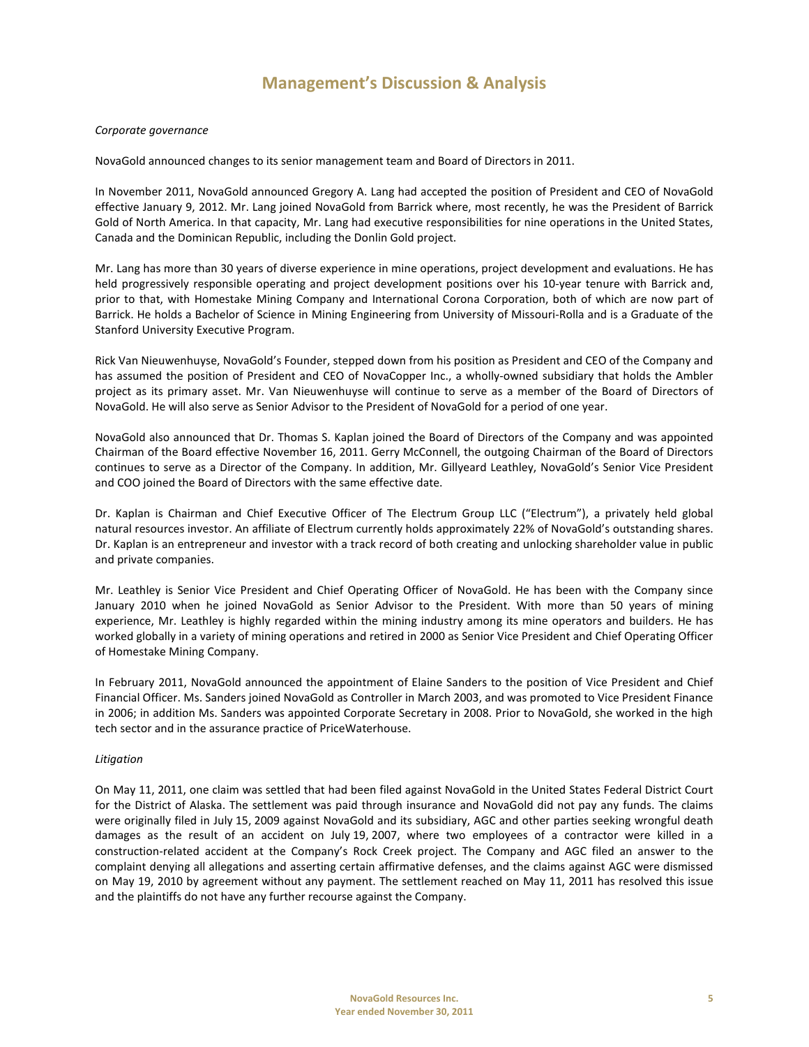# Management's Discussion & Analysis

*Corporate governance*

NovaGold announced changes to its senior management team and Board of Directors in 2011.

In November 2011, NovaGold announced Gregory A. Lang had accepted the position of President and CEO of NovaGold effective January 9, 2012. Mr. Lang joined NovaGold from Barrick where, most recently, he was the President of Barrick Gold of North America. In that capacity, Mr. Lang had executive responsibilities for nine operations in the United States, Canada and the Dominican Republic, including the Donlin Gold project.

Mr. Lang has more than 30 years of diverse experience in mine operations, project development and evaluations. He has held progressively responsible operating and project development positions over his 10-year tenure with Barrick and, prior to that, with Homestake Mining Company and International Corona Corporation, both of which are now part of Barrick. He holds a Bachelor of Science in Mining Engineering from University of Missouri-Rolla and is a Graduate of the Stanford University Executive Program.

Rick Van Nieuwenhuyse, NovaGold's Founder, stepped down from his position as President and CEO of the Company and has assumed the position of President and CEO of NovaCopper Inc., a wholly-owned subsidiary that holds the Ambler project as its primary asset. Mr. Van Nieuwenhuyse will continue to serve as a member of the Board of Directors of NovaGold. He will also serve as Senior Advisor to the President of NovaGold for a period of one year.

NovaGold also announced that Dr. Thomas S. Kaplan joined the Board of Directors of the Company and was appointed Chairman of the Board effective November 16, 2011. Gerry McConnell, the outgoing Chairman of the Board of Directors continues to serve as a Director of the Company. In addition, Mr. Gillyeard Leathley, NovaGold's Senior Vice President and COO joined the Board of Directors with the same effective date.

Dr. Kaplan is Chairman and Chief Executive Officer of The Electrum Group LLC ("Electrum"), a privately held global natural resources investor. An affiliate of Electrum currently holds approximately 22% of NovaGold's outstanding shares. Dr. Kaplan is an entrepreneur and investor with a track record of both creating and unlocking shareholder value in public and private companies.

Mr. Leathley is Senior Vice President and Chief Operating Officer of NovaGold. He has been with the Company since January 2010 when he joined NovaGold as Senior Advisor to the President. With more than 50 years of mining experience, Mr. Leathley is highly regarded within the mining industry among its mine operators and builders. He has worked globally in a variety of mining operations and retired in 2000 as Senior Vice President and Chief Operating Officer of Homestake Mining Company.

In February 2011, NovaGold announced the appointment of Elaine Sanders to the position of Vice President and Chief Financial Officer. Ms. Sanders joined NovaGold as Controller in March 2003, and was promoted to Vice President Finance in 2006; in addition Ms. Sanders was appointed Corporate Secretary in 2008. Prior to NovaGold, she worked in the high tech sector and in the assurance practice of PriceWaterhouse.

*Litigation*

On May 11, 2011, one claim was settled that had been filed against NovaGold in the United States Federal District Court for the District of Alaska. The settlement was paid through insurance and NovaGold did not pay any funds. The claims were originally filed in July 15, 2009 against NovaGold and its subsidiary, AGC and other parties seeking wrongful death damages as the result of an accident on July 19, 2007, where two employees of a contractor were killed in a construction-related accident at the Company's Rock Creek project. The Company and AGC filed an answer to the complaint denying all allegations and asserting certain affirmative defenses, and the claims against AGC were dismissed on May 19, 2010 by agreement without any payment. The settlement reached on May 11, 2011 has resolved this issue and the plaintiffs do not have any further recourse against the Company.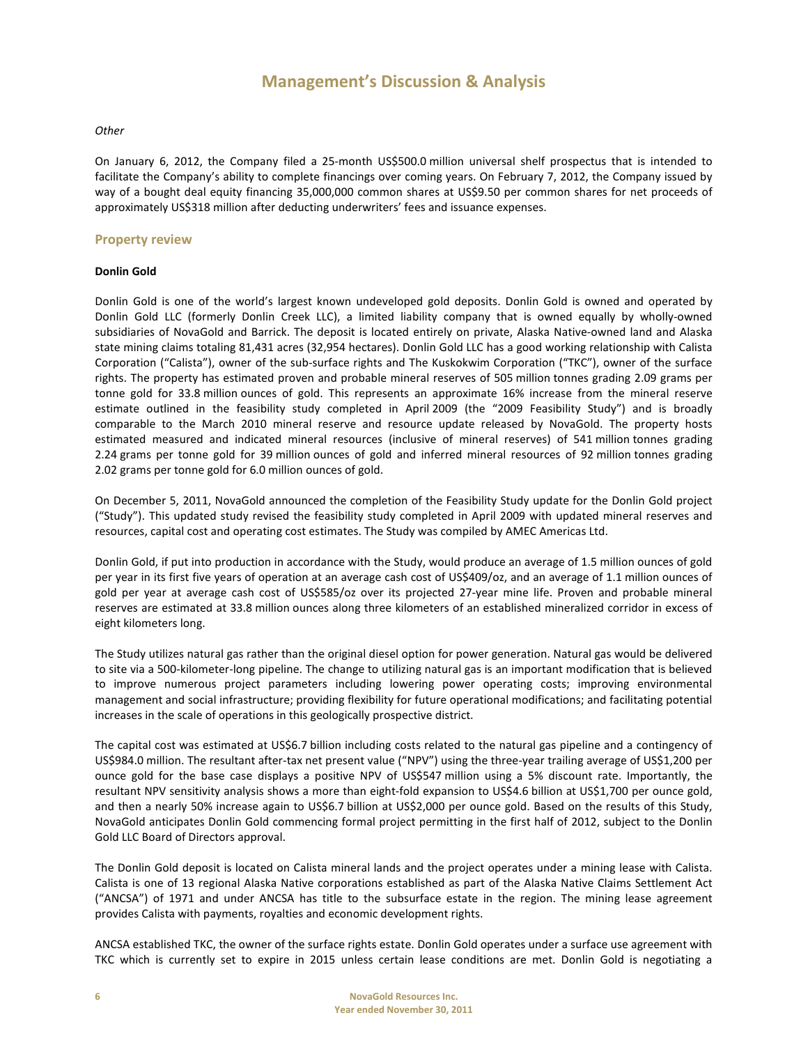*Other*

On January 6, 2012, the Company filed a 25-month US$500.0 million universal shelf prospectus that is intended to facilitate the Company's ability to complete financings over coming years. On February 7, 2012, the Company issued by way of a bought deal equity financing 35,000,000 common shares at US$9.50 per common shares for net proceeds of approximately US$318 million after deducting underwriters' fees and issuance expenses.

## Property review

**Donlin Gold**

Donlin Gold is one of the world's largest known undeveloped gold deposits. Donlin Gold is owned and operated by Donlin Gold LLC (formerly Donlin Creek LLC), a limited liability company that is owned equally by wholly-owned subsidiaries of NovaGold and Barrick. The deposit is located entirely on private, Alaska Native-owned land and Alaska state mining claims totaling 81,431 acres (32,954 hectares). Donlin Gold LLC has a good working relationship with Calista Corporation ("Calista"), owner of the sub-surface rights and The Kuskokwim Corporation ("TKC"), owner of the surface rights. The property has estimated proven and probable mineral reserves of 505 million tonnes grading 2.09 grams per tonne gold for 33.8 million ounces of gold. This represents an approximate 16% increase from the mineral reserve estimate outlined in the feasibility study completed in April 2009 (the "2009 Feasibility Study") and is broadly comparable to the March 2010 mineral reserve and resource update released by NovaGold. The property hosts estimated measured and indicated mineral resources (inclusive of mineral reserves) of 541 million tonnes grading 2.24 grams per tonne gold for 39 million ounces of gold and inferred mineral resources of 92 million tonnes grading 2.02 grams per tonne gold for 6.0 million ounces of gold.

On December 5, 2011, NovaGold announced the completion of the Feasibility Study update for the Donlin Gold project ("Study"). This updated study revised the feasibility study completed in April 2009 with updated mineral reserves and resources, capital cost and operating cost estimates. The Study was compiled by AMEC Americas Ltd.

Donlin Gold, if put into production in accordance with the Study, would produce an average of 1.5 million ounces of gold per year in its first five years of operation at an average cash cost of US$409/oz, and an average of 1.1 million ounces of gold per year at average cash cost of US$585/oz over its projected 27-year mine life. Proven and probable mineral reserves are estimated at 33.8 million ounces along three kilometers of an established mineralized corridor in excess of eight kilometers long.

The Study utilizes natural gas rather than the original diesel option for power generation. Natural gas would be delivered to site via a 500-kilometer-long pipeline. The change to utilizing natural gas is an important modification that is believed to improve numerous project parameters including lowering power operating costs; improving environmental management and social infrastructure; providing flexibility for future operational modifications; and facilitating potential increases in the scale of operations in this geologically prospective district.

The capital cost was estimated at US$6.7 billion including costs related to the natural gas pipeline and a contingency of US$984.0 million. The resultant after-tax net present value ("NPV") using the three-year trailing average of US$1,200 per ounce gold for the base case displays a positive NPV of US$547 million using a 5% discount rate. Importantly, the resultant NPV sensitivity analysis shows a more than eight-fold expansion to US$4.6 billion at US$1,700 per ounce gold, and then a nearly 50% increase again to US$6.7 billion at US$2,000 per ounce gold. Based on the results of this Study, NovaGold anticipates Donlin Gold commencing formal project permitting in the first half of 2012, subject to the Donlin Gold LLC Board of Directors approval.

The Donlin Gold deposit is located on Calista mineral lands and the project operates under a mining lease with Calista. Calista is one of 13 regional Alaska Native corporations established as part of the Alaska Native Claims Settlement Act ("ANCSA") of 1971 and under ANCSA has title to the subsurface estate in the region. The mining lease agreement provides Calista with payments, royalties and economic development rights.

ANCSA established TKC, the owner of the surface rights estate. Donlin Gold operates under a surface use agreement with TKC which is currently set to expire in 2015 unless certain lease conditions are met. Donlin Gold is negotiating a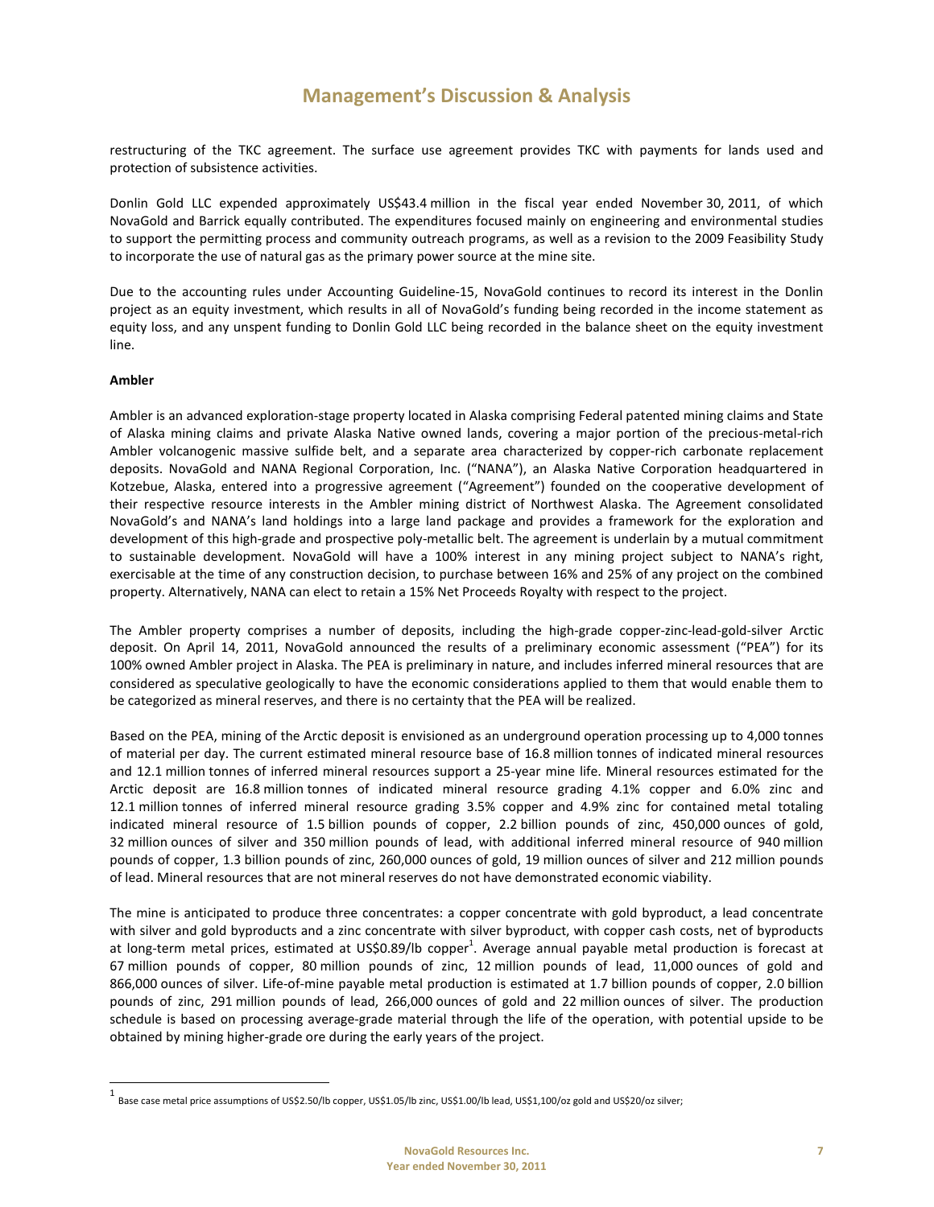restructuring of the TKC agreement. The surface use agreement provides TKC with payments for lands used and protection of subsistence activities.

Donlin Gold LLC expended approximately US$43.4 million in the fiscal year ended November 30, 2011, of which NovaGold and Barrick equally contributed. The expenditures focused mainly on engineering and environmental studies to support the permitting process and community outreach programs, as well as a revision to the 2009 Feasibility Study to incorporate the use of natural gas as the primary power source at the mine site.

Due to the accounting rules under Accounting Guideline-15, NovaGold continues to record its interest in the Donlin project as an equity investment, which results in all of NovaGold's funding being recorded in the income statement as equity loss, and any unspent funding to Donlin Gold LLC being recorded in the balance sheet on the equity investment line.

**Ambler**

Ambler is an advanced exploration-stage property located in Alaska comprising Federal patented mining claims and State of Alaska mining claims and private Alaska Native owned lands, covering a major portion of the precious-metal-rich Ambler volcanogenic massive sulfide belt, and a separate area characterized by copper-rich carbonate replacement deposits. NovaGold and NANA Regional Corporation, Inc. ("NANA"), an Alaska Native Corporation headquartered in Kotzebue, Alaska, entered into a progressive agreement ("Agreement") founded on the cooperative development of their respective resource interests in the Ambler mining district of Northwest Alaska. The Agreement consolidated NovaGold's and NANA's land holdings into a large land package and provides a framework for the exploration and development of this high-grade and prospective poly-metallic belt. The agreement is underlain by a mutual commitment to sustainable development. NovaGold will have a 100% interest in any mining project subject to NANA's right, exercisable at the time of any construction decision, to purchase between 16% and 25% of any project on the combined property. Alternatively, NANA can elect to retain a 15% Net Proceeds Royalty with respect to the project.

The Ambler property comprises a number of deposits, including the high-grade copper-zinc-lead-gold-silver Arctic deposit. On April 14, 2011, NovaGold announced the results of a preliminary economic assessment ("PEA") for its 100% owned Ambler project in Alaska. The PEA is preliminary in nature, and includes inferred mineral resources that are considered as speculative geologically to have the economic considerations applied to them that would enable them to be categorized as mineral reserves, and there is no certainty that the PEA will be realized.

Based on the PEA, mining of the Arctic deposit is envisioned as an underground operation processing up to 4,000 tonnes of material per day. The current estimated mineral resource base of 16.8 million tonnes of indicated mineral resources and 12.1 million tonnes of inferred mineral resources support a 25-year mine life. Mineral resources estimated for the Arctic deposit are 16.8 million tonnes of indicated mineral resource grading 4.1% copper and 6.0% zinc and 12.1 million tonnes of inferred mineral resource grading 3.5% copper and 4.9% zinc for contained metal totaling indicated mineral resource of 1.5 billion pounds of copper, 2.2 billion pounds of zinc, 450,000 ounces of gold, 32 million ounces of silver and 350 million pounds of lead, with additional inferred mineral resource of 940 million pounds of copper, 1.3 billion pounds of zinc, 260,000 ounces of gold, 19 million ounces of silver and 212 million pounds of lead. Mineral resources that are not mineral reserves do not have demonstrated economic viability.

The mine is anticipated to produce three concentrates: a copper concentrate with gold byproduct, a lead concentrate with silver and gold byproducts and a zinc concentrate with silver byproduct, with copper cash costs, net of byproducts at long-term metal prices, estimated at US$0.89/lb copper[1]. Average annual payable metal production is forecast at 67 million pounds of copper, 80 million pounds of zinc, 12 million pounds of lead, 11,000 ounces of gold and 866,000 ounces of silver. Life-of-mine payable metal production is estimated at 1.7 billion pounds of copper, 2.0 billion pounds of zinc, 291 million pounds of lead, 266,000 ounces of gold and 22 million ounces of silver. The production schedule is based on processing average-grade material through the life of the operation, with potential upside to be obtained by mining higher-grade ore during the early years of the project.

---

[1] Base case metal price assumptions of US$2.50/lb copper, US$1.05/lb zinc, US$1.00/lb lead, US$1,100/oz gold and US$20/oz silver;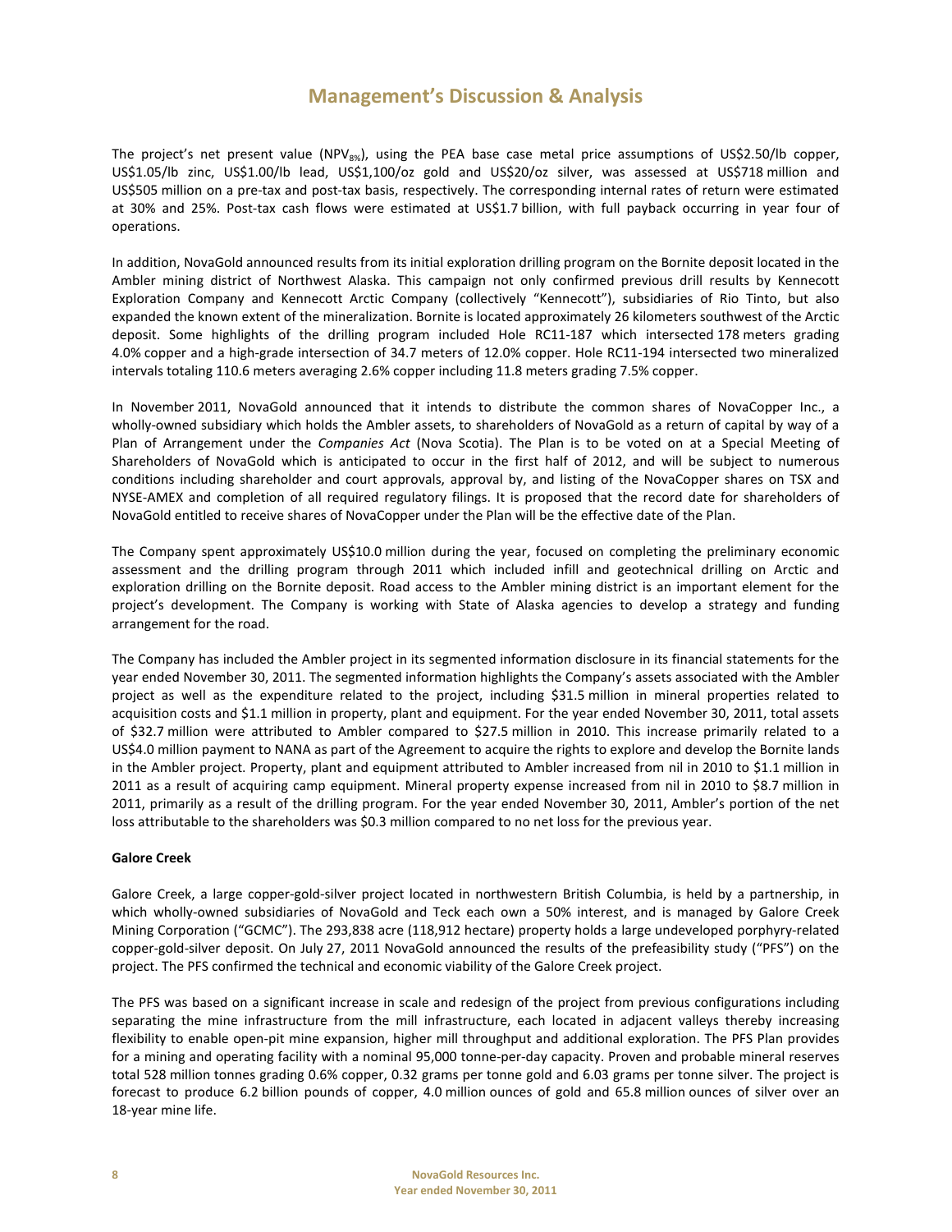The project's net present value ($NPV_{8\%}$), using the PEA base case metal price assumptions of US$2.50/lb copper, US$1.05/lb zinc, US$1.00/lb lead, US$1,100/oz gold and US$20/oz silver, was assessed at US$718 million and US$505 million on a pre-tax and post-tax basis, respectively. The corresponding internal rates of return were estimated at 30% and 25%. Post-tax cash flows were estimated at US$1.7 billion, with full payback occurring in year four of operations.

In addition, NovaGold announced results from its initial exploration drilling program on the Bornite deposit located in the Ambler mining district of Northwest Alaska. This campaign not only confirmed previous drill results by Kennecott Exploration Company and Kennecott Arctic Company (collectively "Kennecott"), subsidiaries of Rio Tinto, but also expanded the known extent of the mineralization. Bornite is located approximately 26 kilometers southwest of the Arctic deposit. Some highlights of the drilling program included Hole RC11-187 which intersected 178 meters grading 4.0% copper and a high-grade intersection of 34.7 meters of 12.0% copper. Hole RC11-194 intersected two mineralized intervals totaling 110.6 meters averaging 2.6% copper including 11.8 meters grading 7.5% copper.

In November 2011, NovaGold announced that it intends to distribute the common shares of NovaCopper Inc., a wholly-owned subsidiary which holds the Ambler assets, to shareholders of NovaGold as a return of capital by way of a Plan of Arrangement under the *Companies Act* (Nova Scotia). The Plan is to be voted on at a Special Meeting of Shareholders of NovaGold which is anticipated to occur in the first half of 2012, and will be subject to numerous conditions including shareholder and court approvals, approval by, and listing of the NovaCopper shares on TSX and NYSE-AMEX and completion of all required regulatory filings. It is proposed that the record date for shareholders of NovaGold entitled to receive shares of NovaCopper under the Plan will be the effective date of the Plan.

The Company spent approximately US$10.0 million during the year, focused on completing the preliminary economic assessment and the drilling program through 2011 which included infill and geotechnical drilling on Arctic and exploration drilling on the Bornite deposit. Road access to the Ambler mining district is an important element for the project's development. The Company is working with State of Alaska agencies to develop a strategy and funding arrangement for the road.

The Company has included the Ambler project in its segmented information disclosure in its financial statements for the year ended November 30, 2011. The segmented information highlights the Company's assets associated with the Ambler project as well as the expenditure related to the project, including $31.5 million in mineral properties related to acquisition costs and $1.1 million in property, plant and equipment. For the year ended November 30, 2011, total assets of $32.7 million were attributed to Ambler compared to $27.5 million in 2010. This increase primarily related to a US$4.0 million payment to NANA as part of the Agreement to acquire the rights to explore and develop the Bornite lands in the Ambler project. Property, plant and equipment attributed to Ambler increased from nil in 2010 to $1.1 million in 2011 as a result of acquiring camp equipment. Mineral property expense increased from nil in 2010 to $8.7 million in 2011, primarily as a result of the drilling program. For the year ended November 30, 2011, Ambler's portion of the net loss attributable to the shareholders was $0.3 million compared to no net loss for the previous year.

**Galore Creek**

Galore Creek, a large copper-gold-silver project located in northwestern British Columbia, is held by a partnership, in which wholly-owned subsidiaries of NovaGold and Teck each own a 50% interest, and is managed by Galore Creek Mining Corporation ("GCMC"). The 293,838 acre (118,912 hectare) property holds a large undeveloped porphyry-related copper-gold-silver deposit. On July 27, 2011 NovaGold announced the results of the prefeasibility study ("PFS") on the project. The PFS confirmed the technical and economic viability of the Galore Creek project.

The PFS was based on a significant increase in scale and redesign of the project from previous configurations including separating the mine infrastructure from the mill infrastructure, each located in adjacent valleys thereby increasing flexibility to enable open-pit mine expansion, higher mill throughput and additional exploration. The PFS Plan provides for a mining and operating facility with a nominal 95,000 tonne-per-day capacity. Proven and probable mineral reserves total 528 million tonnes grading 0.6% copper, 0.32 grams per tonne gold and 6.03 grams per tonne silver. The project is forecast to produce 6.2 billion pounds of copper, 4.0 million ounces of gold and 65.8 million ounces of silver over an 18-year mine life.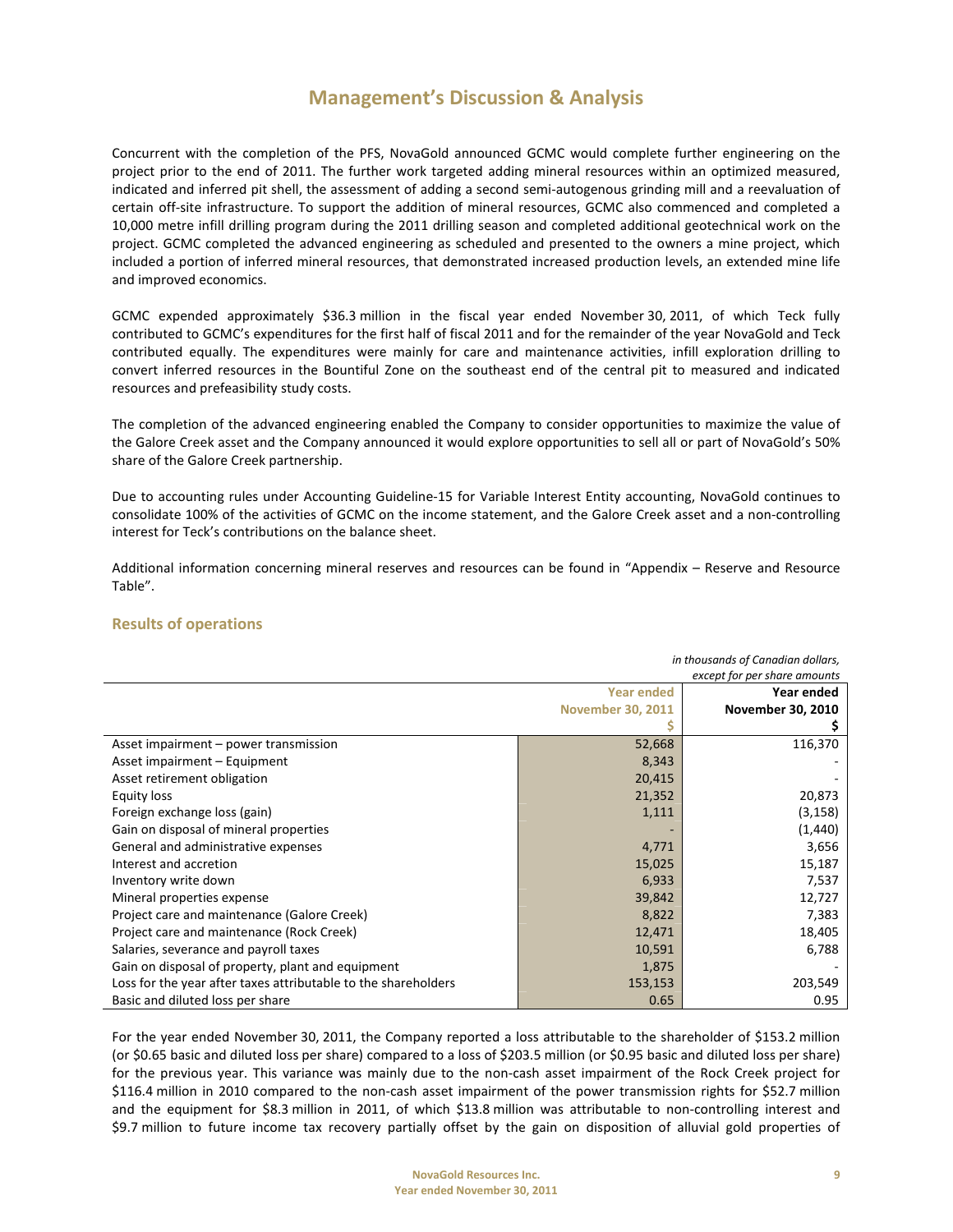# Management's Discussion & Analysis

Concurrent with the completion of the PFS, NovaGold announced GCMC would complete further engineering on the project prior to the end of 2011. The further work targeted adding mineral resources within an optimized measured, indicated and inferred pit shell, the assessment of adding a second semi-autogenous grinding mill and a reevaluation of certain off-site infrastructure. To support the addition of mineral resources, GCMC also commenced and completed a 10,000 metre infill drilling program during the 2011 drilling season and completed additional geotechnical work on the project. GCMC completed the advanced engineering as scheduled and presented to the owners a mine project, which included a portion of inferred mineral resources, that demonstrated increased production levels, an extended mine life and improved economics.

GCMC expended approximately $36.3 million in the fiscal year ended November 30, 2011, of which Teck fully contributed to GCMC's expenditures for the first half of fiscal 2011 and for the remainder of the year NovaGold and Teck contributed equally. The expenditures were mainly for care and maintenance activities, infill exploration drilling to convert inferred resources in the Bountiful Zone on the southeast end of the central pit to measured and indicated resources and prefeasibility study costs.

The completion of the advanced engineering enabled the Company to consider opportunities to maximize the value of the Galore Creek asset and the Company announced it would explore opportunities to sell all or part of NovaGold's 50% share of the Galore Creek partnership.

Due to accounting rules under Accounting Guideline-15 for Variable Interest Entity accounting, NovaGold continues to consolidate 100% of the activities of GCMC on the income statement, and the Galore Creek asset and a non-controlling interest for Teck's contributions on the balance sheet.

Additional information concerning mineral reserves and resources can be found in "Appendix – Reserve and Resource Table".

## Results of operations

*in thousands of Canadian dollars, except for per share amounts*

| | Year ended November 30, 2011 $ | Year ended November 30, 2010 $ |
|---|---|---|
| Asset impairment – power transmission | 52,668 | 116,370 |
| Asset impairment – Equipment | 8,343 | - |
| Asset retirement obligation | 20,415 | - |
| Equity loss | 21,352 | 20,873 |
| Foreign exchange loss (gain) | 1,111 | (3,158) |
| Gain on disposal of mineral properties | - | (1,440) |
| General and administrative expenses | 4,771 | 3,656 |
| Interest and accretion | 15,025 | 15,187 |
| Inventory write down | 6,933 | 7,537 |
| Mineral properties expense | 39,842 | 12,727 |
| Project care and maintenance (Galore Creek) | 8,822 | 7,383 |
| Project care and maintenance (Rock Creek) | 12,471 | 18,405 |
| Salaries, severance and payroll taxes | 10,591 | 6,788 |
| Gain on disposal of property, plant and equipment | 1,875 | - |
| Loss for the year after taxes attributable to the shareholders | 153,153 | 203,549 |
| Basic and diluted loss per share | 0.65 | 0.95 |

For the year ended November 30, 2011, the Company reported a loss attributable to the shareholder of $153.2 million (or $0.65 basic and diluted loss per share) compared to a loss of $203.5 million (or $0.95 basic and diluted loss per share) for the previous year. This variance was mainly due to the non-cash asset impairment of the Rock Creek project for $116.4 million in 2010 compared to the non-cash asset impairment of the power transmission rights for $52.7 million and the equipment for $8.3 million in 2011, of which $13.8 million was attributable to non-controlling interest and $9.7 million to future income tax recovery partially offset by the gain on disposition of alluvial gold properties of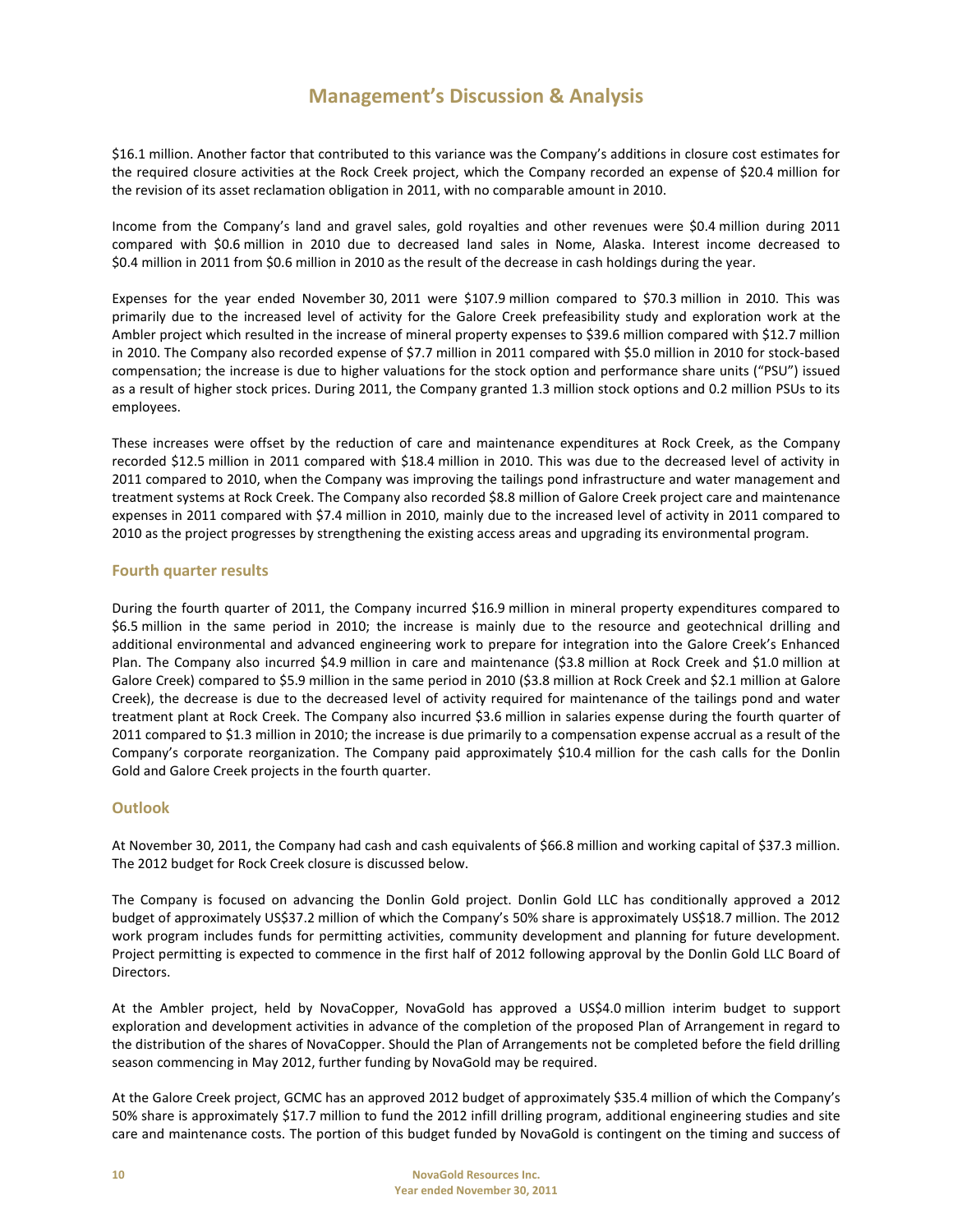$16.1 million. Another factor that contributed to this variance was the Company's additions in closure cost estimates for the required closure activities at the Rock Creek project, which the Company recorded an expense of $20.4 million for the revision of its asset reclamation obligation in 2011, with no comparable amount in 2010.

Income from the Company's land and gravel sales, gold royalties and other revenues were $0.4 million during 2011 compared with $0.6 million in 2010 due to decreased land sales in Nome, Alaska. Interest income decreased to $0.4 million in 2011 from $0.6 million in 2010 as the result of the decrease in cash holdings during the year.

Expenses for the year ended November 30, 2011 were $107.9 million compared to $70.3 million in 2010. This was primarily due to the increased level of activity for the Galore Creek prefeasibility study and exploration work at the Ambler project which resulted in the increase of mineral property expenses to $39.6 million compared with $12.7 million in 2010. The Company also recorded expense of $7.7 million in 2011 compared with $5.0 million in 2010 for stock-based compensation; the increase is due to higher valuations for the stock option and performance share units ("PSU") issued as a result of higher stock prices. During 2011, the Company granted 1.3 million stock options and 0.2 million PSUs to its employees.

These increases were offset by the reduction of care and maintenance expenditures at Rock Creek, as the Company recorded $12.5 million in 2011 compared with $18.4 million in 2010. This was due to the decreased level of activity in 2011 compared to 2010, when the Company was improving the tailings pond infrastructure and water management and treatment systems at Rock Creek. The Company also recorded $8.8 million of Galore Creek project care and maintenance expenses in 2011 compared with $7.4 million in 2010, mainly due to the increased level of activity in 2011 compared to 2010 as the project progresses by strengthening the existing access areas and upgrading its environmental program.

## Fourth quarter results

During the fourth quarter of 2011, the Company incurred $16.9 million in mineral property expenditures compared to $6.5 million in the same period in 2010; the increase is mainly due to the resource and geotechnical drilling and additional environmental and advanced engineering work to prepare for integration into the Galore Creek's Enhanced Plan. The Company also incurred $4.9 million in care and maintenance ($3.8 million at Rock Creek and $1.0 million at Galore Creek) compared to $5.9 million in the same period in 2010 ($3.8 million at Rock Creek and $2.1 million at Galore Creek), the decrease is due to the decreased level of activity required for maintenance of the tailings pond and water treatment plant at Rock Creek. The Company also incurred $3.6 million in salaries expense during the fourth quarter of 2011 compared to $1.3 million in 2010; the increase is due primarily to a compensation expense accrual as a result of the Company's corporate reorganization. The Company paid approximately $10.4 million for the cash calls for the Donlin Gold and Galore Creek projects in the fourth quarter.

## Outlook

At November 30, 2011, the Company had cash and cash equivalents of $66.8 million and working capital of $37.3 million. The 2012 budget for Rock Creek closure is discussed below.

The Company is focused on advancing the Donlin Gold project. Donlin Gold LLC has conditionally approved a 2012 budget of approximately US$37.2 million of which the Company's 50% share is approximately US$18.7 million. The 2012 work program includes funds for permitting activities, community development and planning for future development. Project permitting is expected to commence in the first half of 2012 following approval by the Donlin Gold LLC Board of Directors.

At the Ambler project, held by NovaCopper, NovaGold has approved a US$4.0 million interim budget to support exploration and development activities in advance of the completion of the proposed Plan of Arrangement in regard to the distribution of the shares of NovaCopper. Should the Plan of Arrangements not be completed before the field drilling season commencing in May 2012, further funding by NovaGold may be required.

At the Galore Creek project, GCMC has an approved 2012 budget of approximately $35.4 million of which the Company's 50% share is approximately $17.7 million to fund the 2012 infill drilling program, additional engineering studies and site care and maintenance costs. The portion of this budget funded by NovaGold is contingent on the timing and success of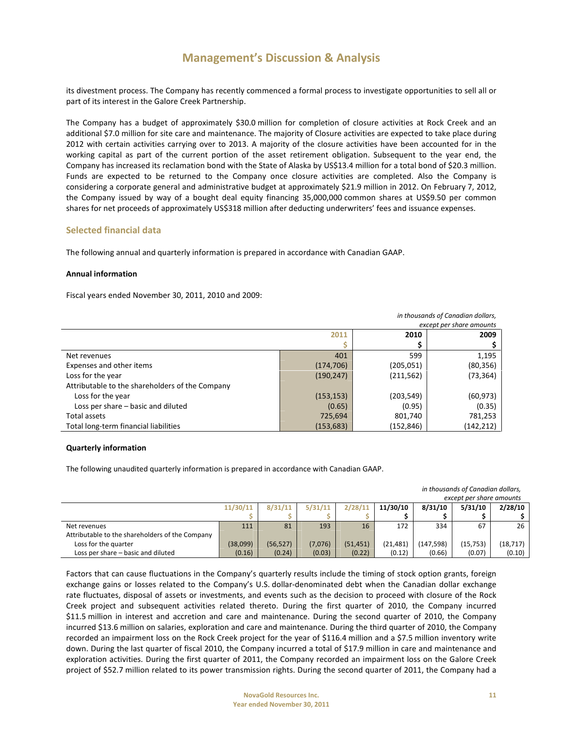# Management's Discussion & Analysis

its divestment process. The Company has recently commenced a formal process to investigate opportunities to sell all or part of its interest in the Galore Creek Partnership.

The Company has a budget of approximately $30.0 million for completion of closure activities at Rock Creek and an additional $7.0 million for site care and maintenance. The majority of Closure activities are expected to take place during 2012 with certain activities carrying over to 2013. A majority of the closure activities have been accounted for in the working capital as part of the current portion of the asset retirement obligation. Subsequent to the year end, the Company has increased its reclamation bond with the State of Alaska by US$13.4 million for a total bond of $20.3 million. Funds are expected to be returned to the Company once closure activities are completed. Also the Company is considering a corporate general and administrative budget at approximately $21.9 million in 2012. On February 7, 2012, the Company issued by way of a bought deal equity financing 35,000,000 common shares at US$9.50 per common shares for net proceeds of approximately US$318 million after deducting underwriters' fees and issuance expenses.

## Selected financial data

The following annual and quarterly information is prepared in accordance with Canadian GAAP.

### Annual information

Fiscal years ended November 30, 2011, 2010 and 2009:

*in thousands of Canadian dollars, except per share amounts*

| | 2011<br>$ | 2010<br>$ | 2009<br>$ |
|---|---|---|---|
| Net revenues | 401 | 599 | 1,195 |
| Expenses and other items | (174,706) | (205,051) | (80,356) |
| Loss for the year | (190,247) | (211,562) | (73,364) |
| Attributable to the shareholders of the Company | | | |
| Loss for the year | (153,153) | (203,549) | (60,973) |
| Loss per share – basic and diluted | (0.65) | (0.95) | (0.35) |
| Total assets | 725,694 | 801,740 | 781,253 |
| Total long-term financial liabilities | (153,683) | (152,846) | (142,212) |

### Quarterly information

The following unaudited quarterly information is prepared in accordance with Canadian GAAP.

*in thousands of Canadian dollars, except per share amounts*

| | 11/30/11<br>$ | 8/31/11<br>$ | 5/31/11<br>$ | 2/28/11<br>$ | 11/30/10<br>$ | 8/31/10<br>$ | 5/31/10<br>$ | 2/28/10<br>$ |
|---|---|---|---|---|---|---|---|---|
| Net revenues | 111 | 81 | 193 | 16 | 172 | 334 | 67 | 26 |
| Attributable to the shareholders of the Company | | | | | | | | |
| Loss for the quarter | (38,099) | (56,527) | (7,076) | (51,451) | (21,481) | (147,598) | (15,753) | (18,717) |
| Loss per share – basic and diluted | (0.16) | (0.24) | (0.03) | (0.22) | (0.12) | (0.66) | (0.07) | (0.10) |

Factors that can cause fluctuations in the Company's quarterly results include the timing of stock option grants, foreign exchange gains or losses related to the Company's U.S. dollar-denominated debt when the Canadian dollar exchange rate fluctuates, disposal of assets or investments, and events such as the decision to proceed with closure of the Rock Creek project and subsequent activities related thereto. During the first quarter of 2010, the Company incurred $11.5 million in interest and accretion and care and maintenance. During the second quarter of 2010, the Company incurred $13.6 million on salaries, exploration and care and maintenance. During the third quarter of 2010, the Company recorded an impairment loss on the Rock Creek project for the year of $116.4 million and a $7.5 million inventory write down. During the last quarter of fiscal 2010, the Company incurred a total of $17.9 million in care and maintenance and exploration activities. During the first quarter of 2011, the Company recorded an impairment loss on the Galore Creek project of $52.7 million related to its power transmission rights. During the second quarter of 2011, the Company had a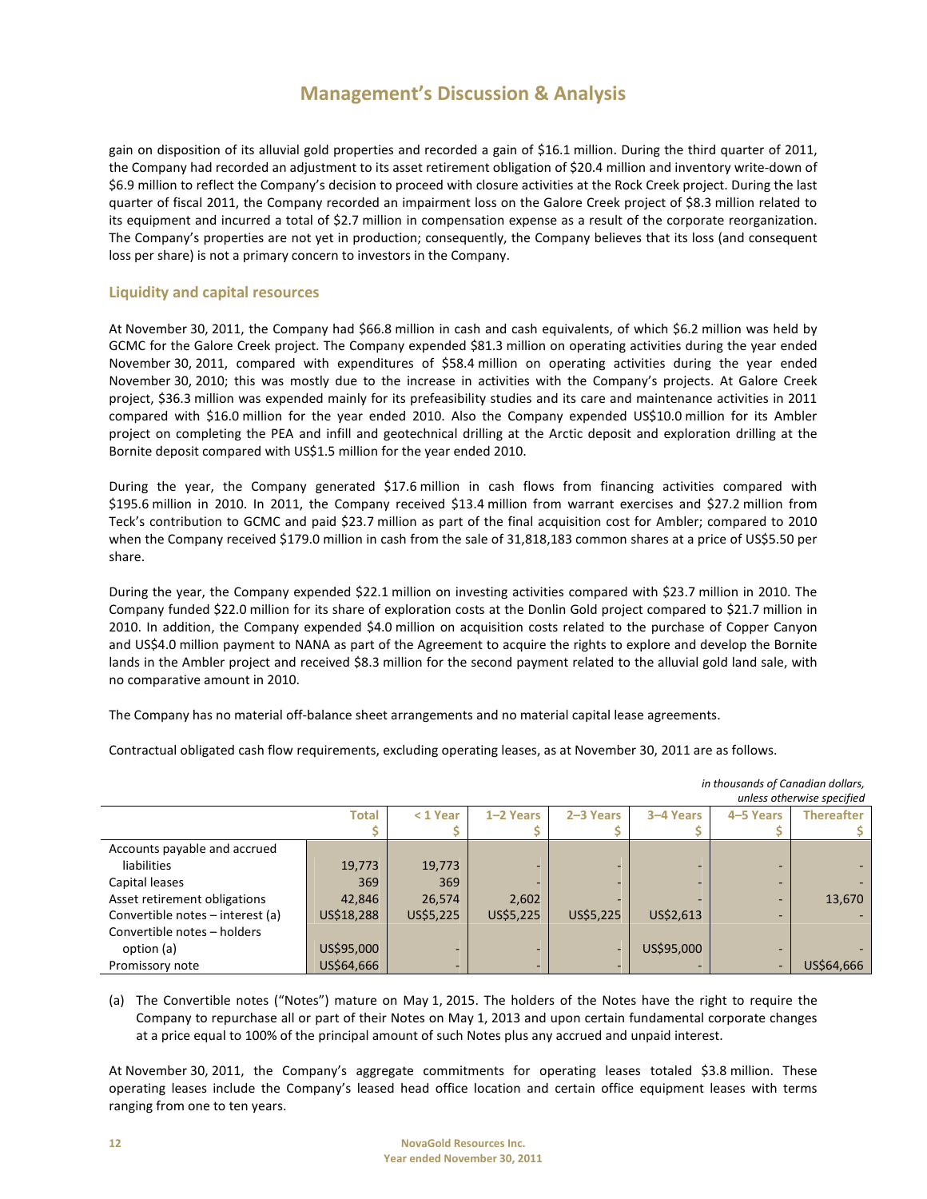gain on disposition of its alluvial gold properties and recorded a gain of $16.1 million. During the third quarter of 2011, the Company had recorded an adjustment to its asset retirement obligation of $20.4 million and inventory write-down of $6.9 million to reflect the Company's decision to proceed with closure activities at the Rock Creek project. During the last quarter of fiscal 2011, the Company recorded an impairment loss on the Galore Creek project of $8.3 million related to its equipment and incurred a total of $2.7 million in compensation expense as a result of the corporate reorganization. The Company's properties are not yet in production; consequently, the Company believes that its loss (and consequent loss per share) is not a primary concern to investors in the Company.

## Liquidity and capital resources

At November 30, 2011, the Company had $66.8 million in cash and cash equivalents, of which $6.2 million was held by GCMC for the Galore Creek project. The Company expended $81.3 million on operating activities during the year ended November 30, 2011, compared with expenditures of $58.4 million on operating activities during the year ended November 30, 2010; this was mostly due to the increase in activities with the Company's projects. At Galore Creek project, $36.3 million was expended mainly for its prefeasibility studies and its care and maintenance activities in 2011 compared with $16.0 million for the year ended 2010. Also the Company expended US$10.0 million for its Ambler project on completing the PEA and infill and geotechnical drilling at the Arctic deposit and exploration drilling at the Bornite deposit compared with US$1.5 million for the year ended 2010.

During the year, the Company generated $17.6 million in cash flows from financing activities compared with $195.6 million in 2010. In 2011, the Company received $13.4 million from warrant exercises and $27.2 million from Teck's contribution to GCMC and paid $23.7 million as part of the final acquisition cost for Ambler; compared to 2010 when the Company received $179.0 million in cash from the sale of 31,818,183 common shares at a price of US$5.50 per share.

During the year, the Company expended $22.1 million on investing activities compared with $23.7 million in 2010. The Company funded $22.0 million for its share of exploration costs at the Donlin Gold project compared to $21.7 million in 2010. In addition, the Company expended $4.0 million on acquisition costs related to the purchase of Copper Canyon and US$4.0 million payment to NANA as part of the Agreement to acquire the rights to explore and develop the Bornite lands in the Ambler project and received $8.3 million for the second payment related to the alluvial gold land sale, with no comparative amount in 2010.

The Company has no material off-balance sheet arrangements and no material capital lease agreements.

Contractual obligated cash flow requirements, excluding operating leases, as at November 30, 2011 are as follows.

*in thousands of Canadian dollars, unless otherwise specified*

| | Total<br>$ | < 1 Year<br>$ | 1–2 Years<br>$ | 2–3 Years<br>$ | 3–4 Years<br>$ | 4–5 Years<br>$ | Thereafter<br>$ |
|---|---|---|---|---|---|---|---|
| Accounts payable and accrued liabilities | 19,773 | 19,773 | - | - | - | - | - |
| Capital leases | 369 | 369 | - | - | - | - | - |
| Asset retirement obligations | 42,846 | 26,574 | 2,602 | - | - | - | 13,670 |
| Convertible notes – interest (a) | US$18,288 | US$5,225 | US$5,225 | US$5,225 | US$2,613 | - | - |
| Convertible notes – holders option (a) | US$95,000 | - | - | - | US$95,000 | - | - |
| Promissory note | US$64,666 | - | - | - | - | - | US$64,666 |

(a) The Convertible notes ("Notes") mature on May 1, 2015. The holders of the Notes have the right to require the Company to repurchase all or part of their Notes on May 1, 2013 and upon certain fundamental corporate changes at a price equal to 100% of the principal amount of such Notes plus any accrued and unpaid interest.

At November 30, 2011, the Company's aggregate commitments for operating leases totaled $3.8 million. These operating leases include the Company's leased head office location and certain office equipment leases with terms ranging from one to ten years.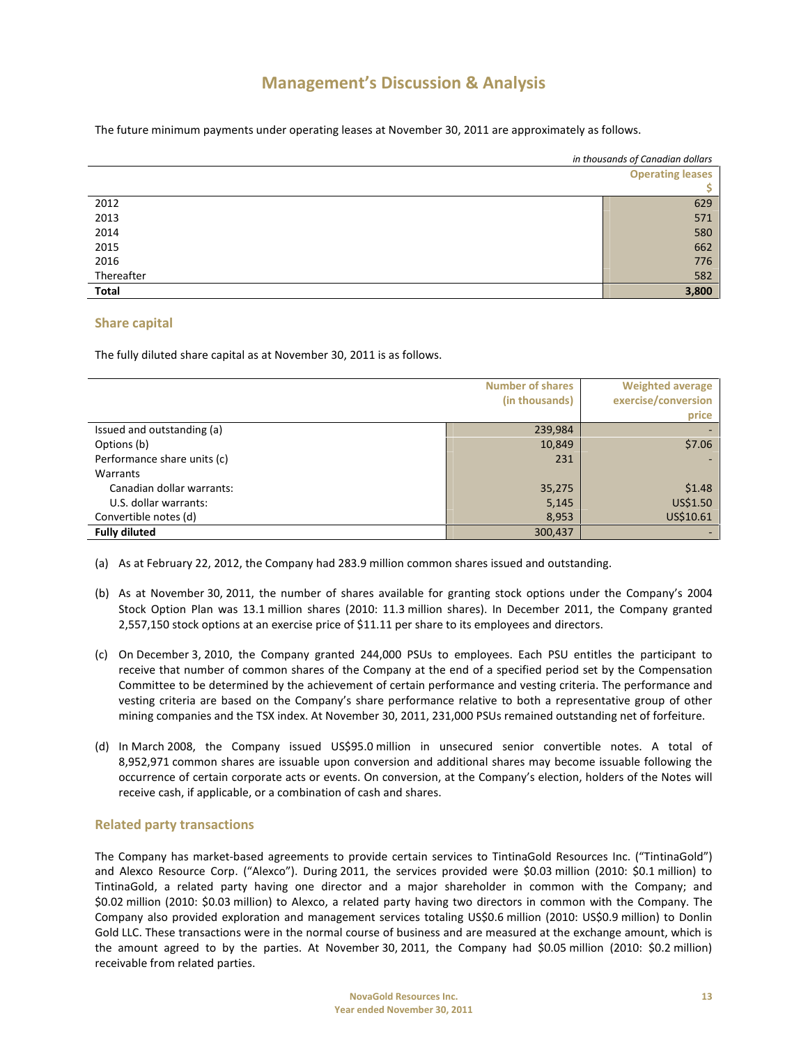# Management's Discussion & Analysis

The future minimum payments under operating leases at November 30, 2011 are approximately as follows.

*in thousands of Canadian dollars*

| | Operating leases |
|---|---|
| | $ |
| 2012 | 629 |
| 2013 | 571 |
| 2014 | 580 |
| 2015 | 662 |
| 2016 | 776 |
| Thereafter | 582 |
| **Total** | **3,800** |

## Share capital

The fully diluted share capital as at November 30, 2011 is as follows.

| | Number of shares (in thousands) | Weighted average exercise/conversion price |
|---|---|---|
| Issued and outstanding (a) | 239,984 | - |
| Options (b) | 10,849 | $7.06 |
| Performance share units (c) | 231 | - |
| Warrants | | |
| Canadian dollar warrants: | 35,275 | $1.48 |
| U.S. dollar warrants: | 5,145 | US$1.50 |
| Convertible notes (d) | 8,953 | US$10.61 |
| **Fully diluted** | 300,437 | - |

(a) As at February 22, 2012, the Company had 283.9 million common shares issued and outstanding.

(b) As at November 30, 2011, the number of shares available for granting stock options under the Company's 2004 Stock Option Plan was 13.1 million shares (2010: 11.3 million shares). In December 2011, the Company granted 2,557,150 stock options at an exercise price of $11.11 per share to its employees and directors.

(c) On December 3, 2010, the Company granted 244,000 PSUs to employees. Each PSU entitles the participant to receive that number of common shares of the Company at the end of a specified period set by the Compensation Committee to be determined by the achievement of certain performance and vesting criteria. The performance and vesting criteria are based on the Company's share performance relative to both a representative group of other mining companies and the TSX index. At November 30, 2011, 231,000 PSUs remained outstanding net of forfeiture.

(d) In March 2008, the Company issued US$95.0 million in unsecured senior convertible notes. A total of 8,952,971 common shares are issuable upon conversion and additional shares may become issuable following the occurrence of certain corporate acts or events. On conversion, at the Company's election, holders of the Notes will receive cash, if applicable, or a combination of cash and shares.

## Related party transactions

The Company has market-based agreements to provide certain services to TintinaGold Resources Inc. ("TintinaGold") and Alexco Resource Corp. ("Alexco"). During 2011, the services provided were $0.03 million (2010: $0.1 million) to TintinaGold, a related party having one director and a major shareholder in common with the Company; and $0.02 million (2010: $0.03 million) to Alexco, a related party having two directors in common with the Company. The Company also provided exploration and management services totaling US$0.6 million (2010: US$0.9 million) to Donlin Gold LLC. These transactions were in the normal course of business and are measured at the exchange amount, which is the amount agreed to by the parties. At November 30, 2011, the Company had $0.05 million (2010: $0.2 million) receivable from related parties.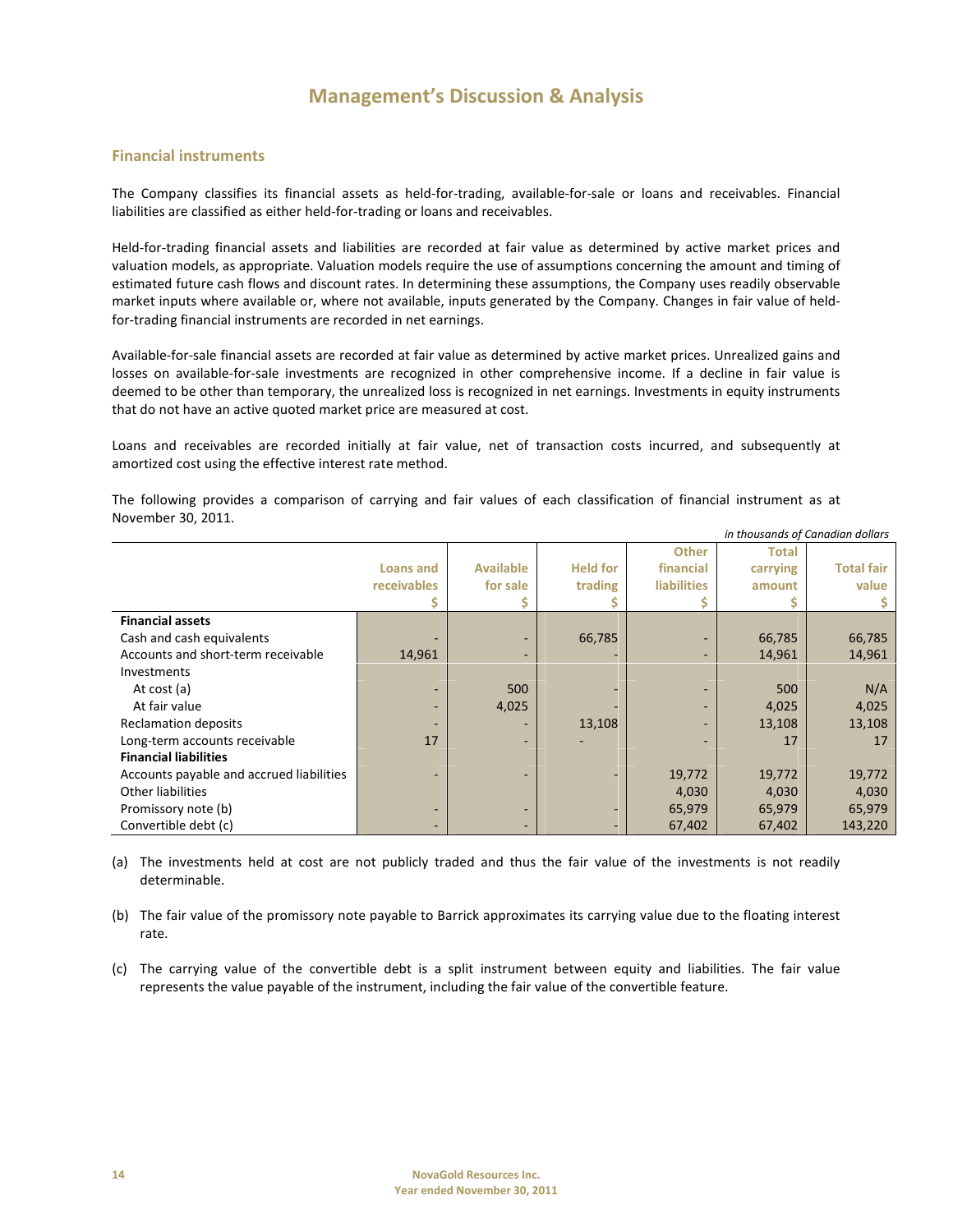# Management's Discussion & Analysis

## Financial instruments

The Company classifies its financial assets as held-for-trading, available-for-sale or loans and receivables. Financial liabilities are classified as either held-for-trading or loans and receivables.

Held-for-trading financial assets and liabilities are recorded at fair value as determined by active market prices and valuation models, as appropriate. Valuation models require the use of assumptions concerning the amount and timing of estimated future cash flows and discount rates. In determining these assumptions, the Company uses readily observable market inputs where available or, where not available, inputs generated by the Company. Changes in fair value of held-for-trading financial instruments are recorded in net earnings.

Available-for-sale financial assets are recorded at fair value as determined by active market prices. Unrealized gains and losses on available-for-sale investments are recognized in other comprehensive income. If a decline in fair value is deemed to be other than temporary, the unrealized loss is recognized in net earnings. Investments in equity instruments that do not have an active quoted market price are measured at cost.

Loans and receivables are recorded initially at fair value, net of transaction costs incurred, and subsequently at amortized cost using the effective interest rate method.

The following provides a comparison of carrying and fair values of each classification of financial instrument as at November 30, 2011.

*in thousands of Canadian dollars*

| | Loans and receivables $ | Available for sale $ | Held for trading $ | Other financial liabilities $ | Total carrying amount $ | Total fair value $ |
|---|---|---|---|---|---|---|
| **Financial assets** | | | | | | |
| Cash and cash equivalents | - | - | 66,785 | - | 66,785 | 66,785 |
| Accounts and short-term receivable | 14,961 | - | - | - | 14,961 | 14,961 |
| Investments | | | | | | |
| At cost (a) | - | 500 | - | - | 500 | N/A |
| At fair value | - | 4,025 | - | - | 4,025 | 4,025 |
| Reclamation deposits | - | - | 13,108 | - | 13,108 | 13,108 |
| Long-term accounts receivable | 17 | - | - | - | 17 | 17 |
| **Financial liabilities** | | | | | | |
| Accounts payable and accrued liabilities | - | - | - | 19,772 | 19,772 | 19,772 |
| Other liabilities | | | | 4,030 | 4,030 | 4,030 |
| Promissory note (b) | - | - | - | 65,979 | 65,979 | 65,979 |
| Convertible debt (c) | - | - | - | 67,402 | 67,402 | 143,220 |

(a) The investments held at cost are not publicly traded and thus the fair value of the investments is not readily determinable.

(b) The fair value of the promissory note payable to Barrick approximates its carrying value due to the floating interest rate.

(c) The carrying value of the convertible debt is a split instrument between equity and liabilities. The fair value represents the value payable of the instrument, including the fair value of the convertible feature.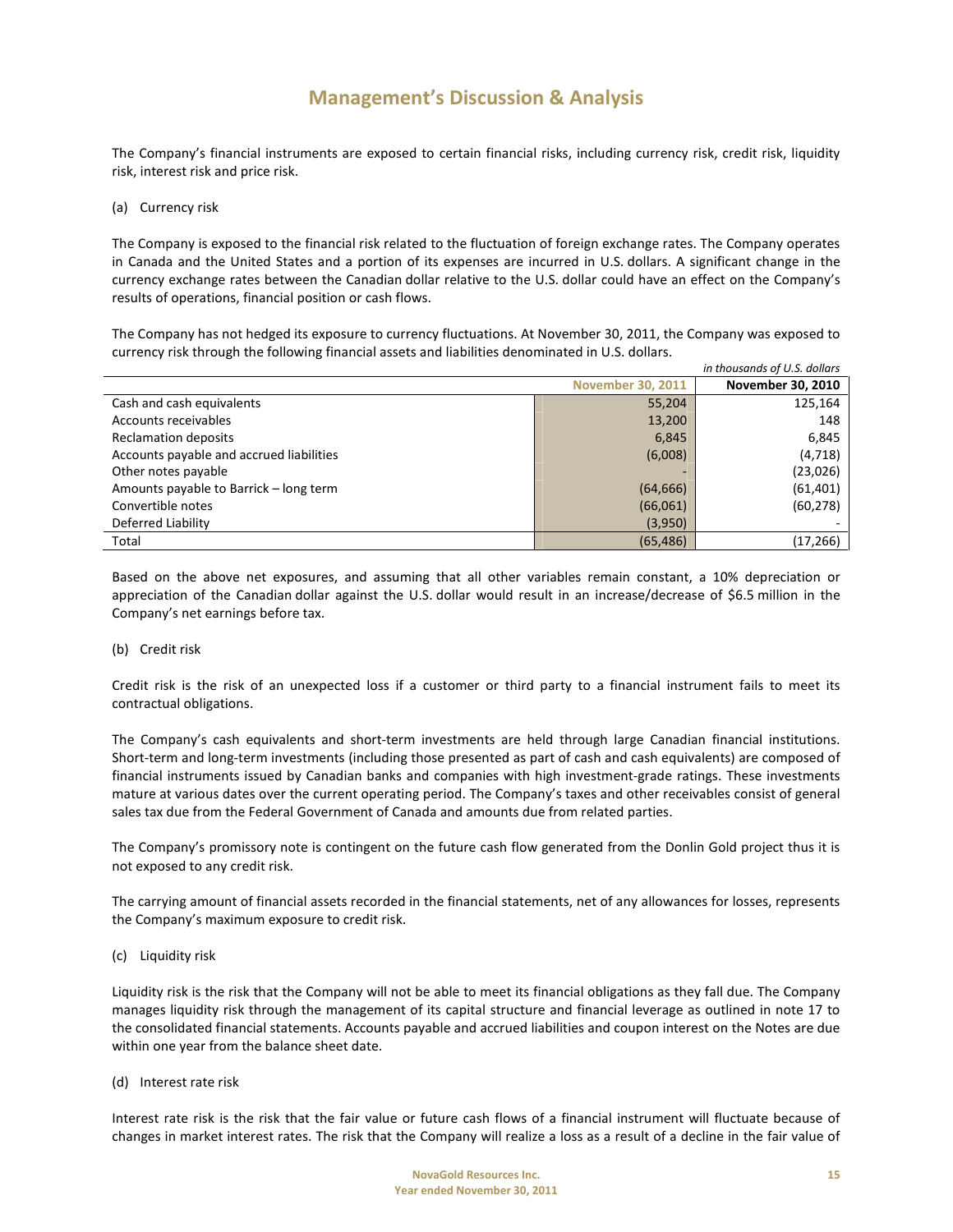# Management's Discussion & Analysis

The Company's financial instruments are exposed to certain financial risks, including currency risk, credit risk, liquidity risk, interest risk and price risk.

(a) Currency risk

The Company is exposed to the financial risk related to the fluctuation of foreign exchange rates. The Company operates in Canada and the United States and a portion of its expenses are incurred in U.S. dollars. A significant change in the currency exchange rates between the Canadian dollar relative to the U.S. dollar could have an effect on the Company's results of operations, financial position or cash flows.

The Company has not hedged its exposure to currency fluctuations. At November 30, 2011, the Company was exposed to currency risk through the following financial assets and liabilities denominated in U.S. dollars.

*in thousands of U.S. dollars*

| | November 30, 2011 | November 30, 2010 |
|---|---|---|
| Cash and cash equivalents | 55,204 | 125,164 |
| Accounts receivables | 13,200 | 148 |
| Reclamation deposits | 6,845 | 6,845 |
| Accounts payable and accrued liabilities | (6,008) | (4,718) |
| Other notes payable | - | (23,026) |
| Amounts payable to Barrick – long term | (64,666) | (61,401) |
| Convertible notes | (66,061) | (60,278) |
| Deferred Liability | (3,950) | - |
| Total | (65,486) | (17,266) |

Based on the above net exposures, and assuming that all other variables remain constant, a 10% depreciation or appreciation of the Canadian dollar against the U.S. dollar would result in an increase/decrease of $6.5 million in the Company's net earnings before tax.

(b) Credit risk

Credit risk is the risk of an unexpected loss if a customer or third party to a financial instrument fails to meet its contractual obligations.

The Company's cash equivalents and short-term investments are held through large Canadian financial institutions. Short-term and long-term investments (including those presented as part of cash and cash equivalents) are composed of financial instruments issued by Canadian banks and companies with high investment-grade ratings. These investments mature at various dates over the current operating period. The Company's taxes and other receivables consist of general sales tax due from the Federal Government of Canada and amounts due from related parties.

The Company's promissory note is contingent on the future cash flow generated from the Donlin Gold project thus it is not exposed to any credit risk.

The carrying amount of financial assets recorded in the financial statements, net of any allowances for losses, represents the Company's maximum exposure to credit risk.

(c) Liquidity risk

Liquidity risk is the risk that the Company will not be able to meet its financial obligations as they fall due. The Company manages liquidity risk through the management of its capital structure and financial leverage as outlined in note 17 to the consolidated financial statements. Accounts payable and accrued liabilities and coupon interest on the Notes are due within one year from the balance sheet date.

(d) Interest rate risk

Interest rate risk is the risk that the fair value or future cash flows of a financial instrument will fluctuate because of changes in market interest rates. The risk that the Company will realize a loss as a result of a decline in the fair value of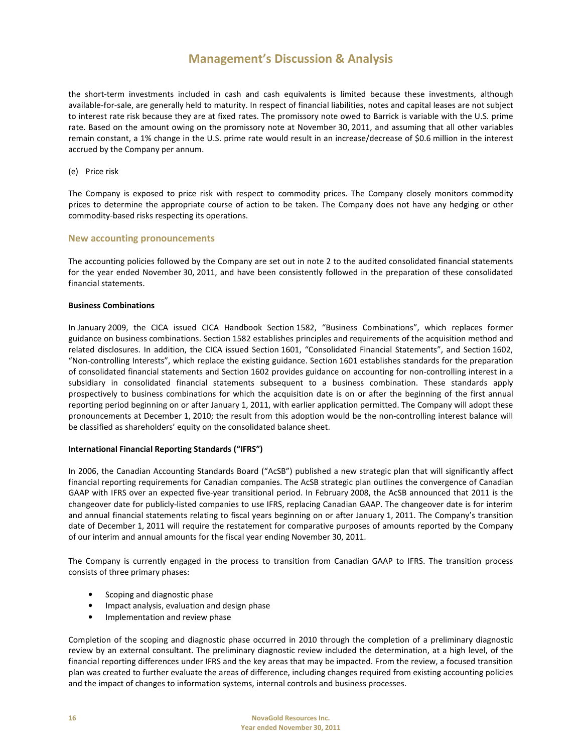the short-term investments included in cash and cash equivalents is limited because these investments, although available-for-sale, are generally held to maturity. In respect of financial liabilities, notes and capital leases are not subject to interest rate risk because they are at fixed rates. The promissory note owed to Barrick is variable with the U.S. prime rate. Based on the amount owing on the promissory note at November 30, 2011, and assuming that all other variables remain constant, a 1% change in the U.S. prime rate would result in an increase/decrease of $0.6 million in the interest accrued by the Company per annum.

(e) Price risk

The Company is exposed to price risk with respect to commodity prices. The Company closely monitors commodity prices to determine the appropriate course of action to be taken. The Company does not have any hedging or other commodity-based risks respecting its operations.

## New accounting pronouncements

The accounting policies followed by the Company are set out in note 2 to the audited consolidated financial statements for the year ended November 30, 2011, and have been consistently followed in the preparation of these consolidated financial statements.

**Business Combinations**

In January 2009, the CICA issued CICA Handbook Section 1582, "Business Combinations", which replaces former guidance on business combinations. Section 1582 establishes principles and requirements of the acquisition method and related disclosures. In addition, the CICA issued Section 1601, "Consolidated Financial Statements", and Section 1602, "Non-controlling Interests", which replace the existing guidance. Section 1601 establishes standards for the preparation of consolidated financial statements and Section 1602 provides guidance on accounting for non-controlling interest in a subsidiary in consolidated financial statements subsequent to a business combination. These standards apply prospectively to business combinations for which the acquisition date is on or after the beginning of the first annual reporting period beginning on or after January 1, 2011, with earlier application permitted. The Company will adopt these pronouncements at December 1, 2010; the result from this adoption would be the non-controlling interest balance will be classified as shareholders' equity on the consolidated balance sheet.

**International Financial Reporting Standards ("IFRS")**

In 2006, the Canadian Accounting Standards Board ("AcSB") published a new strategic plan that will significantly affect financial reporting requirements for Canadian companies. The AcSB strategic plan outlines the convergence of Canadian GAAP with IFRS over an expected five-year transitional period. In February 2008, the AcSB announced that 2011 is the changeover date for publicly-listed companies to use IFRS, replacing Canadian GAAP. The changeover date is for interim and annual financial statements relating to fiscal years beginning on or after January 1, 2011. The Company's transition date of December 1, 2011 will require the restatement for comparative purposes of amounts reported by the Company of our interim and annual amounts for the fiscal year ending November 30, 2011.

The Company is currently engaged in the process to transition from Canadian GAAP to IFRS. The transition process consists of three primary phases:

- Scoping and diagnostic phase
- Impact analysis, evaluation and design phase
- Implementation and review phase

Completion of the scoping and diagnostic phase occurred in 2010 through the completion of a preliminary diagnostic review by an external consultant. The preliminary diagnostic review included the determination, at a high level, of the financial reporting differences under IFRS and the key areas that may be impacted. From the review, a focused transition plan was created to further evaluate the areas of difference, including changes required from existing accounting policies and the impact of changes to information systems, internal controls and business processes.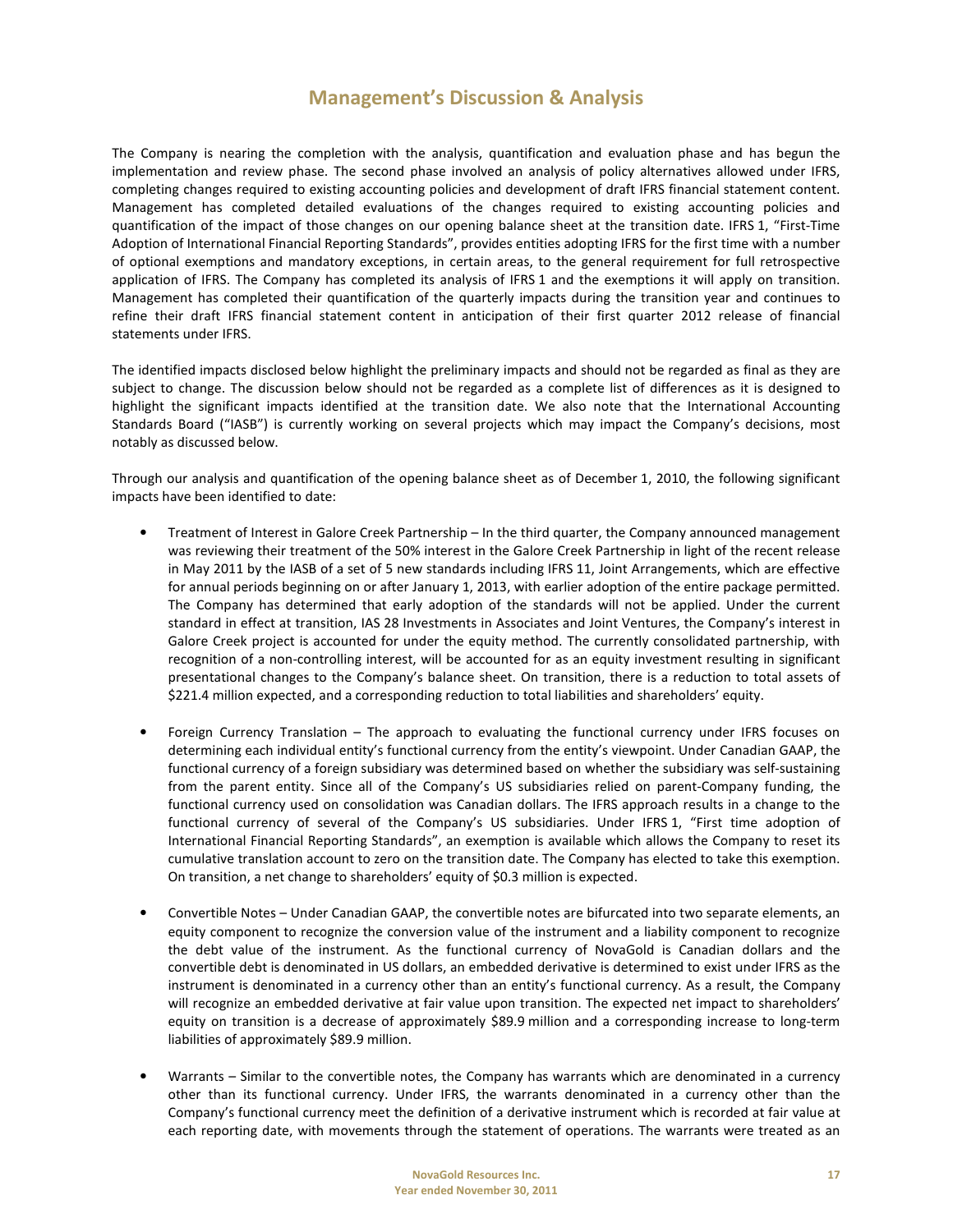# Management's Discussion & Analysis

The Company is nearing the completion with the analysis, quantification and evaluation phase and has begun the implementation and review phase. The second phase involved an analysis of policy alternatives allowed under IFRS, completing changes required to existing accounting policies and development of draft IFRS financial statement content. Management has completed detailed evaluations of the changes required to existing accounting policies and quantification of the impact of those changes on our opening balance sheet at the transition date. IFRS 1, "First-Time Adoption of International Financial Reporting Standards", provides entities adopting IFRS for the first time with a number of optional exemptions and mandatory exceptions, in certain areas, to the general requirement for full retrospective application of IFRS. The Company has completed its analysis of IFRS 1 and the exemptions it will apply on transition. Management has completed their quantification of the quarterly impacts during the transition year and continues to refine their draft IFRS financial statement content in anticipation of their first quarter 2012 release of financial statements under IFRS.

The identified impacts disclosed below highlight the preliminary impacts and should not be regarded as final as they are subject to change. The discussion below should not be regarded as a complete list of differences as it is designed to highlight the significant impacts identified at the transition date. We also note that the International Accounting Standards Board ("IASB") is currently working on several projects which may impact the Company's decisions, most notably as discussed below.

Through our analysis and quantification of the opening balance sheet as of December 1, 2010, the following significant impacts have been identified to date:

- Treatment of Interest in Galore Creek Partnership – In the third quarter, the Company announced management was reviewing their treatment of the 50% interest in the Galore Creek Partnership in light of the recent release in May 2011 by the IASB of a set of 5 new standards including IFRS 11, Joint Arrangements, which are effective for annual periods beginning on or after January 1, 2013, with earlier adoption of the entire package permitted. The Company has determined that early adoption of the standards will not be applied. Under the current standard in effect at transition, IAS 28 Investments in Associates and Joint Ventures, the Company's interest in Galore Creek project is accounted for under the equity method. The currently consolidated partnership, with recognition of a non-controlling interest, will be accounted for as an equity investment resulting in significant presentational changes to the Company's balance sheet. On transition, there is a reduction to total assets of \$221.4 million expected, and a corresponding reduction to total liabilities and shareholders' equity.

- Foreign Currency Translation – The approach to evaluating the functional currency under IFRS focuses on determining each individual entity's functional currency from the entity's viewpoint. Under Canadian GAAP, the functional currency of a foreign subsidiary was determined based on whether the subsidiary was self-sustaining from the parent entity. Since all of the Company's US subsidiaries relied on parent-Company funding, the functional currency used on consolidation was Canadian dollars. The IFRS approach results in a change to the functional currency of several of the Company's US subsidiaries. Under IFRS 1, "First time adoption of International Financial Reporting Standards", an exemption is available which allows the Company to reset its cumulative translation account to zero on the transition date. The Company has elected to take this exemption. On transition, a net change to shareholders' equity of \$0.3 million is expected.

- Convertible Notes – Under Canadian GAAP, the convertible notes are bifurcated into two separate elements, an equity component to recognize the conversion value of the instrument and a liability component to recognize the debt value of the instrument. As the functional currency of NovaGold is Canadian dollars and the convertible debt is denominated in US dollars, an embedded derivative is determined to exist under IFRS as the instrument is denominated in a currency other than an entity's functional currency. As a result, the Company will recognize an embedded derivative at fair value upon transition. The expected net impact to shareholders' equity on transition is a decrease of approximately \$89.9 million and a corresponding increase to long-term liabilities of approximately \$89.9 million.

- Warrants – Similar to the convertible notes, the Company has warrants which are denominated in a currency other than its functional currency. Under IFRS, the warrants denominated in a currency other than the Company's functional currency meet the definition of a derivative instrument which is recorded at fair value at each reporting date, with movements through the statement of operations. The warrants were treated as an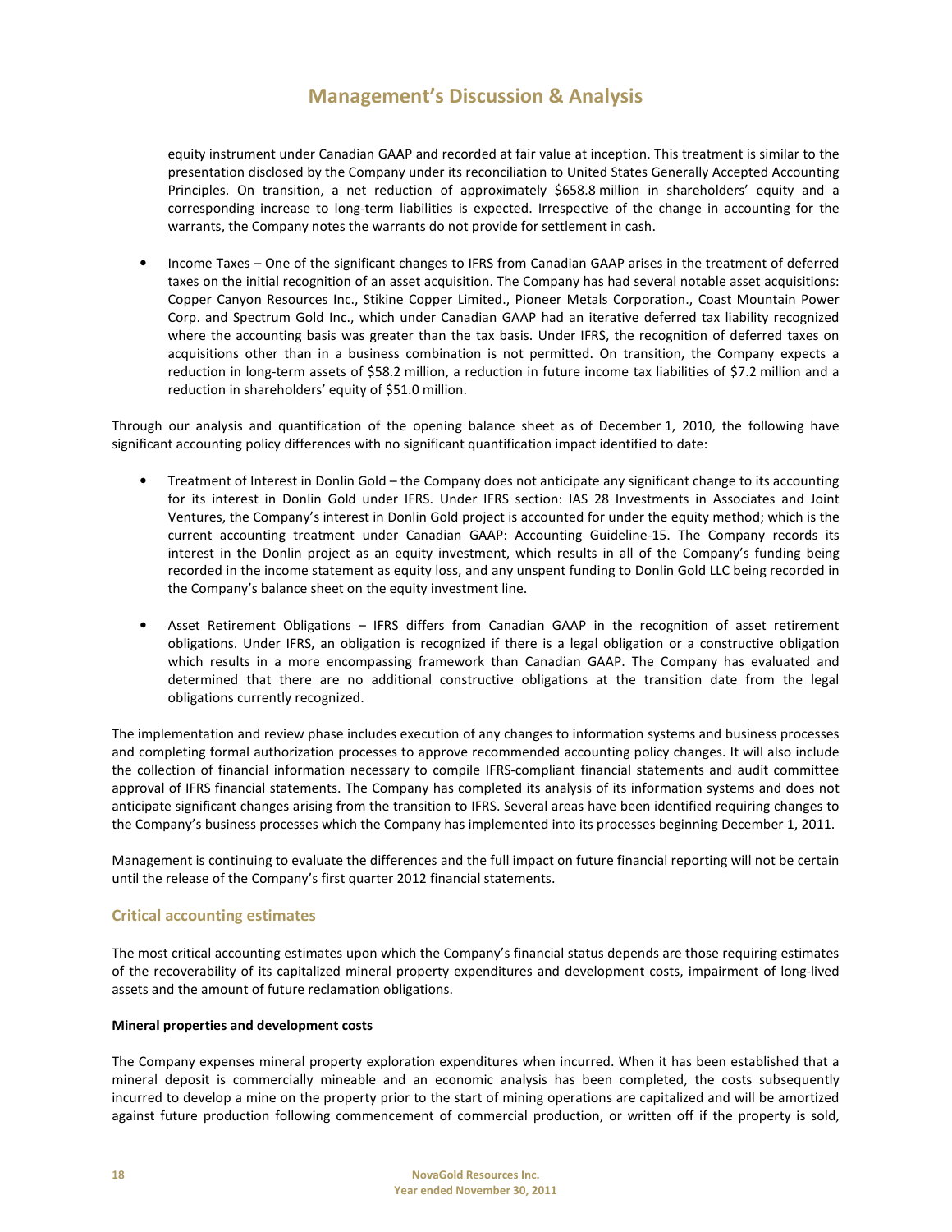equity instrument under Canadian GAAP and recorded at fair value at inception. This treatment is similar to the presentation disclosed by the Company under its reconciliation to United States Generally Accepted Accounting Principles. On transition, a net reduction of approximately $658.8 million in shareholders' equity and a corresponding increase to long-term liabilities is expected. Irrespective of the change in accounting for the warrants, the Company notes the warrants do not provide for settlement in cash.

- Income Taxes – One of the significant changes to IFRS from Canadian GAAP arises in the treatment of deferred taxes on the initial recognition of an asset acquisition. The Company has had several notable asset acquisitions: Copper Canyon Resources Inc., Stikine Copper Limited., Pioneer Metals Corporation., Coast Mountain Power Corp. and Spectrum Gold Inc., which under Canadian GAAP had an iterative deferred tax liability recognized where the accounting basis was greater than the tax basis. Under IFRS, the recognition of deferred taxes on acquisitions other than in a business combination is not permitted. On transition, the Company expects a reduction in long-term assets of $58.2 million, a reduction in future income tax liabilities of $7.2 million and a reduction in shareholders' equity of $51.0 million.

Through our analysis and quantification of the opening balance sheet as of December 1, 2010, the following have significant accounting policy differences with no significant quantification impact identified to date:

- Treatment of Interest in Donlin Gold – the Company does not anticipate any significant change to its accounting for its interest in Donlin Gold under IFRS. Under IFRS section: IAS 28 Investments in Associates and Joint Ventures, the Company's interest in Donlin Gold project is accounted for under the equity method; which is the current accounting treatment under Canadian GAAP: Accounting Guideline-15. The Company records its interest in the Donlin project as an equity investment, which results in all of the Company's funding being recorded in the income statement as equity loss, and any unspent funding to Donlin Gold LLC being recorded in the Company's balance sheet on the equity investment line.

- Asset Retirement Obligations – IFRS differs from Canadian GAAP in the recognition of asset retirement obligations. Under IFRS, an obligation is recognized if there is a legal obligation or a constructive obligation which results in a more encompassing framework than Canadian GAAP. The Company has evaluated and determined that there are no additional constructive obligations at the transition date from the legal obligations currently recognized.

The implementation and review phase includes execution of any changes to information systems and business processes and completing formal authorization processes to approve recommended accounting policy changes. It will also include the collection of financial information necessary to compile IFRS-compliant financial statements and audit committee approval of IFRS financial statements. The Company has completed its analysis of its information systems and does not anticipate significant changes arising from the transition to IFRS. Several areas have been identified requiring changes to the Company's business processes which the Company has implemented into its processes beginning December 1, 2011.

Management is continuing to evaluate the differences and the full impact on future financial reporting will not be certain until the release of the Company's first quarter 2012 financial statements.

## Critical accounting estimates

The most critical accounting estimates upon which the Company's financial status depends are those requiring estimates of the recoverability of its capitalized mineral property expenditures and development costs, impairment of long-lived assets and the amount of future reclamation obligations.

**Mineral properties and development costs**

The Company expenses mineral property exploration expenditures when incurred. When it has been established that a mineral deposit is commercially mineable and an economic analysis has been completed, the costs subsequently incurred to develop a mine on the property prior to the start of mining operations are capitalized and will be amortized against future production following commencement of commercial production, or written off if the property is sold,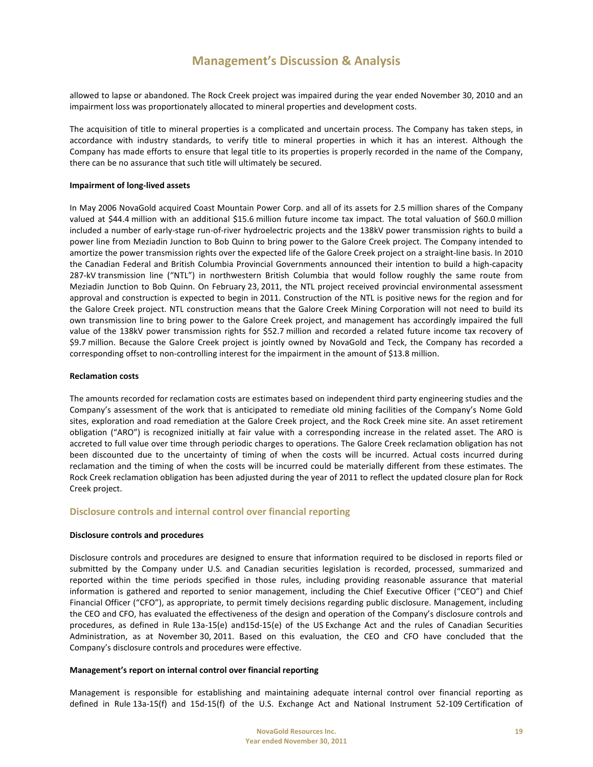allowed to lapse or abandoned. The Rock Creek project was impaired during the year ended November 30, 2010 and an impairment loss was proportionately allocated to mineral properties and development costs.

The acquisition of title to mineral properties is a complicated and uncertain process. The Company has taken steps, in accordance with industry standards, to verify title to mineral properties in which it has an interest. Although the Company has made efforts to ensure that legal title to its properties is properly recorded in the name of the Company, there can be no assurance that such title will ultimately be secured.

**Impairment of long-lived assets**

In May 2006 NovaGold acquired Coast Mountain Power Corp. and all of its assets for 2.5 million shares of the Company valued at $44.4 million with an additional $15.6 million future income tax impact. The total valuation of $60.0 million included a number of early-stage run-of-river hydroelectric projects and the 138kV power transmission rights to build a power line from Meziadin Junction to Bob Quinn to bring power to the Galore Creek project. The Company intended to amortize the power transmission rights over the expected life of the Galore Creek project on a straight-line basis. In 2010 the Canadian Federal and British Columbia Provincial Governments announced their intention to build a high-capacity 287-kV transmission line ("NTL") in northwestern British Columbia that would follow roughly the same route from Meziadin Junction to Bob Quinn. On February 23, 2011, the NTL project received provincial environmental assessment approval and construction is expected to begin in 2011. Construction of the NTL is positive news for the region and for the Galore Creek project. NTL construction means that the Galore Creek Mining Corporation will not need to build its own transmission line to bring power to the Galore Creek project, and management has accordingly impaired the full value of the 138kV power transmission rights for $52.7 million and recorded a related future income tax recovery of $9.7 million. Because the Galore Creek project is jointly owned by NovaGold and Teck, the Company has recorded a corresponding offset to non-controlling interest for the impairment in the amount of $13.8 million.

**Reclamation costs**

The amounts recorded for reclamation costs are estimates based on independent third party engineering studies and the Company's assessment of the work that is anticipated to remediate old mining facilities of the Company's Nome Gold sites, exploration and road remediation at the Galore Creek project, and the Rock Creek mine site. An asset retirement obligation ("ARO") is recognized initially at fair value with a corresponding increase in the related asset. The ARO is accreted to full value over time through periodic charges to operations. The Galore Creek reclamation obligation has not been discounted due to the uncertainty of timing of when the costs will be incurred. Actual costs incurred during reclamation and the timing of when the costs will be incurred could be materially different from these estimates. The Rock Creek reclamation obligation has been adjusted during the year of 2011 to reflect the updated closure plan for Rock Creek project.

## Disclosure controls and internal control over financial reporting

**Disclosure controls and procedures**

Disclosure controls and procedures are designed to ensure that information required to be disclosed in reports filed or submitted by the Company under U.S. and Canadian securities legislation is recorded, processed, summarized and reported within the time periods specified in those rules, including providing reasonable assurance that material information is gathered and reported to senior management, including the Chief Executive Officer ("CEO") and Chief Financial Officer ("CFO"), as appropriate, to permit timely decisions regarding public disclosure. Management, including the CEO and CFO, has evaluated the effectiveness of the design and operation of the Company's disclosure controls and procedures, as defined in Rule 13a-15(e) and15d-15(e) of the US Exchange Act and the rules of Canadian Securities Administration, as at November 30, 2011. Based on this evaluation, the CEO and CFO have concluded that the Company's disclosure controls and procedures were effective.

**Management's report on internal control over financial reporting**

Management is responsible for establishing and maintaining adequate internal control over financial reporting as defined in Rule 13a-15(f) and 15d-15(f) of the U.S. Exchange Act and National Instrument 52-109 Certification of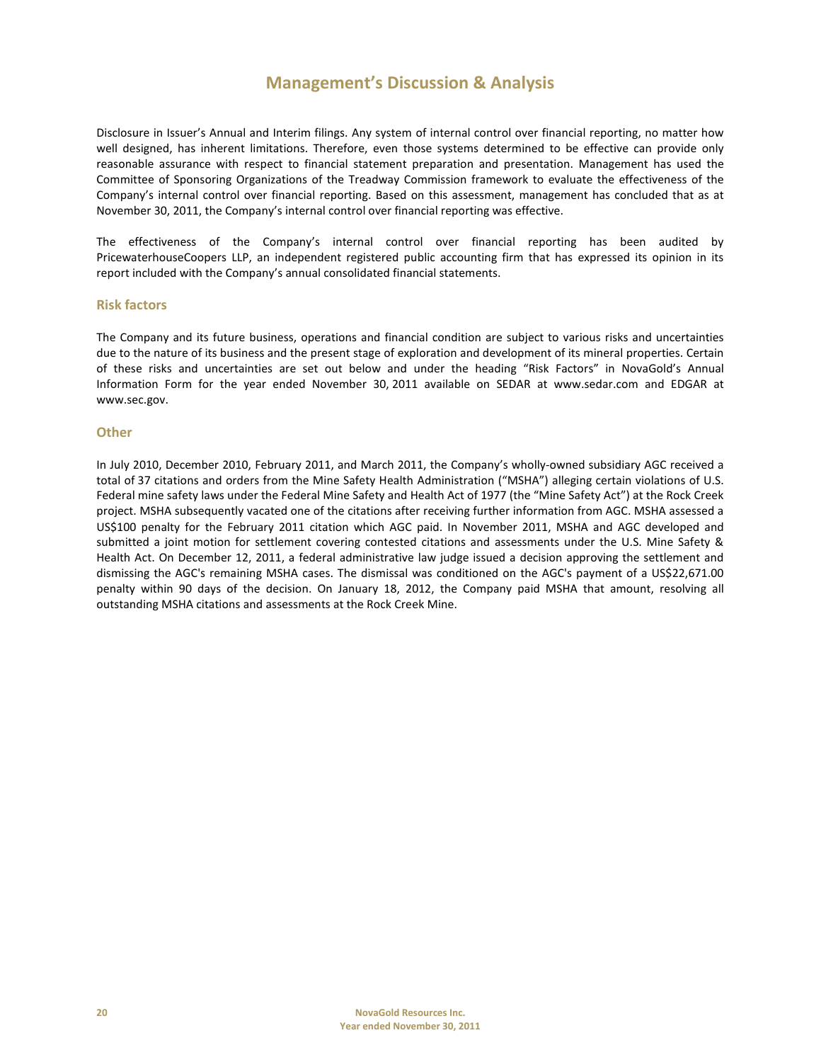Disclosure in Issuer's Annual and Interim filings. Any system of internal control over financial reporting, no matter how well designed, has inherent limitations. Therefore, even those systems determined to be effective can provide only reasonable assurance with respect to financial statement preparation and presentation. Management has used the Committee of Sponsoring Organizations of the Treadway Commission framework to evaluate the effectiveness of the Company's internal control over financial reporting. Based on this assessment, management has concluded that as at November 30, 2011, the Company's internal control over financial reporting was effective.

The effectiveness of the Company's internal control over financial reporting has been audited by PricewaterhouseCoopers LLP, an independent registered public accounting firm that has expressed its opinion in its report included with the Company's annual consolidated financial statements.

## Risk factors

The Company and its future business, operations and financial condition are subject to various risks and uncertainties due to the nature of its business and the present stage of exploration and development of its mineral properties. Certain of these risks and uncertainties are set out below and under the heading "Risk Factors" in NovaGold's Annual Information Form for the year ended November 30, 2011 available on SEDAR at www.sedar.com and EDGAR at www.sec.gov.

## Other

In July 2010, December 2010, February 2011, and March 2011, the Company's wholly-owned subsidiary AGC received a total of 37 citations and orders from the Mine Safety Health Administration ("MSHA") alleging certain violations of U.S. Federal mine safety laws under the Federal Mine Safety and Health Act of 1977 (the "Mine Safety Act") at the Rock Creek project. MSHA subsequently vacated one of the citations after receiving further information from AGC. MSHA assessed a US$100 penalty for the February 2011 citation which AGC paid. In November 2011, MSHA and AGC developed and submitted a joint motion for settlement covering contested citations and assessments under the U.S. Mine Safety & Health Act. On December 12, 2011, a federal administrative law judge issued a decision approving the settlement and dismissing the AGC's remaining MSHA cases. The dismissal was conditioned on the AGC's payment of a US$22,671.00 penalty within 90 days of the decision. On January 18, 2012, the Company paid MSHA that amount, resolving all outstanding MSHA citations and assessments at the Rock Creek Mine.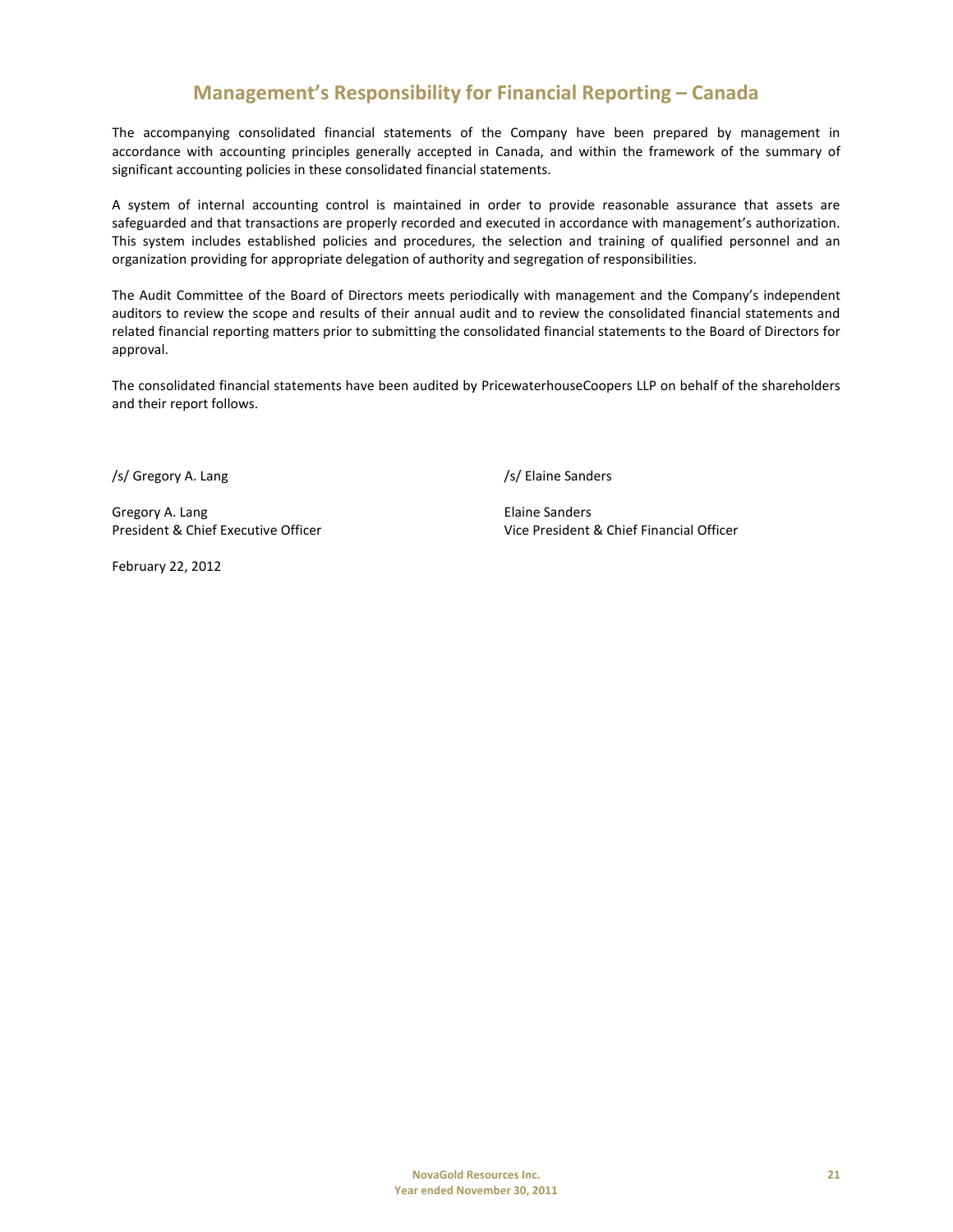# Management's Responsibility for Financial Reporting – Canada

The accompanying consolidated financial statements of the Company have been prepared by management in accordance with accounting principles generally accepted in Canada, and within the framework of the summary of significant accounting policies in these consolidated financial statements.

A system of internal accounting control is maintained in order to provide reasonable assurance that assets are safeguarded and that transactions are properly recorded and executed in accordance with management's authorization. This system includes established policies and procedures, the selection and training of qualified personnel and an organization providing for appropriate delegation of authority and segregation of responsibilities.

The Audit Committee of the Board of Directors meets periodically with management and the Company's independent auditors to review the scope and results of their annual audit and to review the consolidated financial statements and related financial reporting matters prior to submitting the consolidated financial statements to the Board of Directors for approval.

The consolidated financial statements have been audited by PricewaterhouseCoopers LLP on behalf of the shareholders and their report follows.

/s/ Gregory A. Lang

Gregory A. Lang
President & Chief Executive Officer

/s/ Elaine Sanders

Elaine Sanders
Vice President & Chief Financial Officer

February 22, 2012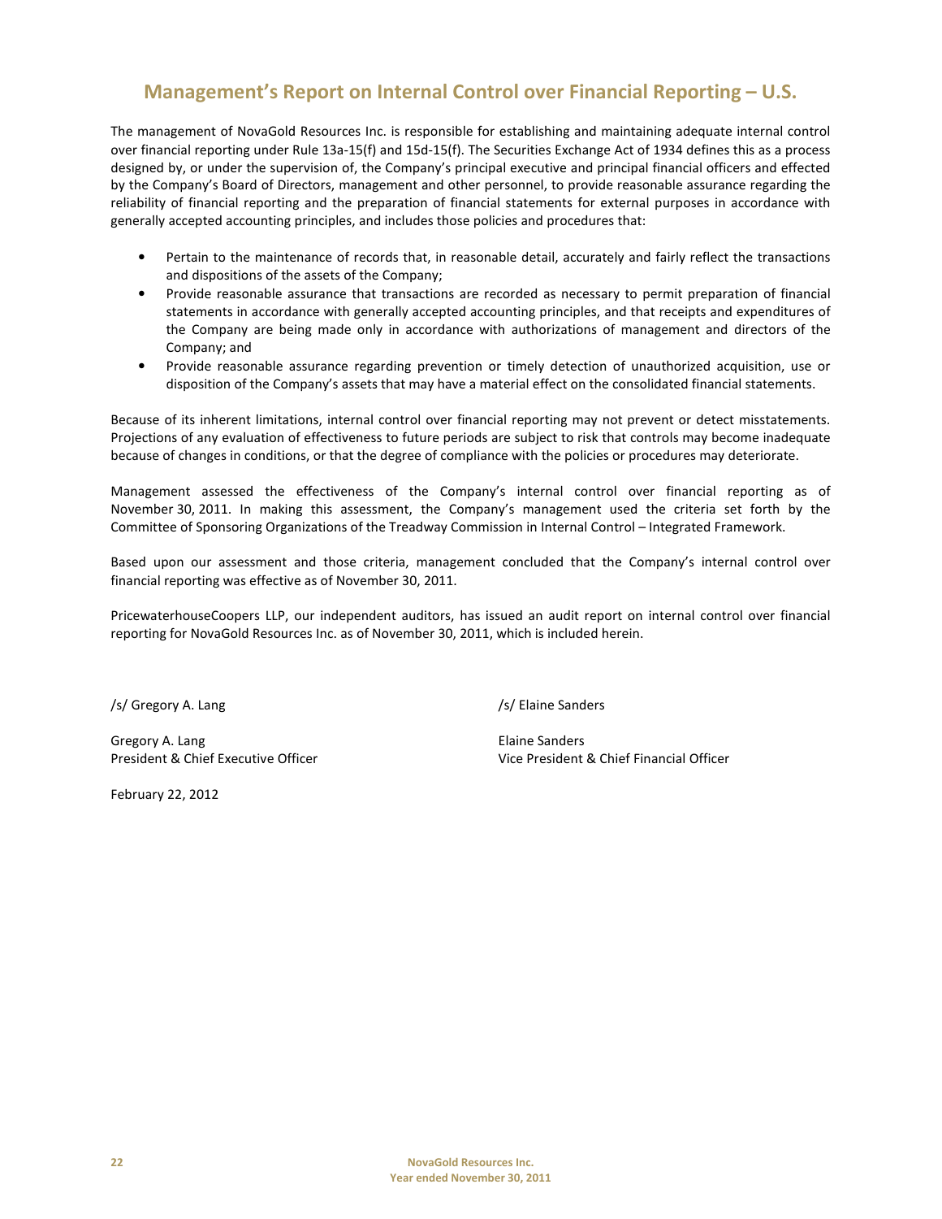# Management's Report on Internal Control over Financial Reporting – U.S.

The management of NovaGold Resources Inc. is responsible for establishing and maintaining adequate internal control over financial reporting under Rule 13a-15(f) and 15d-15(f). The Securities Exchange Act of 1934 defines this as a process designed by, or under the supervision of, the Company's principal executive and principal financial officers and effected by the Company's Board of Directors, management and other personnel, to provide reasonable assurance regarding the reliability of financial reporting and the preparation of financial statements for external purposes in accordance with generally accepted accounting principles, and includes those policies and procedures that:

- Pertain to the maintenance of records that, in reasonable detail, accurately and fairly reflect the transactions and dispositions of the assets of the Company;
- Provide reasonable assurance that transactions are recorded as necessary to permit preparation of financial statements in accordance with generally accepted accounting principles, and that receipts and expenditures of the Company are being made only in accordance with authorizations of management and directors of the Company; and
- Provide reasonable assurance regarding prevention or timely detection of unauthorized acquisition, use or disposition of the Company's assets that may have a material effect on the consolidated financial statements.

Because of its inherent limitations, internal control over financial reporting may not prevent or detect misstatements. Projections of any evaluation of effectiveness to future periods are subject to risk that controls may become inadequate because of changes in conditions, or that the degree of compliance with the policies or procedures may deteriorate.

Management assessed the effectiveness of the Company's internal control over financial reporting as of November 30, 2011. In making this assessment, the Company's management used the criteria set forth by the Committee of Sponsoring Organizations of the Treadway Commission in Internal Control – Integrated Framework.

Based upon our assessment and those criteria, management concluded that the Company's internal control over financial reporting was effective as of November 30, 2011.

PricewaterhouseCoopers LLP, our independent auditors, has issued an audit report on internal control over financial reporting for NovaGold Resources Inc. as of November 30, 2011, which is included herein.

/s/ Gregory A. Lang

Gregory A. Lang
President & Chief Executive Officer

/s/ Elaine Sanders

Elaine Sanders
Vice President & Chief Financial Officer

February 22, 2012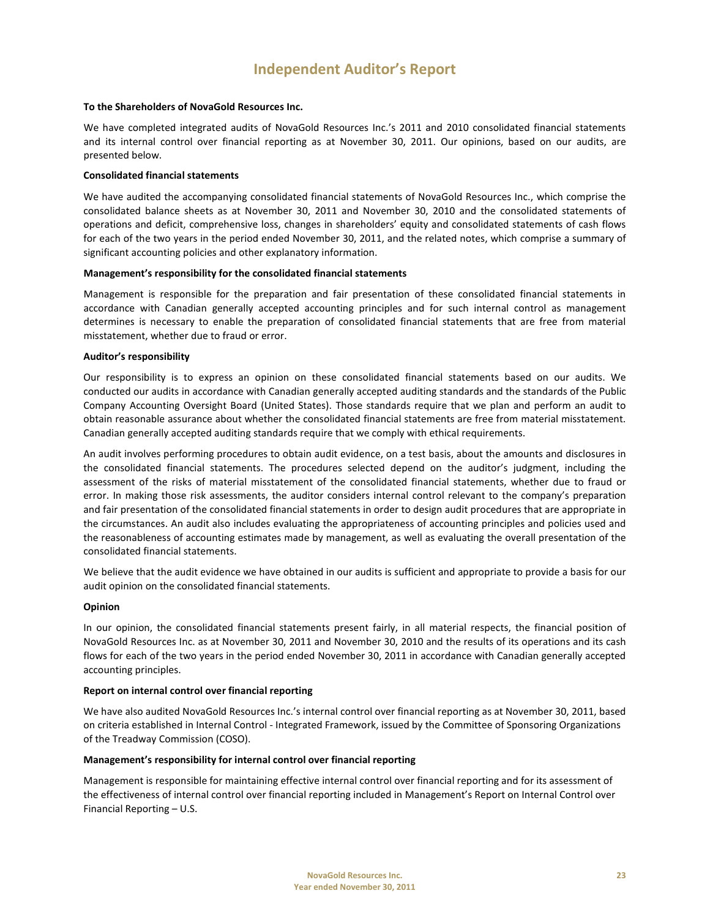# Independent Auditor's Report

**To the Shareholders of NovaGold Resources Inc.**

We have completed integrated audits of NovaGold Resources Inc.'s 2011 and 2010 consolidated financial statements and its internal control over financial reporting as at November 30, 2011. Our opinions, based on our audits, are presented below.

**Consolidated financial statements**

We have audited the accompanying consolidated financial statements of NovaGold Resources Inc., which comprise the consolidated balance sheets as at November 30, 2011 and November 30, 2010 and the consolidated statements of operations and deficit, comprehensive loss, changes in shareholders' equity and consolidated statements of cash flows for each of the two years in the period ended November 30, 2011, and the related notes, which comprise a summary of significant accounting policies and other explanatory information.

**Management's responsibility for the consolidated financial statements**

Management is responsible for the preparation and fair presentation of these consolidated financial statements in accordance with Canadian generally accepted accounting principles and for such internal control as management determines is necessary to enable the preparation of consolidated financial statements that are free from material misstatement, whether due to fraud or error.

**Auditor's responsibility**

Our responsibility is to express an opinion on these consolidated financial statements based on our audits. We conducted our audits in accordance with Canadian generally accepted auditing standards and the standards of the Public Company Accounting Oversight Board (United States). Those standards require that we plan and perform an audit to obtain reasonable assurance about whether the consolidated financial statements are free from material misstatement. Canadian generally accepted auditing standards require that we comply with ethical requirements.

An audit involves performing procedures to obtain audit evidence, on a test basis, about the amounts and disclosures in the consolidated financial statements. The procedures selected depend on the auditor's judgment, including the assessment of the risks of material misstatement of the consolidated financial statements, whether due to fraud or error. In making those risk assessments, the auditor considers internal control relevant to the company's preparation and fair presentation of the consolidated financial statements in order to design audit procedures that are appropriate in the circumstances. An audit also includes evaluating the appropriateness of accounting principles and policies used and the reasonableness of accounting estimates made by management, as well as evaluating the overall presentation of the consolidated financial statements.

We believe that the audit evidence we have obtained in our audits is sufficient and appropriate to provide a basis for our audit opinion on the consolidated financial statements.

**Opinion**

In our opinion, the consolidated financial statements present fairly, in all material respects, the financial position of NovaGold Resources Inc. as at November 30, 2011 and November 30, 2010 and the results of its operations and its cash flows for each of the two years in the period ended November 30, 2011 in accordance with Canadian generally accepted accounting principles.

**Report on internal control over financial reporting**

We have also audited NovaGold Resources Inc.'s internal control over financial reporting as at November 30, 2011, based on criteria established in Internal Control - Integrated Framework, issued by the Committee of Sponsoring Organizations of the Treadway Commission (COSO).

**Management's responsibility for internal control over financial reporting**

Management is responsible for maintaining effective internal control over financial reporting and for its assessment of the effectiveness of internal control over financial reporting included in Management's Report on Internal Control over Financial Reporting – U.S.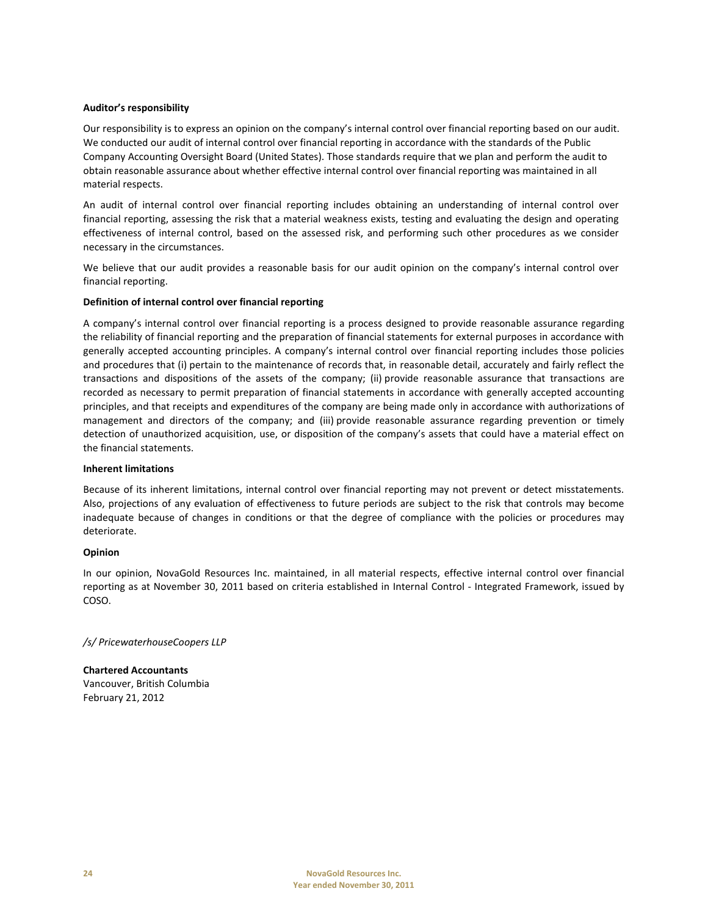**Auditor's responsibility**

Our responsibility is to express an opinion on the company's internal control over financial reporting based on our audit. We conducted our audit of internal control over financial reporting in accordance with the standards of the Public Company Accounting Oversight Board (United States). Those standards require that we plan and perform the audit to obtain reasonable assurance about whether effective internal control over financial reporting was maintained in all material respects.

An audit of internal control over financial reporting includes obtaining an understanding of internal control over financial reporting, assessing the risk that a material weakness exists, testing and evaluating the design and operating effectiveness of internal control, based on the assessed risk, and performing such other procedures as we consider necessary in the circumstances.

We believe that our audit provides a reasonable basis for our audit opinion on the company's internal control over financial reporting.

**Definition of internal control over financial reporting**

A company's internal control over financial reporting is a process designed to provide reasonable assurance regarding the reliability of financial reporting and the preparation of financial statements for external purposes in accordance with generally accepted accounting principles. A company's internal control over financial reporting includes those policies and procedures that (i) pertain to the maintenance of records that, in reasonable detail, accurately and fairly reflect the transactions and dispositions of the assets of the company; (ii) provide reasonable assurance that transactions are recorded as necessary to permit preparation of financial statements in accordance with generally accepted accounting principles, and that receipts and expenditures of the company are being made only in accordance with authorizations of management and directors of the company; and (iii) provide reasonable assurance regarding prevention or timely detection of unauthorized acquisition, use, or disposition of the company's assets that could have a material effect on the financial statements.

**Inherent limitations**

Because of its inherent limitations, internal control over financial reporting may not prevent or detect misstatements. Also, projections of any evaluation of effectiveness to future periods are subject to the risk that controls may become inadequate because of changes in conditions or that the degree of compliance with the policies or procedures may deteriorate.

**Opinion**

In our opinion, NovaGold Resources Inc. maintained, in all material respects, effective internal control over financial reporting as at November 30, 2011 based on criteria established in Internal Control - Integrated Framework, issued by COSO.

*/s/ PricewaterhouseCoopers LLP*

**Chartered Accountants**
Vancouver, British Columbia
February 21, 2012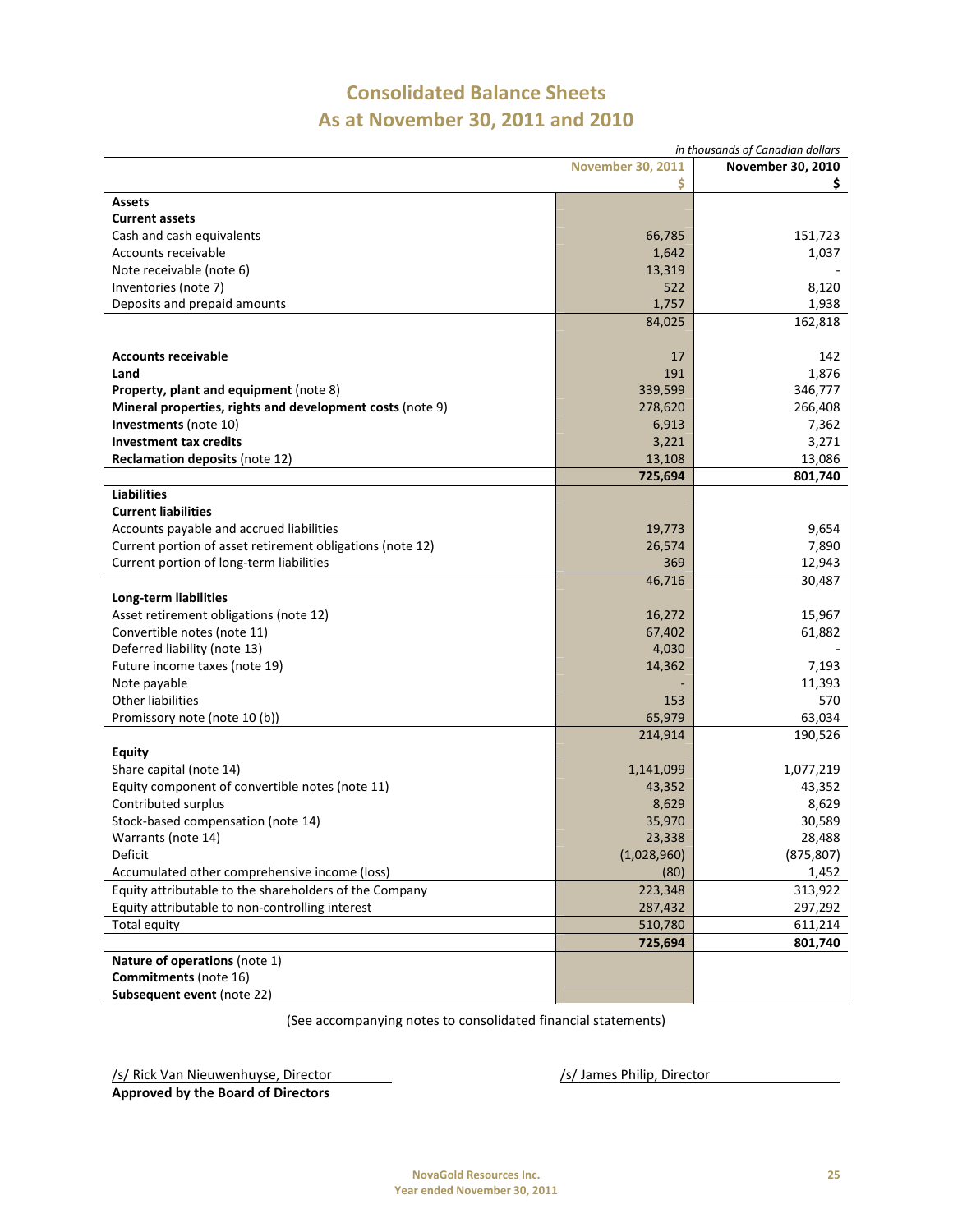# Consolidated Balance Sheets
# As at November 30, 2011 and 2010

*in thousands of Canadian dollars*

| | November 30, 2011<br>$ | November 30, 2010<br>$ |
|---|---|---|
| **Assets** | | |
| **Current assets** | | |
| Cash and cash equivalents | 66,785 | 151,723 |
| Accounts receivable | 1,642 | 1,037 |
| Note receivable (note 6) | 13,319 | - |
| Inventories (note 7) | 522 | 8,120 |
| Deposits and prepaid amounts | 1,757 | 1,938 |
| | 84,025 | 162,818 |
| **Accounts receivable** | 17 | 142 |
| **Land** | 191 | 1,876 |
| **Property, plant and equipment** (note 8) | 339,599 | 346,777 |
| **Mineral properties, rights and development costs** (note 9) | 278,620 | 266,408 |
| **Investments** (note 10) | 6,913 | 7,362 |
| **Investment tax credits** | 3,221 | 3,271 |
| **Reclamation deposits** (note 12) | 13,108 | 13,086 |
| | **725,694** | **801,740** |
| **Liabilities** | | |
| **Current liabilities** | | |
| Accounts payable and accrued liabilities | 19,773 | 9,654 |
| Current portion of asset retirement obligations (note 12) | 26,574 | 7,890 |
| Current portion of long-term liabilities | 369 | 12,943 |
| | 46,716 | 30,487 |
| **Long-term liabilities** | | |
| Asset retirement obligations (note 12) | 16,272 | 15,967 |
| Convertible notes (note 11) | 67,402 | 61,882 |
| Deferred liability (note 13) | 4,030 | - |
| Future income taxes (note 19) | 14,362 | 7,193 |
| Note payable | - | 11,393 |
| Other liabilities | 153 | 570 |
| Promissory note (note 10 (b)) | 65,979 | 63,034 |
| | 214,914 | 190,526 |
| **Equity** | | |
| Share capital (note 14) | 1,141,099 | 1,077,219 |
| Equity component of convertible notes (note 11) | 43,352 | 43,352 |
| Contributed surplus | 8,629 | 8,629 |
| Stock-based compensation (note 14) | 35,970 | 30,589 |
| Warrants (note 14) | 23,338 | 28,488 |
| Deficit | (1,028,960) | (875,807) |
| Accumulated other comprehensive income (loss) | (80) | 1,452 |
| Equity attributable to the shareholders of the Company | 223,348 | 313,922 |
| Equity attributable to non-controlling interest | 287,432 | 297,292 |
| Total equity | 510,780 | 611,214 |
| | **725,694** | **801,740** |
| **Nature of operations** (note 1) | | |
| **Commitments** (note 16) | | |
| **Subsequent event** (note 22) | | |

(See accompanying notes to consolidated financial statements)

/s/ Rick Van Nieuwenhuyse, Director

/s/ James Philip, Director

**Approved by the Board of Directors**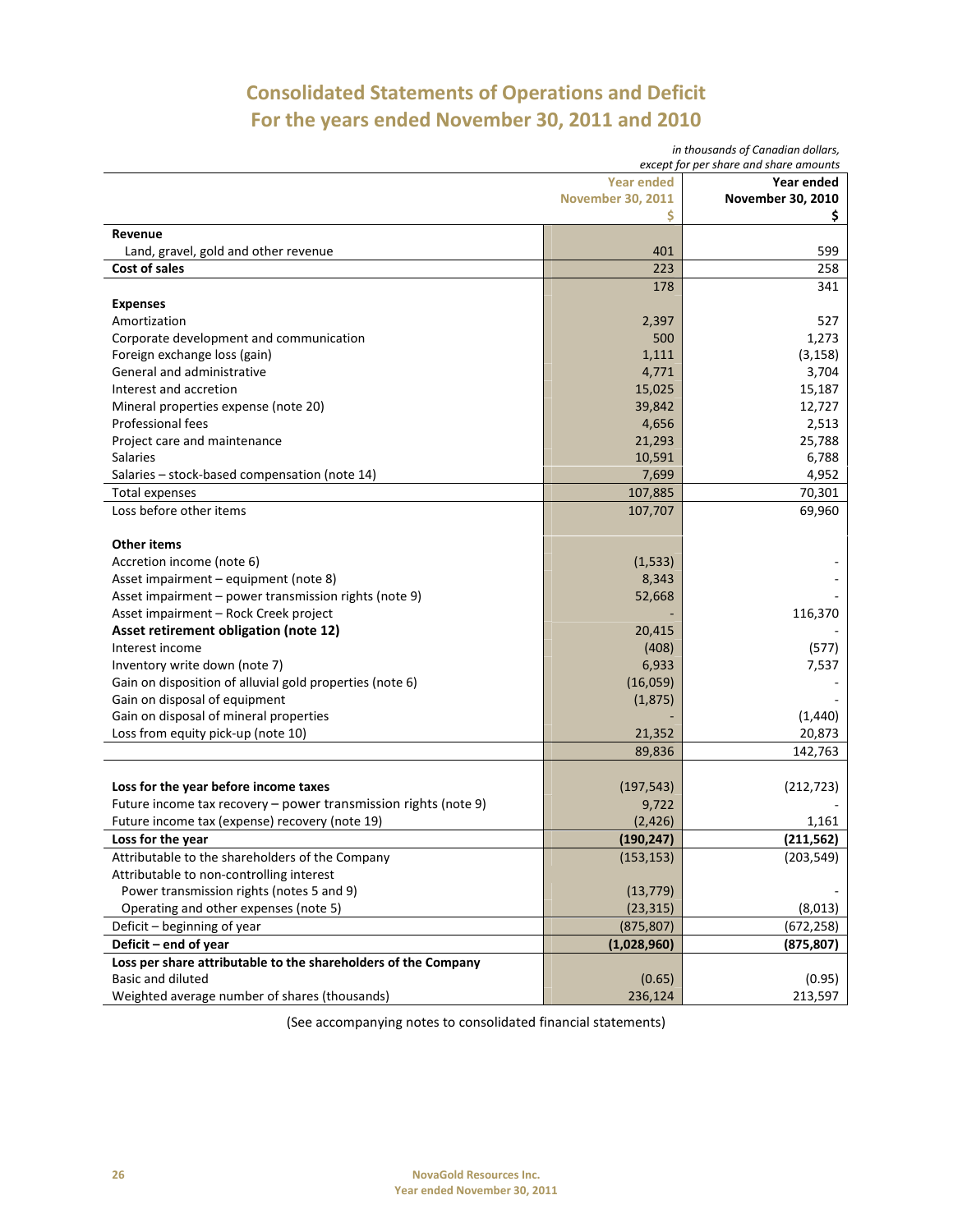# Consolidated Statements of Operations and Deficit
# For the years ended November 30, 2011 and 2010

*in thousands of Canadian dollars, except for per share and share amounts*

| | Year ended November 30, 2011 $ | Year ended November 30, 2010 $ |
|---|---|---|
| **Revenue** | | |
| Land, gravel, gold and other revenue | 401 | 599 |
| **Cost of sales** | 223 | 258 |
| | 178 | 341 |
| **Expenses** | | |
| Amortization | 2,397 | 527 |
| Corporate development and communication | 500 | 1,273 |
| Foreign exchange loss (gain) | 1,111 | (3,158) |
| General and administrative | 4,771 | 3,704 |
| Interest and accretion | 15,025 | 15,187 |
| Mineral properties expense (note 20) | 39,842 | 12,727 |
| Professional fees | 4,656 | 2,513 |
| Project care and maintenance | 21,293 | 25,788 |
| Salaries | 10,591 | 6,788 |
| Salaries – stock-based compensation (note 14) | 7,699 | 4,952 |
| Total expenses | 107,885 | 70,301 |
| Loss before other items | 107,707 | 69,960 |
| **Other items** | | |
| Accretion income (note 6) | (1,533) | - |
| Asset impairment – equipment (note 8) | 8,343 | - |
| Asset impairment – power transmission rights (note 9) | 52,668 | - |
| Asset impairment – Rock Creek project | - | 116,370 |
| **Asset retirement obligation (note 12)** | 20,415 | - |
| Interest income | (408) | (577) |
| Inventory write down (note 7) | 6,933 | 7,537 |
| Gain on disposition of alluvial gold properties (note 6) | (16,059) | - |
| Gain on disposal of equipment | (1,875) | - |
| Gain on disposal of mineral properties | - | (1,440) |
| Loss from equity pick-up (note 10) | 21,352 | 20,873 |
| | 89,836 | 142,763 |
| **Loss for the year before income taxes** | (197,543) | (212,723) |
| Future income tax recovery – power transmission rights (note 9) | 9,722 | - |
| Future income tax (expense) recovery (note 19) | (2,426) | 1,161 |
| **Loss for the year** | **(190,247)** | **(211,562)** |
| Attributable to the shareholders of the Company | (153,153) | (203,549) |
| Attributable to non-controlling interest | | |
| Power transmission rights (notes 5 and 9) | (13,779) | - |
| Operating and other expenses (note 5) | (23,315) | (8,013) |
| Deficit – beginning of year | (875,807) | (672,258) |
| **Deficit – end of year** | **(1,028,960)** | **(875,807)** |
| **Loss per share attributable to the shareholders of the Company** | | |
| Basic and diluted | (0.65) | (0.95) |
| Weighted average number of shares (thousands) | 236,124 | 213,597 |

(See accompanying notes to consolidated financial statements)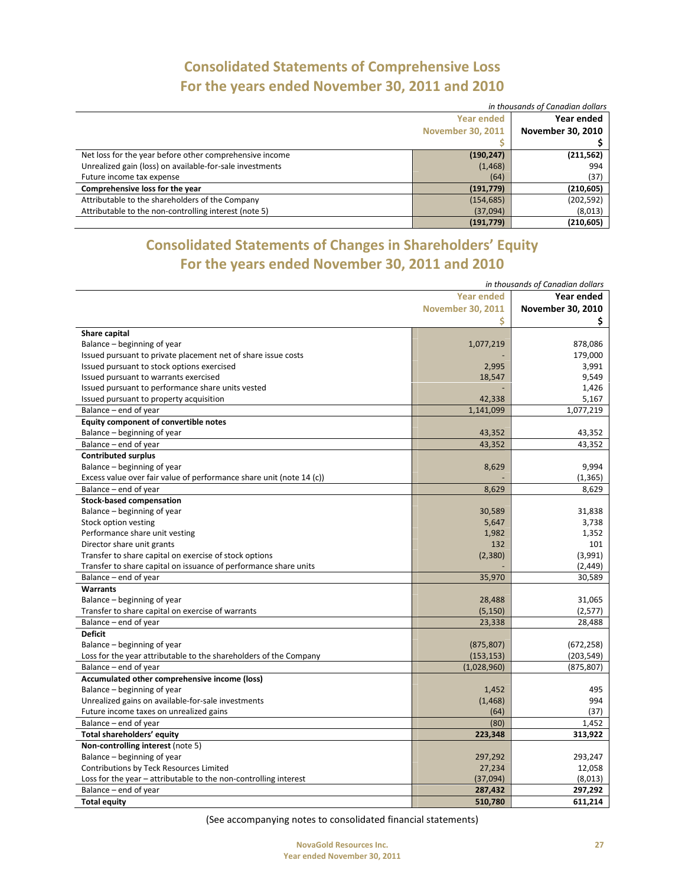# Consolidated Statements of Comprehensive Loss
## For the years ended November 30, 2011 and 2010

*in thousands of Canadian dollars*

| | Year ended November 30, 2011 $ | Year ended November 30, 2010 $ |
|---|---|---|
| Net loss for the year before other comprehensive income | **(190,247)** | **(211,562)** |
| Unrealized gain (loss) on available-for-sale investments | (1,468) | 994 |
| Future income tax expense | (64) | (37) |
| **Comprehensive loss for the year** | **(191,779)** | **(210,605)** |
| Attributable to the shareholders of the Company | (154,685) | (202,592) |
| Attributable to the non-controlling interest (note 5) | (37,094) | (8,013) |
| | **(191,779)** | **(210,605)** |

# Consolidated Statements of Changes in Shareholders' Equity
## For the years ended November 30, 2011 and 2010

*in thousands of Canadian dollars*

| | Year ended November 30, 2011 $ | Year ended November 30, 2010 $ |
|---|---|---|
| **Share capital** | | |
| Balance – beginning of year | 1,077,219 | 878,086 |
| Issued pursuant to private placement net of share issue costs | - | 179,000 |
| Issued pursuant to stock options exercised | 2,995 | 3,991 |
| Issued pursuant to warrants exercised | 18,547 | 9,549 |
| Issued pursuant to performance share units vested | - | 1,426 |
| Issued pursuant to property acquisition | 42,338 | 5,167 |
| Balance – end of year | 1,141,099 | 1,077,219 |
| **Equity component of convertible notes** | | |
| Balance – beginning of year | 43,352 | 43,352 |
| Balance – end of year | 43,352 | 43,352 |
| **Contributed surplus** | | |
| Balance – beginning of year | 8,629 | 9,994 |
| Excess value over fair value of performance share unit (note 14 (c)) | - | (1,365) |
| Balance – end of year | 8,629 | 8,629 |
| **Stock-based compensation** | | |
| Balance – beginning of year | 30,589 | 31,838 |
| Stock option vesting | 5,647 | 3,738 |
| Performance share unit vesting | 1,982 | 1,352 |
| Director share unit grants | 132 | 101 |
| Transfer to share capital on exercise of stock options | (2,380) | (3,991) |
| Transfer to share capital on issuance of performance share units | - | (2,449) |
| Balance – end of year | 35,970 | 30,589 |
| **Warrants** | | |
| Balance – beginning of year | 28,488 | 31,065 |
| Transfer to share capital on exercise of warrants | (5,150) | (2,577) |
| Balance – end of year | 23,338 | 28,488 |
| **Deficit** | | |
| Balance – beginning of year | (875,807) | (672,258) |
| Loss for the year attributable to the shareholders of the Company | (153,153) | (203,549) |
| Balance – end of year | (1,028,960) | (875,807) |
| **Accumulated other comprehensive income (loss)** | | |
| Balance – beginning of year | 1,452 | 495 |
| Unrealized gains on available-for-sale investments | (1,468) | 994 |
| Future income taxes on unrealized gains | (64) | (37) |
| Balance – end of year | (80) | 1,452 |
| **Total shareholders' equity** | **223,348** | **313,922** |
| **Non-controlling interest** (note 5) | | |
| Balance – beginning of year | 297,292 | 293,247 |
| Contributions by Teck Resources Limited | 27,234 | 12,058 |
| Loss for the year – attributable to the non-controlling interest | (37,094) | (8,013) |
| Balance – end of year | **287,432** | **297,292** |
| **Total equity** | **510,780** | **611,214** |

(See accompanying notes to consolidated financial statements)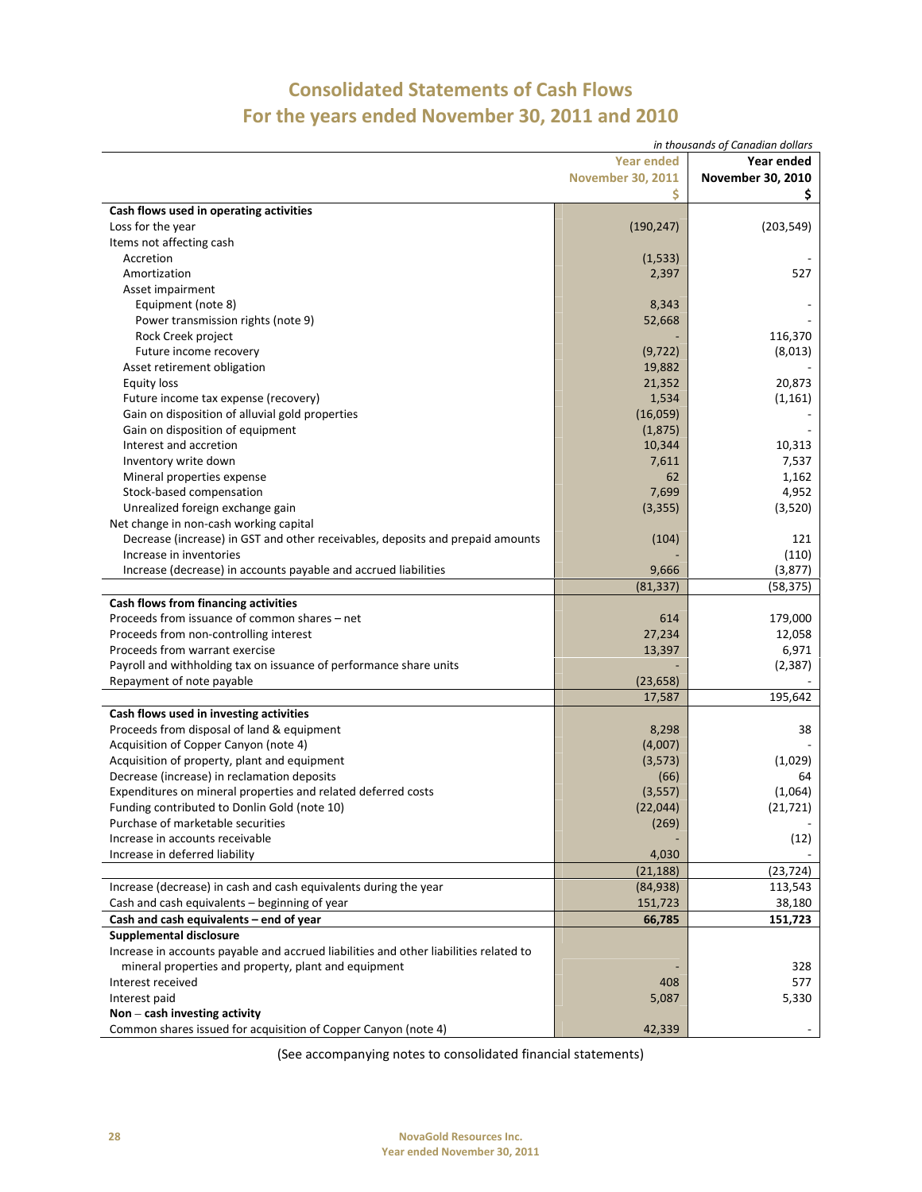# Consolidated Statements of Cash Flows
# For the years ended November 30, 2011 and 2010

*in thousands of Canadian dollars*

| | Year ended November 30, 2011 $ | Year ended November 30, 2010 $ |
|---|---|---|
| **Cash flows used in operating activities** | | |
| Loss for the year | (190,247) | (203,549) |
| Items not affecting cash | | |
| Accretion | (1,533) | - |
| Amortization | 2,397 | 527 |
| Asset impairment | | |
| Equipment (note 8) | 8,343 | - |
| Power transmission rights (note 9) | 52,668 | - |
| Rock Creek project | - | 116,370 |
| Future income recovery | (9,722) | (8,013) |
| Asset retirement obligation | 19,882 | - |
| Equity loss | 21,352 | 20,873 |
| Future income tax expense (recovery) | 1,534 | (1,161) |
| Gain on disposition of alluvial gold properties | (16,059) | - |
| Gain on disposition of equipment | (1,875) | - |
| Interest and accretion | 10,344 | 10,313 |
| Inventory write down | 7,611 | 7,537 |
| Mineral properties expense | 62 | 1,162 |
| Stock-based compensation | 7,699 | 4,952 |
| Unrealized foreign exchange gain | (3,355) | (3,520) |
| Net change in non-cash working capital | | |
| Decrease (increase) in GST and other receivables, deposits and prepaid amounts | (104) | 121 |
| Increase in inventories | - | (110) |
| Increase (decrease) in accounts payable and accrued liabilities | 9,666 | (3,877) |
| | (81,337) | (58,375) |
| **Cash flows from financing activities** | | |
| Proceeds from issuance of common shares – net | 614 | 179,000 |
| Proceeds from non-controlling interest | 27,234 | 12,058 |
| Proceeds from warrant exercise | 13,397 | 6,971 |
| Payroll and withholding tax on issuance of performance share units | - | (2,387) |
| Repayment of note payable | (23,658) | - |
| | 17,587 | 195,642 |
| **Cash flows used in investing activities** | | |
| Proceeds from disposal of land & equipment | 8,298 | 38 |
| Acquisition of Copper Canyon (note 4) | (4,007) | - |
| Acquisition of property, plant and equipment | (3,573) | (1,029) |
| Decrease (increase) in reclamation deposits | (66) | 64 |
| Expenditures on mineral properties and related deferred costs | (3,557) | (1,064) |
| Funding contributed to Donlin Gold (note 10) | (22,044) | (21,721) |
| Purchase of marketable securities | (269) | - |
| Increase in accounts receivable | - | (12) |
| Increase in deferred liability | 4,030 | - |
| | (21,188) | (23,724) |
| Increase (decrease) in cash and cash equivalents during the year | (84,938) | 113,543 |
| Cash and cash equivalents – beginning of year | 151,723 | 38,180 |
| **Cash and cash equivalents – end of year** | **66,785** | **151,723** |
| **Supplemental disclosure** | | |
| Increase in accounts payable and accrued liabilities and other liabilities related to mineral properties and property, plant and equipment | - | 328 |
| Interest received | 408 | 577 |
| Interest paid | 5,087 | 5,330 |
| **Non – cash investing activity** | | |
| Common shares issued for acquisition of Copper Canyon (note 4) | 42,339 | - |

(See accompanying notes to consolidated financial statements)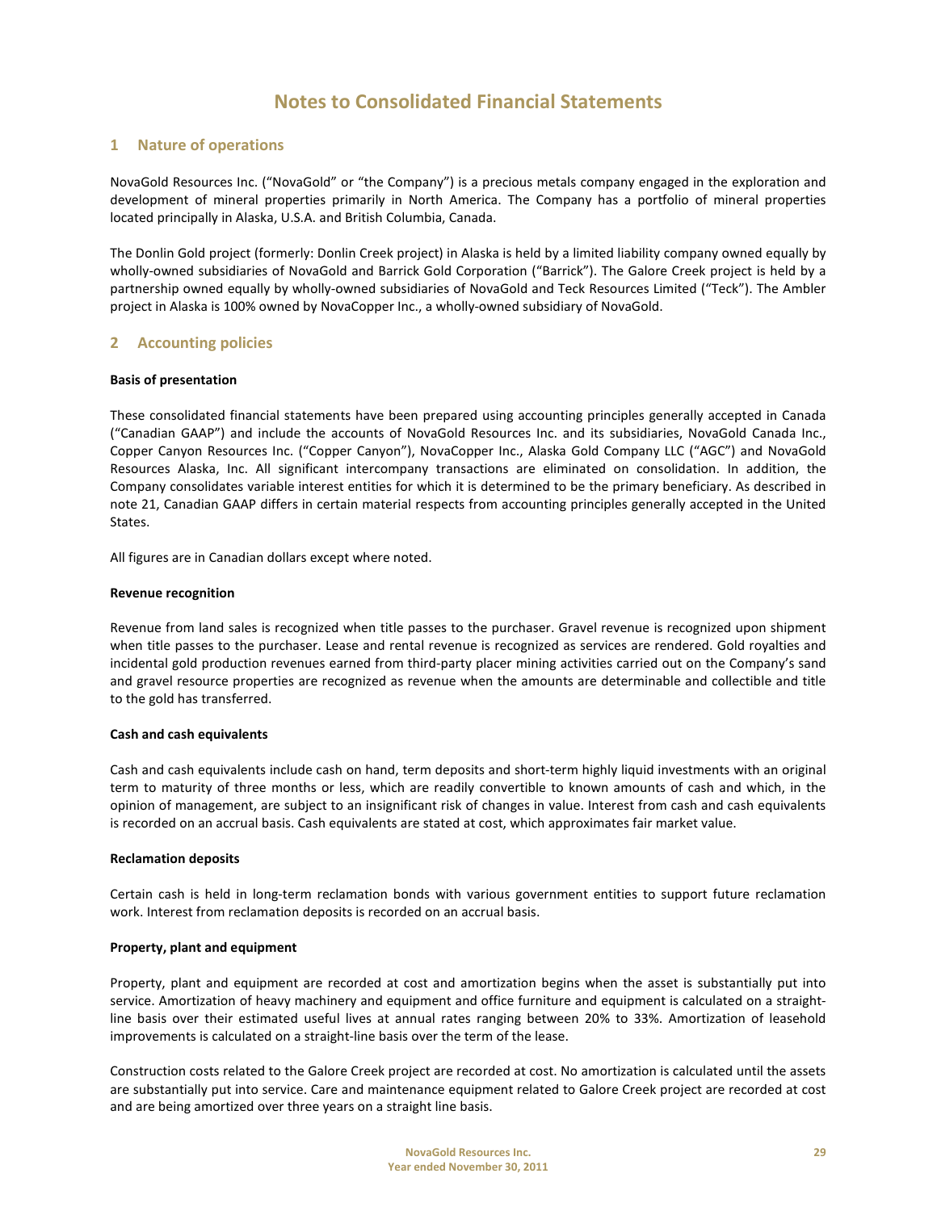# Notes to Consolidated Financial Statements

## 1 Nature of operations

NovaGold Resources Inc. ("NovaGold" or "the Company") is a precious metals company engaged in the exploration and development of mineral properties primarily in North America. The Company has a portfolio of mineral properties located principally in Alaska, U.S.A. and British Columbia, Canada.

The Donlin Gold project (formerly: Donlin Creek project) in Alaska is held by a limited liability company owned equally by wholly-owned subsidiaries of NovaGold and Barrick Gold Corporation ("Barrick"). The Galore Creek project is held by a partnership owned equally by wholly-owned subsidiaries of NovaGold and Teck Resources Limited ("Teck"). The Ambler project in Alaska is 100% owned by NovaCopper Inc., a wholly-owned subsidiary of NovaGold.

## 2 Accounting policies

**Basis of presentation**

These consolidated financial statements have been prepared using accounting principles generally accepted in Canada ("Canadian GAAP") and include the accounts of NovaGold Resources Inc. and its subsidiaries, NovaGold Canada Inc., Copper Canyon Resources Inc. ("Copper Canyon"), NovaCopper Inc., Alaska Gold Company LLC ("AGC") and NovaGold Resources Alaska, Inc. All significant intercompany transactions are eliminated on consolidation. In addition, the Company consolidates variable interest entities for which it is determined to be the primary beneficiary. As described in note 21, Canadian GAAP differs in certain material respects from accounting principles generally accepted in the United States.

All figures are in Canadian dollars except where noted.

**Revenue recognition**

Revenue from land sales is recognized when title passes to the purchaser. Gravel revenue is recognized upon shipment when title passes to the purchaser. Lease and rental revenue is recognized as services are rendered. Gold royalties and incidental gold production revenues earned from third-party placer mining activities carried out on the Company's sand and gravel resource properties are recognized as revenue when the amounts are determinable and collectible and title to the gold has transferred.

**Cash and cash equivalents**

Cash and cash equivalents include cash on hand, term deposits and short-term highly liquid investments with an original term to maturity of three months or less, which are readily convertible to known amounts of cash and which, in the opinion of management, are subject to an insignificant risk of changes in value. Interest from cash and cash equivalents is recorded on an accrual basis. Cash equivalents are stated at cost, which approximates fair market value.

**Reclamation deposits**

Certain cash is held in long-term reclamation bonds with various government entities to support future reclamation work. Interest from reclamation deposits is recorded on an accrual basis.

**Property, plant and equipment**

Property, plant and equipment are recorded at cost and amortization begins when the asset is substantially put into service. Amortization of heavy machinery and equipment and office furniture and equipment is calculated on a straight-line basis over their estimated useful lives at annual rates ranging between 20% to 33%. Amortization of leasehold improvements is calculated on a straight-line basis over the term of the lease.

Construction costs related to the Galore Creek project are recorded at cost. No amortization is calculated until the assets are substantially put into service. Care and maintenance equipment related to Galore Creek project are recorded at cost and are being amortized over three years on a straight line basis.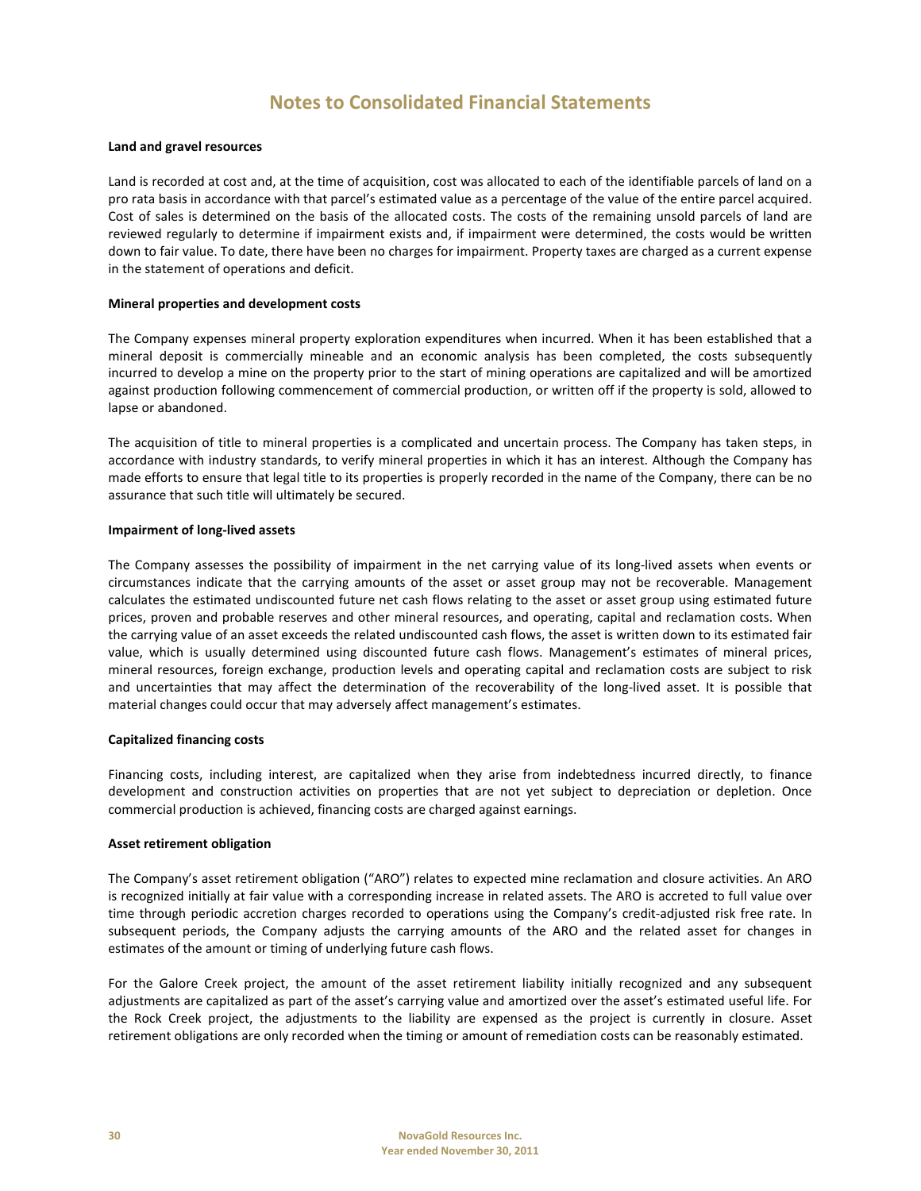# Notes to Consolidated Financial Statements

**Land and gravel resources**

Land is recorded at cost and, at the time of acquisition, cost was allocated to each of the identifiable parcels of land on a pro rata basis in accordance with that parcel's estimated value as a percentage of the value of the entire parcel acquired. Cost of sales is determined on the basis of the allocated costs. The costs of the remaining unsold parcels of land are reviewed regularly to determine if impairment exists and, if impairment were determined, the costs would be written down to fair value. To date, there have been no charges for impairment. Property taxes are charged as a current expense in the statement of operations and deficit.

**Mineral properties and development costs**

The Company expenses mineral property exploration expenditures when incurred. When it has been established that a mineral deposit is commercially mineable and an economic analysis has been completed, the costs subsequently incurred to develop a mine on the property prior to the start of mining operations are capitalized and will be amortized against production following commencement of commercial production, or written off if the property is sold, allowed to lapse or abandoned.

The acquisition of title to mineral properties is a complicated and uncertain process. The Company has taken steps, in accordance with industry standards, to verify mineral properties in which it has an interest. Although the Company has made efforts to ensure that legal title to its properties is properly recorded in the name of the Company, there can be no assurance that such title will ultimately be secured.

**Impairment of long-lived assets**

The Company assesses the possibility of impairment in the net carrying value of its long-lived assets when events or circumstances indicate that the carrying amounts of the asset or asset group may not be recoverable. Management calculates the estimated undiscounted future net cash flows relating to the asset or asset group using estimated future prices, proven and probable reserves and other mineral resources, and operating, capital and reclamation costs. When the carrying value of an asset exceeds the related undiscounted cash flows, the asset is written down to its estimated fair value, which is usually determined using discounted future cash flows. Management's estimates of mineral prices, mineral resources, foreign exchange, production levels and operating capital and reclamation costs are subject to risk and uncertainties that may affect the determination of the recoverability of the long-lived asset. It is possible that material changes could occur that may adversely affect management's estimates.

**Capitalized financing costs**

Financing costs, including interest, are capitalized when they arise from indebtedness incurred directly, to finance development and construction activities on properties that are not yet subject to depreciation or depletion. Once commercial production is achieved, financing costs are charged against earnings.

**Asset retirement obligation**

The Company's asset retirement obligation ("ARO") relates to expected mine reclamation and closure activities. An ARO is recognized initially at fair value with a corresponding increase in related assets. The ARO is accreted to full value over time through periodic accretion charges recorded to operations using the Company's credit-adjusted risk free rate. In subsequent periods, the Company adjusts the carrying amounts of the ARO and the related asset for changes in estimates of the amount or timing of underlying future cash flows.

For the Galore Creek project, the amount of the asset retirement liability initially recognized and any subsequent adjustments are capitalized as part of the asset's carrying value and amortized over the asset's estimated useful life. For the Rock Creek project, the adjustments to the liability are expensed as the project is currently in closure. Asset retirement obligations are only recorded when the timing or amount of remediation costs can be reasonably estimated.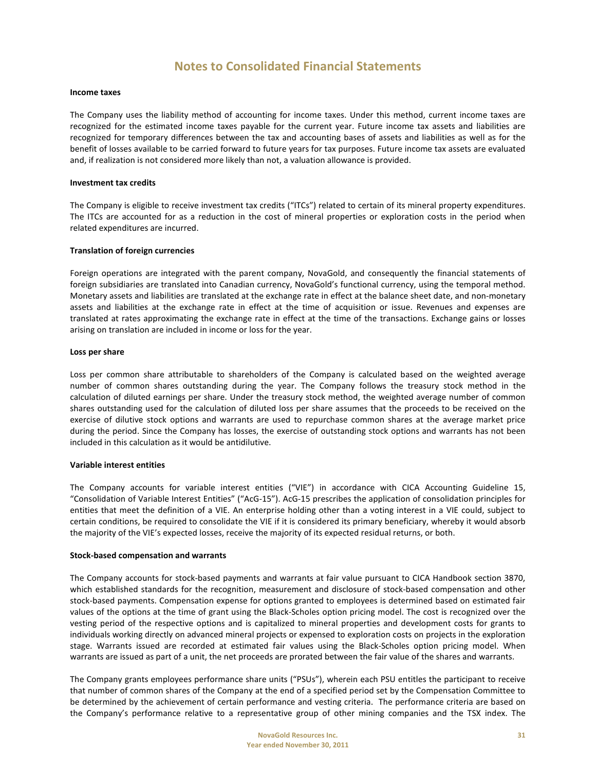# Notes to Consolidated Financial Statements

**Income taxes**

The Company uses the liability method of accounting for income taxes. Under this method, current income taxes are recognized for the estimated income taxes payable for the current year. Future income tax assets and liabilities are recognized for temporary differences between the tax and accounting bases of assets and liabilities as well as for the benefit of losses available to be carried forward to future years for tax purposes. Future income tax assets are evaluated and, if realization is not considered more likely than not, a valuation allowance is provided.

**Investment tax credits**

The Company is eligible to receive investment tax credits ("ITCs") related to certain of its mineral property expenditures. The ITCs are accounted for as a reduction in the cost of mineral properties or exploration costs in the period when related expenditures are incurred.

**Translation of foreign currencies**

Foreign operations are integrated with the parent company, NovaGold, and consequently the financial statements of foreign subsidiaries are translated into Canadian currency, NovaGold's functional currency, using the temporal method. Monetary assets and liabilities are translated at the exchange rate in effect at the balance sheet date, and non-monetary assets and liabilities at the exchange rate in effect at the time of acquisition or issue. Revenues and expenses are translated at rates approximating the exchange rate in effect at the time of the transactions. Exchange gains or losses arising on translation are included in income or loss for the year.

**Loss per share**

Loss per common share attributable to shareholders of the Company is calculated based on the weighted average number of common shares outstanding during the year. The Company follows the treasury stock method in the calculation of diluted earnings per share. Under the treasury stock method, the weighted average number of common shares outstanding used for the calculation of diluted loss per share assumes that the proceeds to be received on the exercise of dilutive stock options and warrants are used to repurchase common shares at the average market price during the period. Since the Company has losses, the exercise of outstanding stock options and warrants has not been included in this calculation as it would be antidilutive.

**Variable interest entities**

The Company accounts for variable interest entities ("VIE") in accordance with CICA Accounting Guideline 15, "Consolidation of Variable Interest Entities" ("AcG-15"). AcG-15 prescribes the application of consolidation principles for entities that meet the definition of a VIE. An enterprise holding other than a voting interest in a VIE could, subject to certain conditions, be required to consolidate the VIE if it is considered its primary beneficiary, whereby it would absorb the majority of the VIE's expected losses, receive the majority of its expected residual returns, or both.

**Stock-based compensation and warrants**

The Company accounts for stock-based payments and warrants at fair value pursuant to CICA Handbook section 3870, which established standards for the recognition, measurement and disclosure of stock-based compensation and other stock-based payments. Compensation expense for options granted to employees is determined based on estimated fair values of the options at the time of grant using the Black-Scholes option pricing model. The cost is recognized over the vesting period of the respective options and is capitalized to mineral properties and development costs for grants to individuals working directly on advanced mineral projects or expensed to exploration costs on projects in the exploration stage. Warrants issued are recorded at estimated fair values using the Black-Scholes option pricing model. When warrants are issued as part of a unit, the net proceeds are prorated between the fair value of the shares and warrants.

The Company grants employees performance share units ("PSUs"), wherein each PSU entitles the participant to receive that number of common shares of the Company at the end of a specified period set by the Compensation Committee to be determined by the achievement of certain performance and vesting criteria. The performance criteria are based on the Company's performance relative to a representative group of other mining companies and the TSX index. The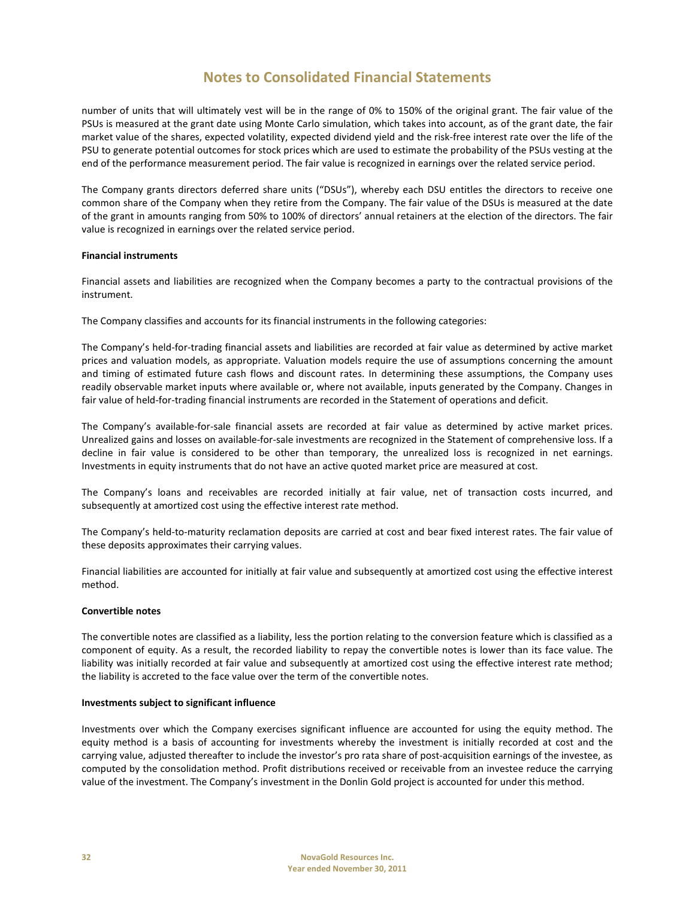number of units that will ultimately vest will be in the range of 0% to 150% of the original grant. The fair value of the PSUs is measured at the grant date using Monte Carlo simulation, which takes into account, as of the grant date, the fair market value of the shares, expected volatility, expected dividend yield and the risk-free interest rate over the life of the PSU to generate potential outcomes for stock prices which are used to estimate the probability of the PSUs vesting at the end of the performance measurement period. The fair value is recognized in earnings over the related service period.

The Company grants directors deferred share units ("DSUs"), whereby each DSU entitles the directors to receive one common share of the Company when they retire from the Company. The fair value of the DSUs is measured at the date of the grant in amounts ranging from 50% to 100% of directors' annual retainers at the election of the directors. The fair value is recognized in earnings over the related service period.

**Financial instruments**

Financial assets and liabilities are recognized when the Company becomes a party to the contractual provisions of the instrument.

The Company classifies and accounts for its financial instruments in the following categories:

The Company's held-for-trading financial assets and liabilities are recorded at fair value as determined by active market prices and valuation models, as appropriate. Valuation models require the use of assumptions concerning the amount and timing of estimated future cash flows and discount rates. In determining these assumptions, the Company uses readily observable market inputs where available or, where not available, inputs generated by the Company. Changes in fair value of held-for-trading financial instruments are recorded in the Statement of operations and deficit.

The Company's available-for-sale financial assets are recorded at fair value as determined by active market prices. Unrealized gains and losses on available-for-sale investments are recognized in the Statement of comprehensive loss. If a decline in fair value is considered to be other than temporary, the unrealized loss is recognized in net earnings. Investments in equity instruments that do not have an active quoted market price are measured at cost.

The Company's loans and receivables are recorded initially at fair value, net of transaction costs incurred, and subsequently at amortized cost using the effective interest rate method.

The Company's held-to-maturity reclamation deposits are carried at cost and bear fixed interest rates. The fair value of these deposits approximates their carrying values.

Financial liabilities are accounted for initially at fair value and subsequently at amortized cost using the effective interest method.

**Convertible notes**

The convertible notes are classified as a liability, less the portion relating to the conversion feature which is classified as a component of equity. As a result, the recorded liability to repay the convertible notes is lower than its face value. The liability was initially recorded at fair value and subsequently at amortized cost using the effective interest rate method; the liability is accreted to the face value over the term of the convertible notes.

**Investments subject to significant influence**

Investments over which the Company exercises significant influence are accounted for using the equity method. The equity method is a basis of accounting for investments whereby the investment is initially recorded at cost and the carrying value, adjusted thereafter to include the investor's pro rata share of post-acquisition earnings of the investee, as computed by the consolidation method. Profit distributions received or receivable from an investee reduce the carrying value of the investment. The Company's investment in the Donlin Gold project is accounted for under this method.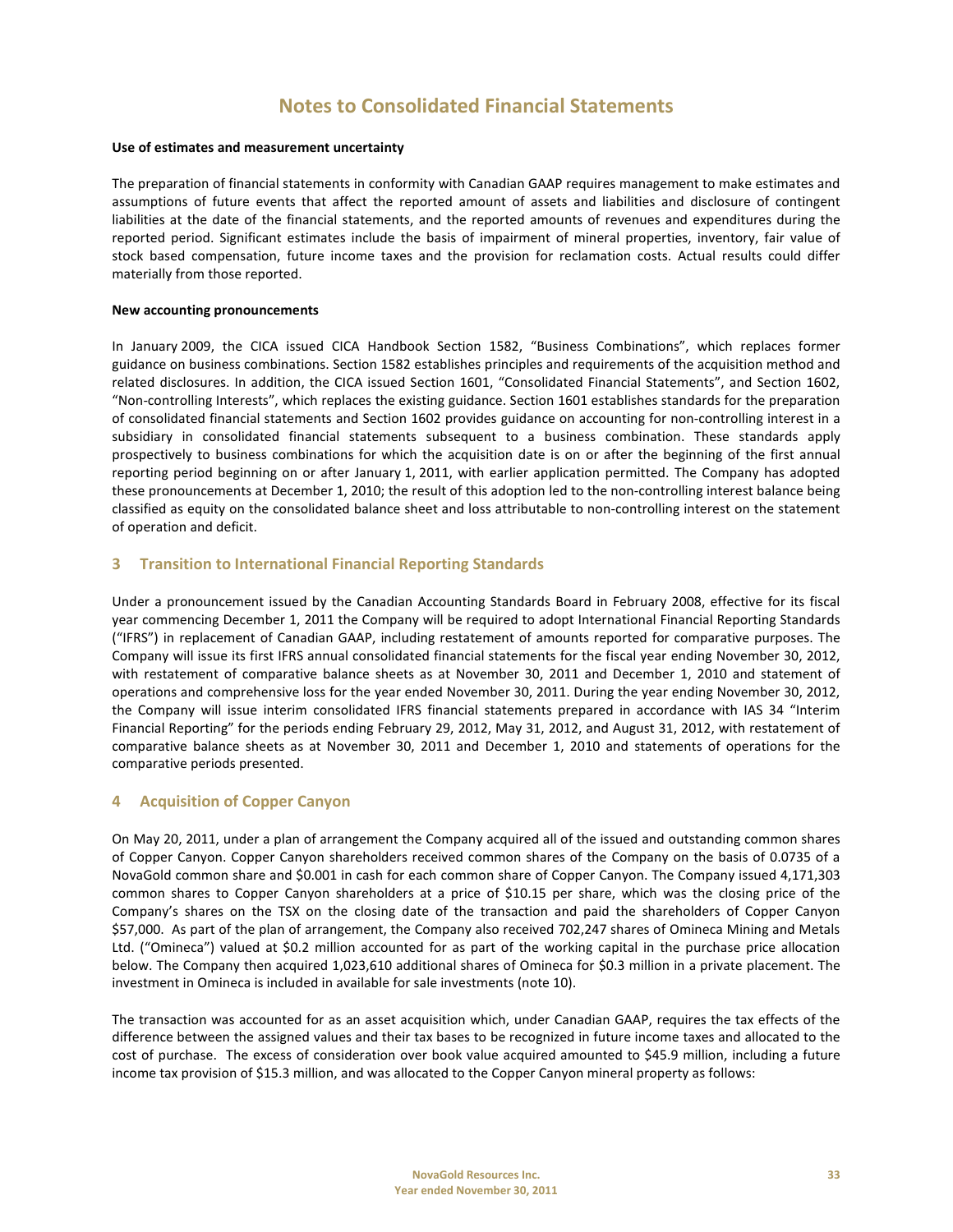# Notes to Consolidated Financial Statements

**Use of estimates and measurement uncertainty**

The preparation of financial statements in conformity with Canadian GAAP requires management to make estimates and assumptions of future events that affect the reported amount of assets and liabilities and disclosure of contingent liabilities at the date of the financial statements, and the reported amounts of revenues and expenditures during the reported period. Significant estimates include the basis of impairment of mineral properties, inventory, fair value of stock based compensation, future income taxes and the provision for reclamation costs. Actual results could differ materially from those reported.

**New accounting pronouncements**

In January 2009, the CICA issued CICA Handbook Section 1582, "Business Combinations", which replaces former guidance on business combinations. Section 1582 establishes principles and requirements of the acquisition method and related disclosures. In addition, the CICA issued Section 1601, "Consolidated Financial Statements", and Section 1602, "Non-controlling Interests", which replaces the existing guidance. Section 1601 establishes standards for the preparation of consolidated financial statements and Section 1602 provides guidance on accounting for non-controlling interest in a subsidiary in consolidated financial statements subsequent to a business combination. These standards apply prospectively to business combinations for which the acquisition date is on or after the beginning of the first annual reporting period beginning on or after January 1, 2011, with earlier application permitted. The Company has adopted these pronouncements at December 1, 2010; the result of this adoption led to the non-controlling interest balance being classified as equity on the consolidated balance sheet and loss attributable to non-controlling interest on the statement of operation and deficit.

## 3 Transition to International Financial Reporting Standards

Under a pronouncement issued by the Canadian Accounting Standards Board in February 2008, effective for its fiscal year commencing December 1, 2011 the Company will be required to adopt International Financial Reporting Standards ("IFRS") in replacement of Canadian GAAP, including restatement of amounts reported for comparative purposes. The Company will issue its first IFRS annual consolidated financial statements for the fiscal year ending November 30, 2012, with restatement of comparative balance sheets as at November 30, 2011 and December 1, 2010 and statement of operations and comprehensive loss for the year ended November 30, 2011. During the year ending November 30, 2012, the Company will issue interim consolidated IFRS financial statements prepared in accordance with IAS 34 "Interim Financial Reporting" for the periods ending February 29, 2012, May 31, 2012, and August 31, 2012, with restatement of comparative balance sheets as at November 30, 2011 and December 1, 2010 and statements of operations for the comparative periods presented.

## 4 Acquisition of Copper Canyon

On May 20, 2011, under a plan of arrangement the Company acquired all of the issued and outstanding common shares of Copper Canyon. Copper Canyon shareholders received common shares of the Company on the basis of 0.0735 of a NovaGold common share and $0.001 in cash for each common share of Copper Canyon. The Company issued 4,171,303 common shares to Copper Canyon shareholders at a price of $10.15 per share, which was the closing price of the Company's shares on the TSX on the closing date of the transaction and paid the shareholders of Copper Canyon $57,000. As part of the plan of arrangement, the Company also received 702,247 shares of Omineca Mining and Metals Ltd. ("Omineca") valued at $0.2 million accounted for as part of the working capital in the purchase price allocation below. The Company then acquired 1,023,610 additional shares of Omineca for $0.3 million in a private placement. The investment in Omineca is included in available for sale investments (note 10).

The transaction was accounted for as an asset acquisition which, under Canadian GAAP, requires the tax effects of the difference between the assigned values and their tax bases to be recognized in future income taxes and allocated to the cost of purchase. The excess of consideration over book value acquired amounted to $45.9 million, including a future income tax provision of $15.3 million, and was allocated to the Copper Canyon mineral property as follows: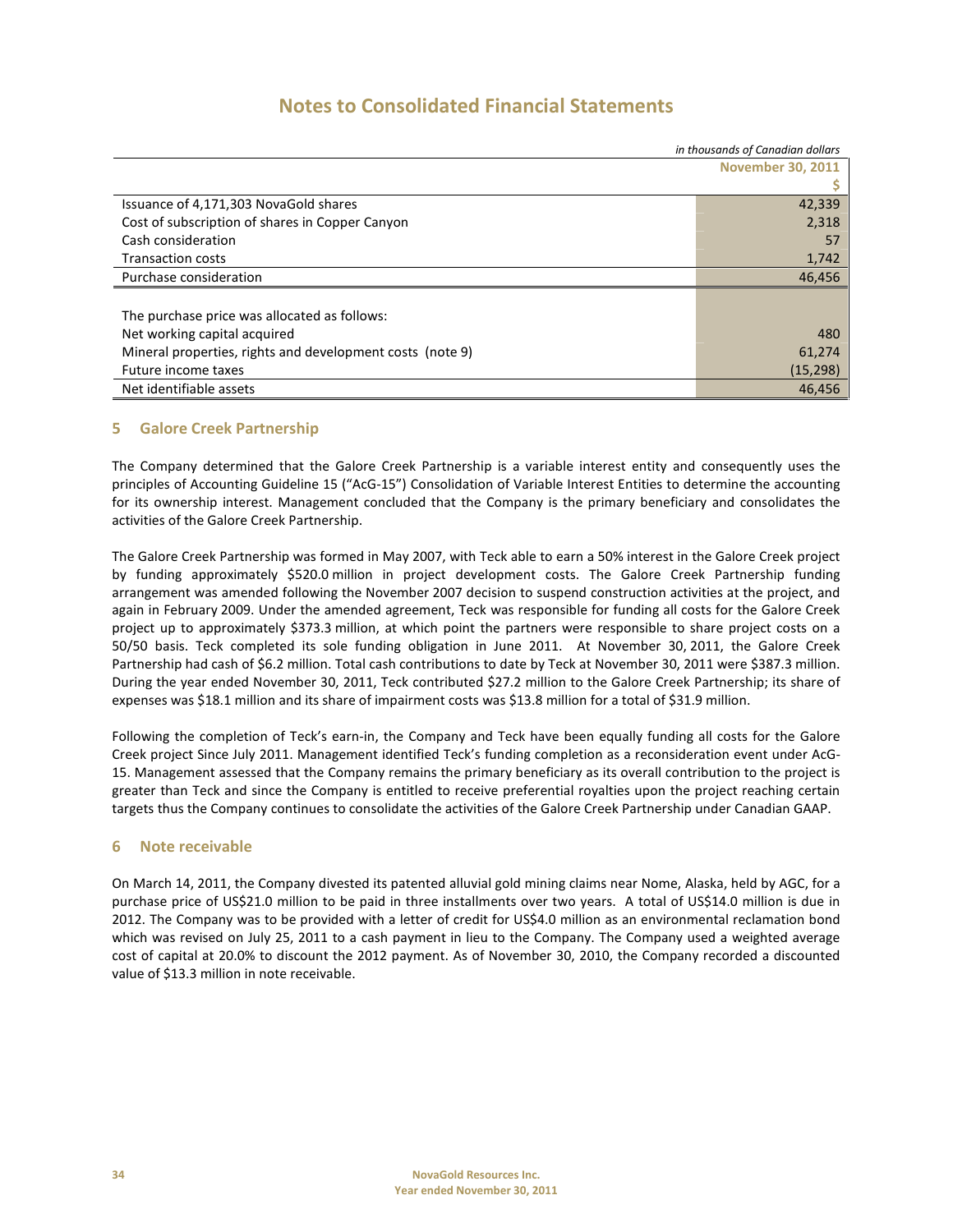# Notes to Consolidated Financial Statements

*in thousands of Canadian dollars*

| | November 30, 2011 |
|---|---|
| | $ |
| Issuance of 4,171,303 NovaGold shares | 42,339 |
| Cost of subscription of shares in Copper Canyon | 2,318 |
| Cash consideration | 57 |
| Transaction costs | 1,742 |
| Purchase consideration | 46,456 |
| | |
| The purchase price was allocated as follows: | |
| Net working capital acquired | 480 |
| Mineral properties, rights and development costs (note 9) | 61,274 |
| Future income taxes | (15,298) |
| Net identifiable assets | 46,456 |

## 5 Galore Creek Partnership

The Company determined that the Galore Creek Partnership is a variable interest entity and consequently uses the principles of Accounting Guideline 15 ("AcG-15") Consolidation of Variable Interest Entities to determine the accounting for its ownership interest. Management concluded that the Company is the primary beneficiary and consolidates the activities of the Galore Creek Partnership.

The Galore Creek Partnership was formed in May 2007, with Teck able to earn a 50% interest in the Galore Creek project by funding approximately $520.0 million in project development costs. The Galore Creek Partnership funding arrangement was amended following the November 2007 decision to suspend construction activities at the project, and again in February 2009. Under the amended agreement, Teck was responsible for funding all costs for the Galore Creek project up to approximately $373.3 million, at which point the partners were responsible to share project costs on a 50/50 basis. Teck completed its sole funding obligation in June 2011. At November 30, 2011, the Galore Creek Partnership had cash of $6.2 million. Total cash contributions to date by Teck at November 30, 2011 were $387.3 million. During the year ended November 30, 2011, Teck contributed $27.2 million to the Galore Creek Partnership; its share of expenses was $18.1 million and its share of impairment costs was $13.8 million for a total of $31.9 million.

Following the completion of Teck's earn-in, the Company and Teck have been equally funding all costs for the Galore Creek project Since July 2011. Management identified Teck's funding completion as a reconsideration event under AcG-15. Management assessed that the Company remains the primary beneficiary as its overall contribution to the project is greater than Teck and since the Company is entitled to receive preferential royalties upon the project reaching certain targets thus the Company continues to consolidate the activities of the Galore Creek Partnership under Canadian GAAP.

## 6 Note receivable

On March 14, 2011, the Company divested its patented alluvial gold mining claims near Nome, Alaska, held by AGC, for a purchase price of US$21.0 million to be paid in three installments over two years. A total of US$14.0 million is due in 2012. The Company was to be provided with a letter of credit for US$4.0 million as an environmental reclamation bond which was revised on July 25, 2011 to a cash payment in lieu to the Company. The Company used a weighted average cost of capital at 20.0% to discount the 2012 payment. As of November 30, 2010, the Company recorded a discounted value of $13.3 million in note receivable.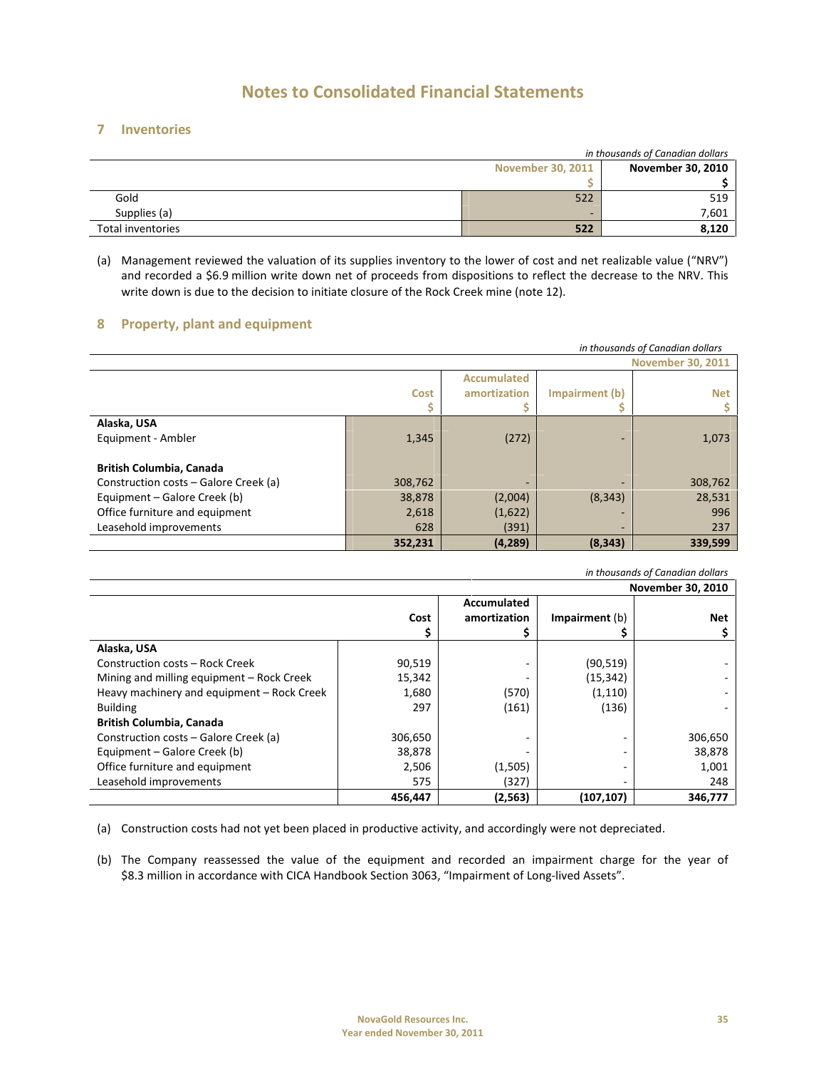# Notes to Consolidated Financial Statements

## 7 Inventories

*in thousands of Canadian dollars*

| | November 30, 2011 | November 30, 2010 |
|---|---|---|
| | $ | $ |
| Gold | 522 | 519 |
| Supplies (a) | - | 7,601 |
| Total inventories | **522** | **8,120** |

(a) Management reviewed the valuation of its supplies inventory to the lower of cost and net realizable value ("NRV") and recorded a $6.9 million write down net of proceeds from dispositions to reflect the decrease to the NRV. This write down is due to the decision to initiate closure of the Rock Creek mine (note 12).

## 8 Property, plant and equipment

*in thousands of Canadian dollars*

| | | | | November 30, 2011 |
|---|---|---|---|---|
| | Cost<br>$ | Accumulated amortization<br>$ | Impairment (b)<br>$ | Net<br>$ |
| **Alaska, USA** | | | | |
| Equipment - Ambler | 1,345 | (272) | - | 1,073 |
| **British Columbia, Canada** | | | | |
| Construction costs – Galore Creek (a) | 308,762 | - | - | 308,762 |
| Equipment – Galore Creek (b) | 38,878 | (2,004) | (8,343) | 28,531 |
| Office furniture and equipment | 2,618 | (1,622) | - | 996 |
| Leasehold improvements | 628 | (391) | - | 237 |
| | **352,231** | **(4,289)** | **(8,343)** | **339,599** |

*in thousands of Canadian dollars*

| | | | | November 30, 2010 |
|---|---|---|---|---|
| | Cost<br>$ | Accumulated amortization<br>$ | Impairment (b)<br>$ | Net<br>$ |
| **Alaska, USA** | | | | |
| Construction costs – Rock Creek | 90,519 | - | (90,519) | - |
| Mining and milling equipment – Rock Creek | 15,342 | - | (15,342) | - |
| Heavy machinery and equipment – Rock Creek | 1,680 | (570) | (1,110) | - |
| Building | 297 | (161) | (136) | - |
| **British Columbia, Canada** | | | | |
| Construction costs – Galore Creek (a) | 306,650 | - | - | 306,650 |
| Equipment – Galore Creek (b) | 38,878 | - | - | 38,878 |
| Office furniture and equipment | 2,506 | (1,505) | - | 1,001 |
| Leasehold improvements | 575 | (327) | - | 248 |
| | **456,447** | **(2,563)** | **(107,107)** | **346,777** |

(a) Construction costs had not yet been placed in productive activity, and accordingly were not depreciated.

(b) The Company reassessed the value of the equipment and recorded an impairment charge for the year of $8.3 million in accordance with CICA Handbook Section 3063, "Impairment of Long-lived Assets".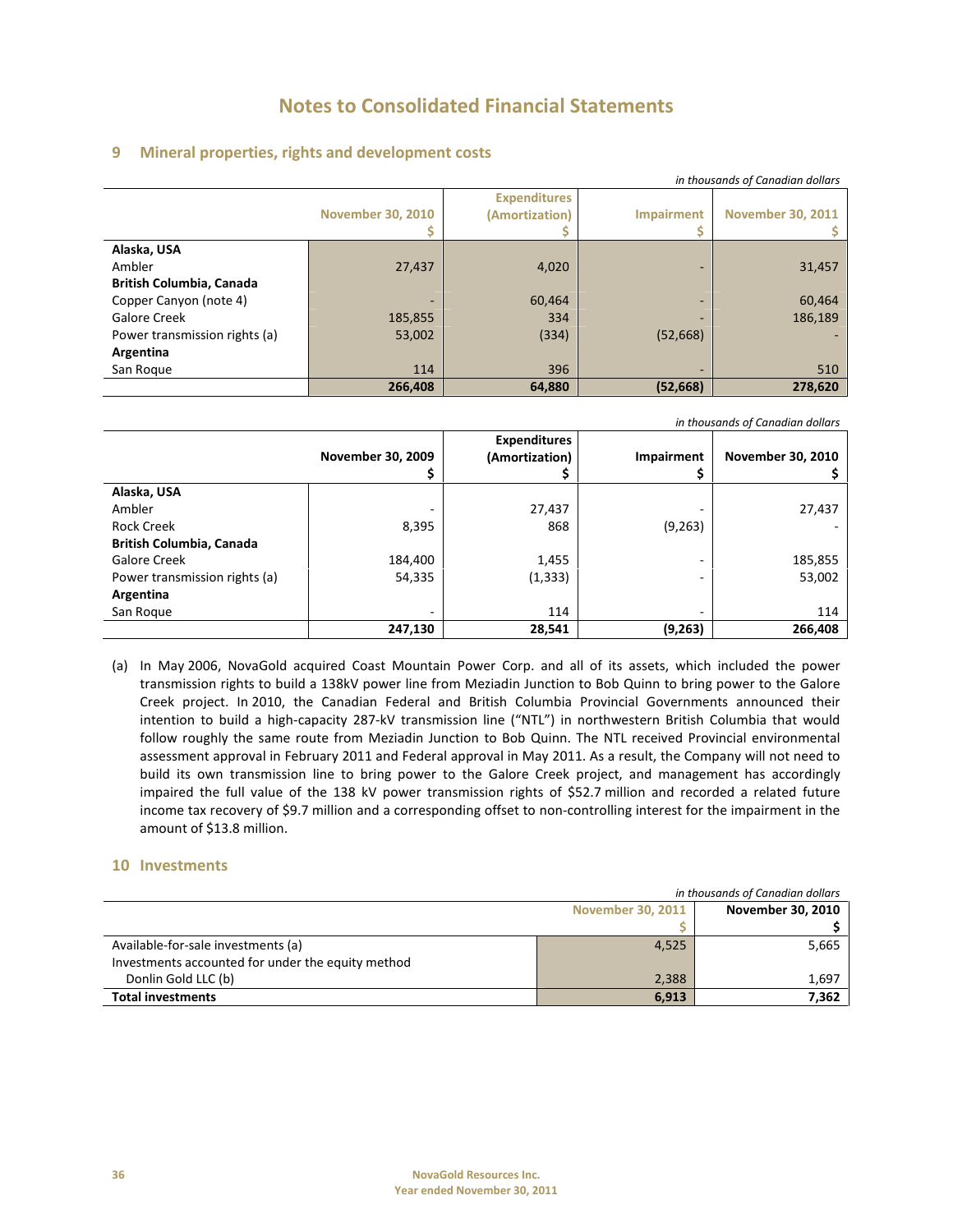# Notes to Consolidated Financial Statements

## 9 Mineral properties, rights and development costs

*in thousands of Canadian dollars*

| | November 30, 2010<br>$ | Expenditures (Amortization)<br>$ | Impairment<br>$ | November 30, 2011<br>$ |
|---|---|---|---|---|
| **Alaska, USA** | | | | |
| Ambler | 27,437 | 4,020 | - | 31,457 |
| **British Columbia, Canada** | | | | |
| Copper Canyon (note 4) | - | 60,464 | - | 60,464 |
| Galore Creek | 185,855 | 334 | - | 186,189 |
| Power transmission rights (a) | 53,002 | (334) | (52,668) | - |
| **Argentina** | | | | |
| San Roque | 114 | 396 | - | 510 |
| | **266,408** | **64,880** | **(52,668)** | **278,620** |

*in thousands of Canadian dollars*

| | November 30, 2009<br>$ | Expenditures (Amortization)<br>$ | Impairment<br>$ | November 30, 2010<br>$ |
|---|---|---|---|---|
| **Alaska, USA** | | | | |
| Ambler | - | 27,437 | - | 27,437 |
| Rock Creek | 8,395 | 868 | (9,263) | - |
| **British Columbia, Canada** | | | | |
| Galore Creek | 184,400 | 1,455 | - | 185,855 |
| Power transmission rights (a) | 54,335 | (1,333) | - | 53,002 |
| **Argentina** | | | | |
| San Roque | - | 114 | - | 114 |
| | **247,130** | **28,541** | **(9,263)** | **266,408** |

(a) In May 2006, NovaGold acquired Coast Mountain Power Corp. and all of its assets, which included the power transmission rights to build a 138kV power line from Meziadin Junction to Bob Quinn to bring power to the Galore Creek project. In 2010, the Canadian Federal and British Columbia Provincial Governments announced their intention to build a high-capacity 287-kV transmission line ("NTL") in northwestern British Columbia that would follow roughly the same route from Meziadin Junction to Bob Quinn. The NTL received Provincial environmental assessment approval in February 2011 and Federal approval in May 2011. As a result, the Company will not need to build its own transmission line to bring power to the Galore Creek project, and management has accordingly impaired the full value of the 138 kV power transmission rights of $52.7 million and recorded a related future income tax recovery of $9.7 million and a corresponding offset to non-controlling interest for the impairment in the amount of $13.8 million.

## 10 Investments

*in thousands of Canadian dollars*

| | November 30, 2011<br>$ | November 30, 2010<br>$ |
|---|---|---|
| Available-for-sale investments (a) | 4,525 | 5,665 |
| Investments accounted for under the equity method | | |
| Donlin Gold LLC (b) | 2,388 | 1,697 |
| **Total investments** | **6,913** | **7,362** |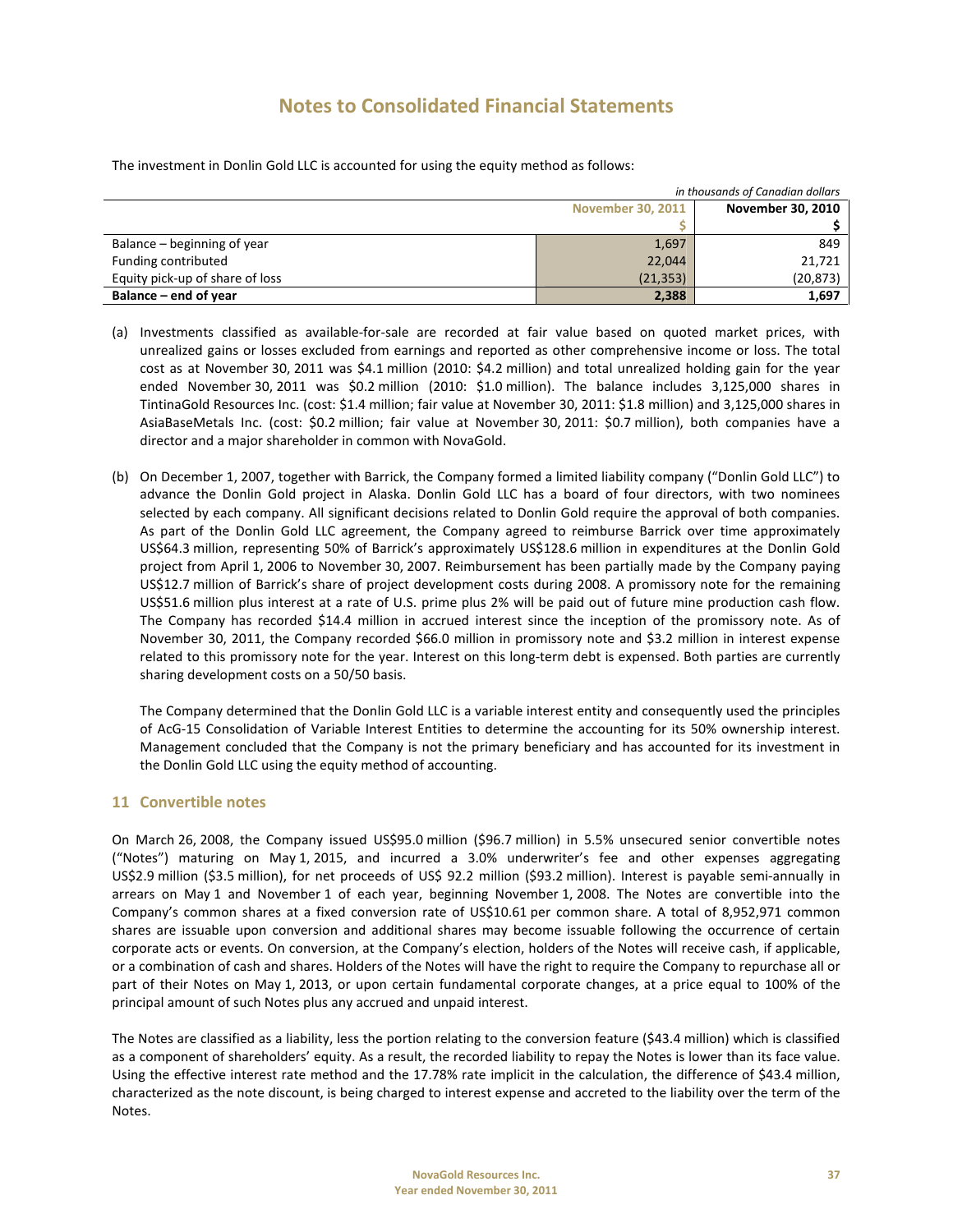# Notes to Consolidated Financial Statements

The investment in Donlin Gold LLC is accounted for using the equity method as follows:

*in thousands of Canadian dollars*

| | November 30, 2011 | November 30, 2010 |
|---|---|---|
| | $ | $ |
| Balance – beginning of year | 1,697 | 849 |
| Funding contributed | 22,044 | 21,721 |
| Equity pick-up of share of loss | (21,353) | (20,873) |
| **Balance – end of year** | **2,388** | **1,697** |

(a) Investments classified as available-for-sale are recorded at fair value based on quoted market prices, with unrealized gains or losses excluded from earnings and reported as other comprehensive income or loss. The total cost as at November 30, 2011 was $4.1 million (2010: $4.2 million) and total unrealized holding gain for the year ended November 30, 2011 was $0.2 million (2010: $1.0 million). The balance includes 3,125,000 shares in TintinaGold Resources Inc. (cost: $1.4 million; fair value at November 30, 2011: $1.8 million) and 3,125,000 shares in AsiaBaseMetals Inc. (cost: $0.2 million; fair value at November 30, 2011: $0.7 million), both companies have a director and a major shareholder in common with NovaGold.

(b) On December 1, 2007, together with Barrick, the Company formed a limited liability company ("Donlin Gold LLC") to advance the Donlin Gold project in Alaska. Donlin Gold LLC has a board of four directors, with two nominees selected by each company. All significant decisions related to Donlin Gold require the approval of both companies. As part of the Donlin Gold LLC agreement, the Company agreed to reimburse Barrick over time approximately US$64.3 million, representing 50% of Barrick's approximately US$128.6 million in expenditures at the Donlin Gold project from April 1, 2006 to November 30, 2007. Reimbursement has been partially made by the Company paying US$12.7 million of Barrick's share of project development costs during 2008. A promissory note for the remaining US$51.6 million plus interest at a rate of U.S. prime plus 2% will be paid out of future mine production cash flow. The Company has recorded $14.4 million in accrued interest since the inception of the promissory note. As of November 30, 2011, the Company recorded $66.0 million in promissory note and $3.2 million in interest expense related to this promissory note for the year. Interest on this long-term debt is expensed. Both parties are currently sharing development costs on a 50/50 basis.

   The Company determined that the Donlin Gold LLC is a variable interest entity and consequently used the principles of AcG-15 Consolidation of Variable Interest Entities to determine the accounting for its 50% ownership interest. Management concluded that the Company is not the primary beneficiary and has accounted for its investment in the Donlin Gold LLC using the equity method of accounting.

## 11 Convertible notes

On March 26, 2008, the Company issued US$95.0 million ($96.7 million) in 5.5% unsecured senior convertible notes ("Notes") maturing on May 1, 2015, and incurred a 3.0% underwriter's fee and other expenses aggregating US$2.9 million ($3.5 million), for net proceeds of US$ 92.2 million ($93.2 million). Interest is payable semi-annually in arrears on May 1 and November 1 of each year, beginning November 1, 2008. The Notes are convertible into the Company's common shares at a fixed conversion rate of US$10.61 per common share. A total of 8,952,971 common shares are issuable upon conversion and additional shares may become issuable following the occurrence of certain corporate acts or events. On conversion, at the Company's election, holders of the Notes will receive cash, if applicable, or a combination of cash and shares. Holders of the Notes will have the right to require the Company to repurchase all or part of their Notes on May 1, 2013, or upon certain fundamental corporate changes, at a price equal to 100% of the principal amount of such Notes plus any accrued and unpaid interest.

The Notes are classified as a liability, less the portion relating to the conversion feature ($43.4 million) which is classified as a component of shareholders' equity. As a result, the recorded liability to repay the Notes is lower than its face value. Using the effective interest rate method and the 17.78% rate implicit in the calculation, the difference of $43.4 million, characterized as the note discount, is being charged to interest expense and accreted to the liability over the term of the Notes.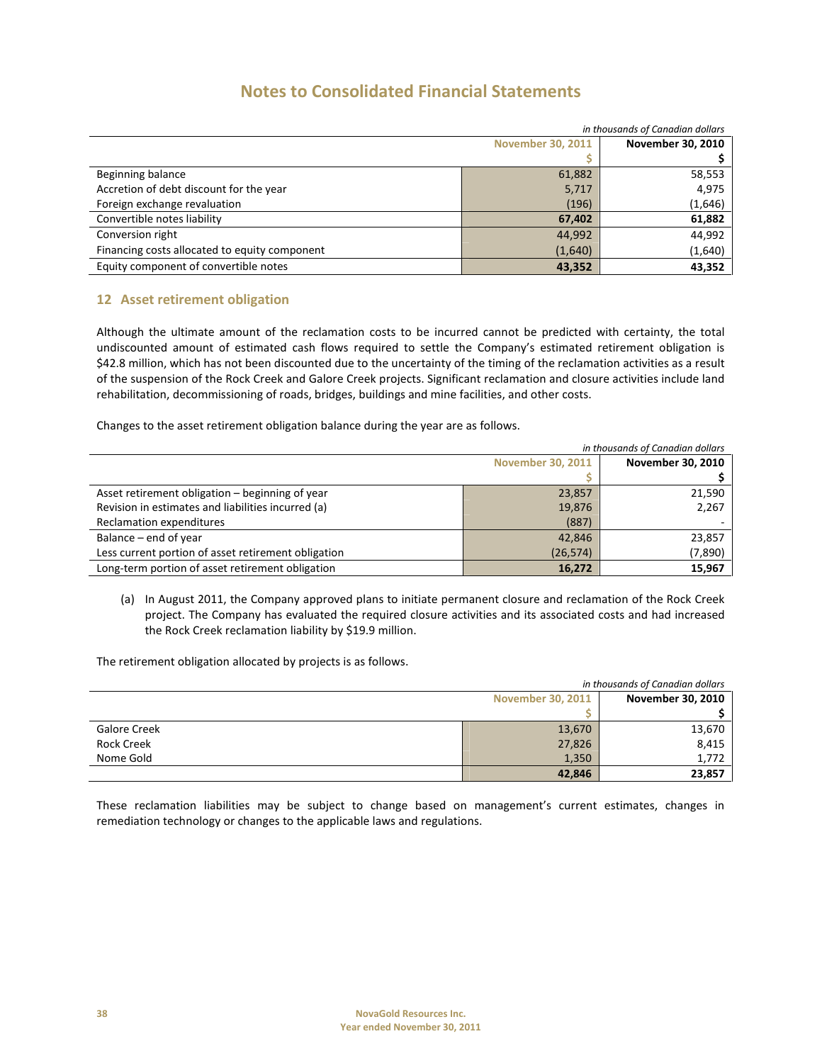# Notes to Consolidated Financial Statements

*in thousands of Canadian dollars*

| | November 30, 2011 | November 30, 2010 |
|---|---|---|
| | $ | $ |
| Beginning balance | 61,882 | 58,553 |
| Accretion of debt discount for the year | 5,717 | 4,975 |
| Foreign exchange revaluation | (196) | (1,646) |
| Convertible notes liability | **67,402** | **61,882** |
| Conversion right | 44,992 | 44,992 |
| Financing costs allocated to equity component | (1,640) | (1,640) |
| Equity component of convertible notes | **43,352** | **43,352** |

## 12 Asset retirement obligation

Although the ultimate amount of the reclamation costs to be incurred cannot be predicted with certainty, the total undiscounted amount of estimated cash flows required to settle the Company's estimated retirement obligation is $42.8 million, which has not been discounted due to the uncertainty of the timing of the reclamation activities as a result of the suspension of the Rock Creek and Galore Creek projects. Significant reclamation and closure activities include land rehabilitation, decommissioning of roads, bridges, buildings and mine facilities, and other costs.

Changes to the asset retirement obligation balance during the year are as follows.

*in thousands of Canadian dollars*

| | November 30, 2011 | November 30, 2010 |
|---|---|---|
| | $ | $ |
| Asset retirement obligation – beginning of year | 23,857 | 21,590 |
| Revision in estimates and liabilities incurred (a) | 19,876 | 2,267 |
| Reclamation expenditures | (887) | - |
| Balance – end of year | 42,846 | 23,857 |
| Less current portion of asset retirement obligation | (26,574) | (7,890) |
| Long-term portion of asset retirement obligation | **16,272** | **15,967** |

(a) In August 2011, the Company approved plans to initiate permanent closure and reclamation of the Rock Creek project. The Company has evaluated the required closure activities and its associated costs and had increased the Rock Creek reclamation liability by $19.9 million.

The retirement obligation allocated by projects is as follows.

*in thousands of Canadian dollars*

| | November 30, 2011 | November 30, 2010 |
|---|---|---|
| | $ | $ |
| Galore Creek | 13,670 | 13,670 |
| Rock Creek | 27,826 | 8,415 |
| Nome Gold | 1,350 | 1,772 |
| | **42,846** | **23,857** |

These reclamation liabilities may be subject to change based on management's current estimates, changes in remediation technology or changes to the applicable laws and regulations.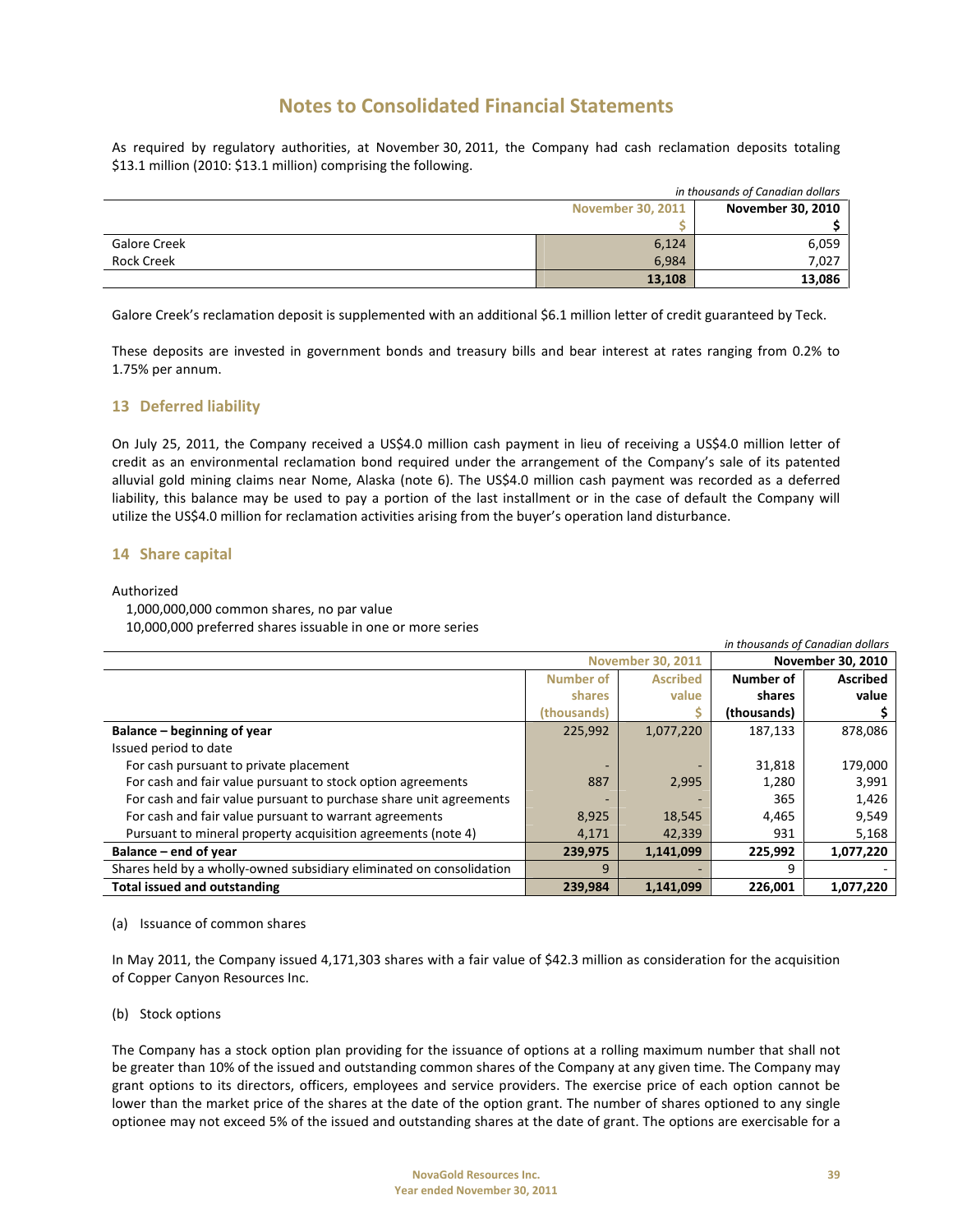# Notes to Consolidated Financial Statements

As required by regulatory authorities, at November 30, 2011, the Company had cash reclamation deposits totaling $13.1 million (2010: $13.1 million) comprising the following.

*in thousands of Canadian dollars*

| | November 30, 2011 | November 30, 2010 |
|---|---|---|
| | $ | $ |
| Galore Creek | 6,124 | 6,059 |
| Rock Creek | 6,984 | 7,027 |
| | **13,108** | **13,086** |

Galore Creek's reclamation deposit is supplemented with an additional $6.1 million letter of credit guaranteed by Teck.

These deposits are invested in government bonds and treasury bills and bear interest at rates ranging from 0.2% to 1.75% per annum.

## 13 Deferred liability

On July 25, 2011, the Company received a US$4.0 million cash payment in lieu of receiving a US$4.0 million letter of credit as an environmental reclamation bond required under the arrangement of the Company's sale of its patented alluvial gold mining claims near Nome, Alaska (note 6). The US$4.0 million cash payment was recorded as a deferred liability, this balance may be used to pay a portion of the last installment or in the case of default the Company will utilize the US$4.0 million for reclamation activities arising from the buyer's operation land disturbance.

## 14 Share capital

Authorized

1,000,000,000 common shares, no par value

10,000,000 preferred shares issuable in one or more series

*in thousands of Canadian dollars*

| | November 30, 2011 | | November 30, 2010 | |
|---|---|---|---|---|
| | Number of shares (thousands) | Ascribed value $ | Number of shares (thousands) | Ascribed value $ |
| **Balance – beginning of year** | 225,992 | 1,077,220 | 187,133 | 878,086 |
| Issued period to date | | | | |
| For cash pursuant to private placement | - | - | 31,818 | 179,000 |
| For cash and fair value pursuant to stock option agreements | 887 | 2,995 | 1,280 | 3,991 |
| For cash and fair value pursuant to purchase share unit agreements | - | - | 365 | 1,426 |
| For cash and fair value pursuant to warrant agreements | 8,925 | 18,545 | 4,465 | 9,549 |
| Pursuant to mineral property acquisition agreements (note 4) | 4,171 | 42,339 | 931 | 5,168 |
| **Balance – end of year** | **239,975** | **1,141,099** | **225,992** | **1,077,220** |
| Shares held by a wholly-owned subsidiary eliminated on consolidation | 9 | - | 9 | - |
| **Total issued and outstanding** | **239,984** | **1,141,099** | **226,001** | **1,077,220** |

(a) Issuance of common shares

In May 2011, the Company issued 4,171,303 shares with a fair value of $42.3 million as consideration for the acquisition of Copper Canyon Resources Inc.

(b) Stock options

The Company has a stock option plan providing for the issuance of options at a rolling maximum number that shall not be greater than 10% of the issued and outstanding common shares of the Company at any given time. The Company may grant options to its directors, officers, employees and service providers. The exercise price of each option cannot be lower than the market price of the shares at the date of the option grant. The number of shares optioned to any single optionee may not exceed 5% of the issued and outstanding shares at the date of grant. The options are exercisable for a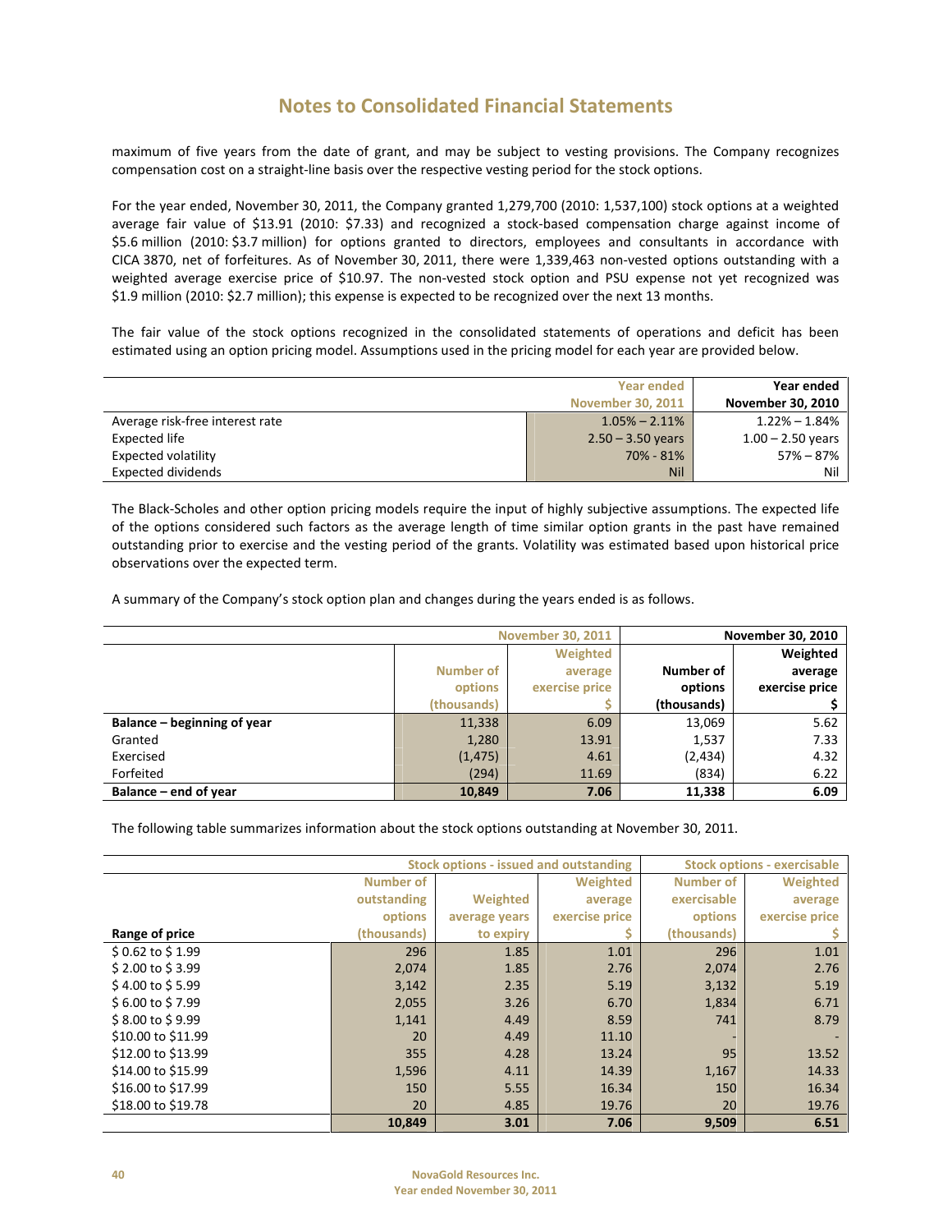# Notes to Consolidated Financial Statements

maximum of five years from the date of grant, and may be subject to vesting provisions. The Company recognizes compensation cost on a straight-line basis over the respective vesting period for the stock options.

For the year ended, November 30, 2011, the Company granted 1,279,700 (2010: 1,537,100) stock options at a weighted average fair value of $13.91 (2010: $7.33) and recognized a stock-based compensation charge against income of $5.6 million (2010: $3.7 million) for options granted to directors, employees and consultants in accordance with CICA 3870, net of forfeitures. As of November 30, 2011, there were 1,339,463 non-vested options outstanding with a weighted average exercise price of $10.97. The non-vested stock option and PSU expense not yet recognized was $1.9 million (2010: $2.7 million); this expense is expected to be recognized over the next 13 months.

The fair value of the stock options recognized in the consolidated statements of operations and deficit has been estimated using an option pricing model. Assumptions used in the pricing model for each year are provided below.

| | Year ended November 30, 2011 | Year ended November 30, 2010 |
|---|---|---|
| Average risk-free interest rate | 1.05% – 2.11% | 1.22% – 1.84% |
| Expected life | 2.50 – 3.50 years | 1.00 – 2.50 years |
| Expected volatility | 70% - 81% | 57% – 87% |
| Expected dividends | Nil | Nil |

The Black-Scholes and other option pricing models require the input of highly subjective assumptions. The expected life of the options considered such factors as the average length of time similar option grants in the past have remained outstanding prior to exercise and the vesting period of the grants. Volatility was estimated based upon historical price observations over the expected term.

A summary of the Company's stock option plan and changes during the years ended is as follows.

| | November 30, 2011 | | November 30, 2010 | |
|---|---|---|---|---|
| | Number of options (thousands) | Weighted average exercise price $ | Number of options (thousands) | Weighted average exercise price $ |
| **Balance – beginning of year** | 11,338 | 6.09 | 13,069 | 5.62 |
| Granted | 1,280 | 13.91 | 1,537 | 7.33 |
| Exercised | (1,475) | 4.61 | (2,434) | 4.32 |
| Forfeited | (294) | 11.69 | (834) | 6.22 |
| **Balance – end of year** | **10,849** | **7.06** | **11,338** | **6.09** |

The following table summarizes information about the stock options outstanding at November 30, 2011.

| | Stock options - issued and outstanding | | | Stock options - exercisable | |
|---|---|---|---|---|---|
| **Range of price** | Number of outstanding options (thousands) | Weighted average years to expiry | Weighted average exercise price $ | Number of exercisable options (thousands) | Weighted average exercise price $ |
| $ 0.62 to $ 1.99 | 296 | 1.85 | 1.01 | 296 | 1.01 |
| $ 2.00 to $ 3.99 | 2,074 | 1.85 | 2.76 | 2,074 | 2.76 |
| $ 4.00 to $ 5.99 | 3,142 | 2.35 | 5.19 | 3,132 | 5.19 |
| $ 6.00 to $ 7.99 | 2,055 | 3.26 | 6.70 | 1,834 | 6.71 |
| $ 8.00 to $ 9.99 | 1,141 | 4.49 | 8.59 | 741 | 8.79 |
| $10.00 to $11.99 | 20 | 4.49 | 11.10 | - | - |
| $12.00 to $13.99 | 355 | 4.28 | 13.24 | 95 | 13.52 |
| $14.00 to $15.99 | 1,596 | 4.11 | 14.39 | 1,167 | 14.33 |
| $16.00 to $17.99 | 150 | 5.55 | 16.34 | 150 | 16.34 |
| $18.00 to $19.78 | 20 | 4.85 | 19.76 | 20 | 19.76 |
| | **10,849** | **3.01** | **7.06** | **9,509** | **6.51** |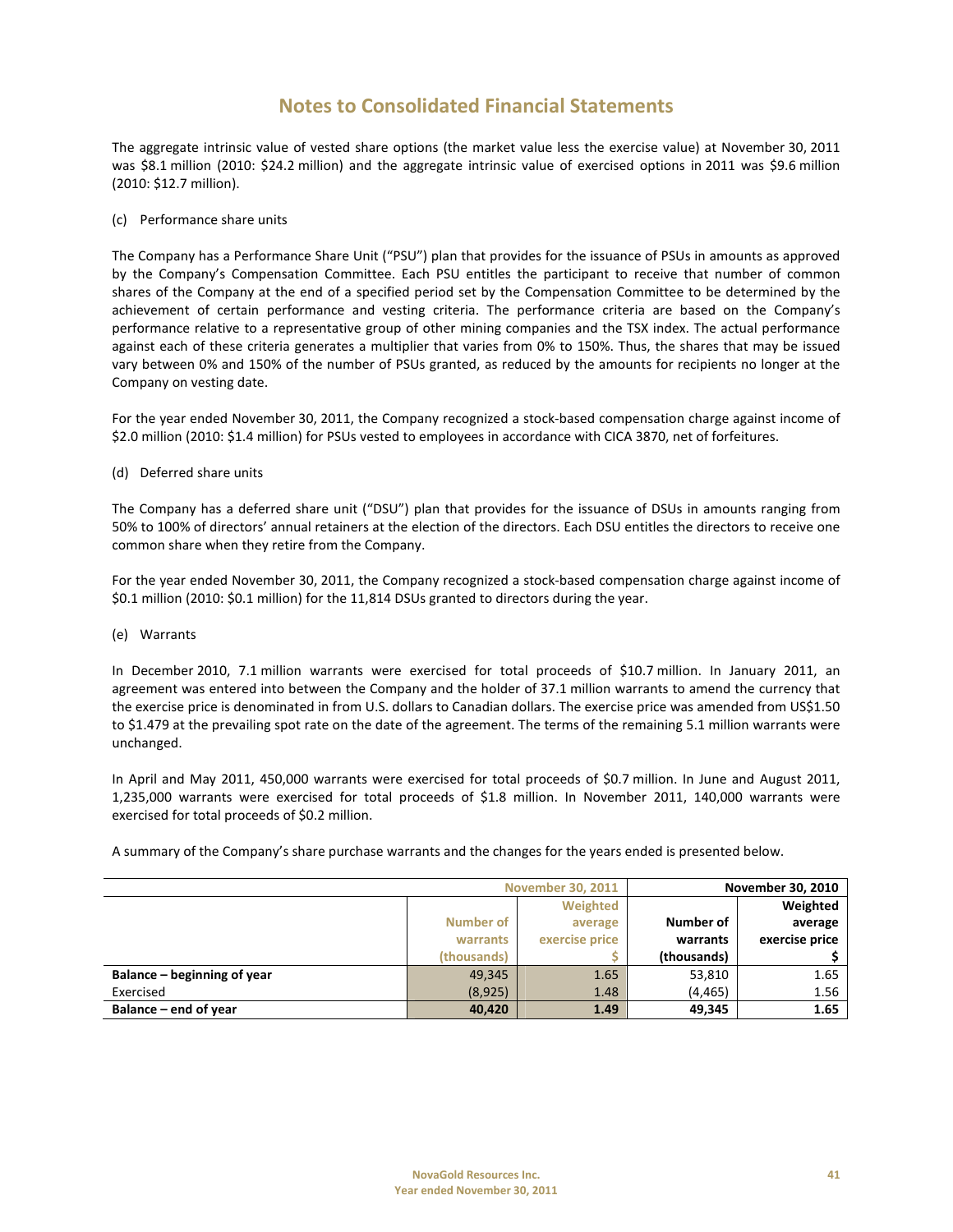# Notes to Consolidated Financial Statements

The aggregate intrinsic value of vested share options (the market value less the exercise value) at November 30, 2011 was $8.1 million (2010: $24.2 million) and the aggregate intrinsic value of exercised options in 2011 was $9.6 million (2010: $12.7 million).

(c) Performance share units

The Company has a Performance Share Unit ("PSU") plan that provides for the issuance of PSUs in amounts as approved by the Company's Compensation Committee. Each PSU entitles the participant to receive that number of common shares of the Company at the end of a specified period set by the Compensation Committee to be determined by the achievement of certain performance and vesting criteria. The performance criteria are based on the Company's performance relative to a representative group of other mining companies and the TSX index. The actual performance against each of these criteria generates a multiplier that varies from 0% to 150%. Thus, the shares that may be issued vary between 0% and 150% of the number of PSUs granted, as reduced by the amounts for recipients no longer at the Company on vesting date.

For the year ended November 30, 2011, the Company recognized a stock-based compensation charge against income of $2.0 million (2010: $1.4 million) for PSUs vested to employees in accordance with CICA 3870, net of forfeitures.

(d) Deferred share units

The Company has a deferred share unit ("DSU") plan that provides for the issuance of DSUs in amounts ranging from 50% to 100% of directors' annual retainers at the election of the directors. Each DSU entitles the directors to receive one common share when they retire from the Company.

For the year ended November 30, 2011, the Company recognized a stock-based compensation charge against income of $0.1 million (2010: $0.1 million) for the 11,814 DSUs granted to directors during the year.

(e) Warrants

In December 2010, 7.1 million warrants were exercised for total proceeds of $10.7 million. In January 2011, an agreement was entered into between the Company and the holder of 37.1 million warrants to amend the currency that the exercise price is denominated in from U.S. dollars to Canadian dollars. The exercise price was amended from US$1.50 to $1.479 at the prevailing spot rate on the date of the agreement. The terms of the remaining 5.1 million warrants were unchanged.

In April and May 2011, 450,000 warrants were exercised for total proceeds of $0.7 million. In June and August 2011, 1,235,000 warrants were exercised for total proceeds of $1.8 million. In November 2011, 140,000 warrants were exercised for total proceeds of $0.2 million.

A summary of the Company's share purchase warrants and the changes for the years ended is presented below.

| | November 30, 2011 | | November 30, 2010 | |
|---|---|---|---|---|
| | Number of warrants (thousands) | Weighted average exercise price $ | Number of warrants (thousands) | Weighted average exercise price $ |
| **Balance – beginning of year** | 49,345 | 1.65 | 53,810 | 1.65 |
| Exercised | (8,925) | 1.48 | (4,465) | 1.56 |
| **Balance – end of year** | **40,420** | **1.49** | **49,345** | **1.65** |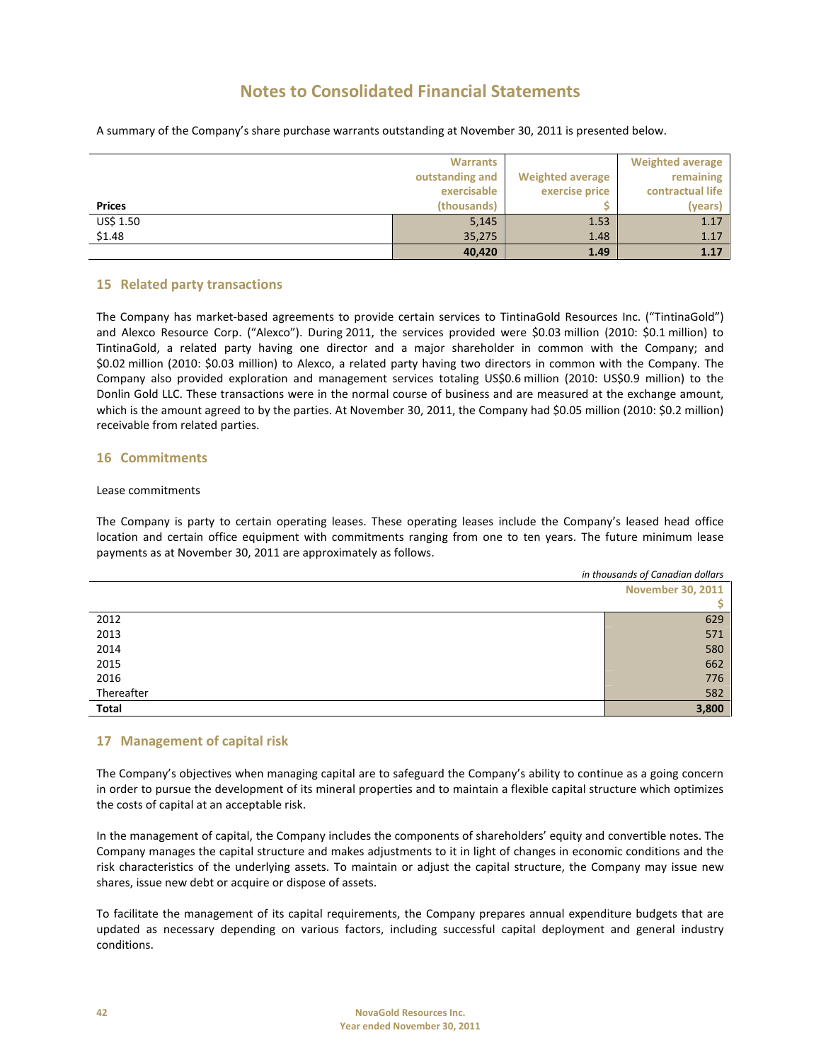# Notes to Consolidated Financial Statements

A summary of the Company's share purchase warrants outstanding at November 30, 2011 is presented below.

| Prices | Warrants outstanding and exercisable (thousands) | Weighted average exercise price $ | Weighted average remaining contractual life (years) |
|---|---|---|---|
| US$ 1.50 | 5,145 | 1.53 | 1.17 |
| $1.48 | 35,275 | 1.48 | 1.17 |
| | **40,420** | **1.49** | **1.17** |

## 15 Related party transactions

The Company has market-based agreements to provide certain services to TintinaGold Resources Inc. ("TintinaGold") and Alexco Resource Corp. ("Alexco"). During 2011, the services provided were $0.03 million (2010: $0.1 million) to TintinaGold, a related party having one director and a major shareholder in common with the Company; and $0.02 million (2010: $0.03 million) to Alexco, a related party having two directors in common with the Company. The Company also provided exploration and management services totaling US$0.6 million (2010: US$0.9 million) to the Donlin Gold LLC. These transactions were in the normal course of business and are measured at the exchange amount, which is the amount agreed to by the parties. At November 30, 2011, the Company had $0.05 million (2010: $0.2 million) receivable from related parties.

## 16 Commitments

Lease commitments

The Company is party to certain operating leases. These operating leases include the Company's leased head office location and certain office equipment with commitments ranging from one to ten years. The future minimum lease payments as at November 30, 2011 are approximately as follows.

*in thousands of Canadian dollars*

| | November 30, 2011 $ |
|---|---|
| 2012 | 629 |
| 2013 | 571 |
| 2014 | 580 |
| 2015 | 662 |
| 2016 | 776 |
| Thereafter | 582 |
| **Total** | **3,800** |

## 17 Management of capital risk

The Company's objectives when managing capital are to safeguard the Company's ability to continue as a going concern in order to pursue the development of its mineral properties and to maintain a flexible capital structure which optimizes the costs of capital at an acceptable risk.

In the management of capital, the Company includes the components of shareholders' equity and convertible notes. The Company manages the capital structure and makes adjustments to it in light of changes in economic conditions and the risk characteristics of the underlying assets. To maintain or adjust the capital structure, the Company may issue new shares, issue new debt or acquire or dispose of assets.

To facilitate the management of its capital requirements, the Company prepares annual expenditure budgets that are updated as necessary depending on various factors, including successful capital deployment and general industry conditions.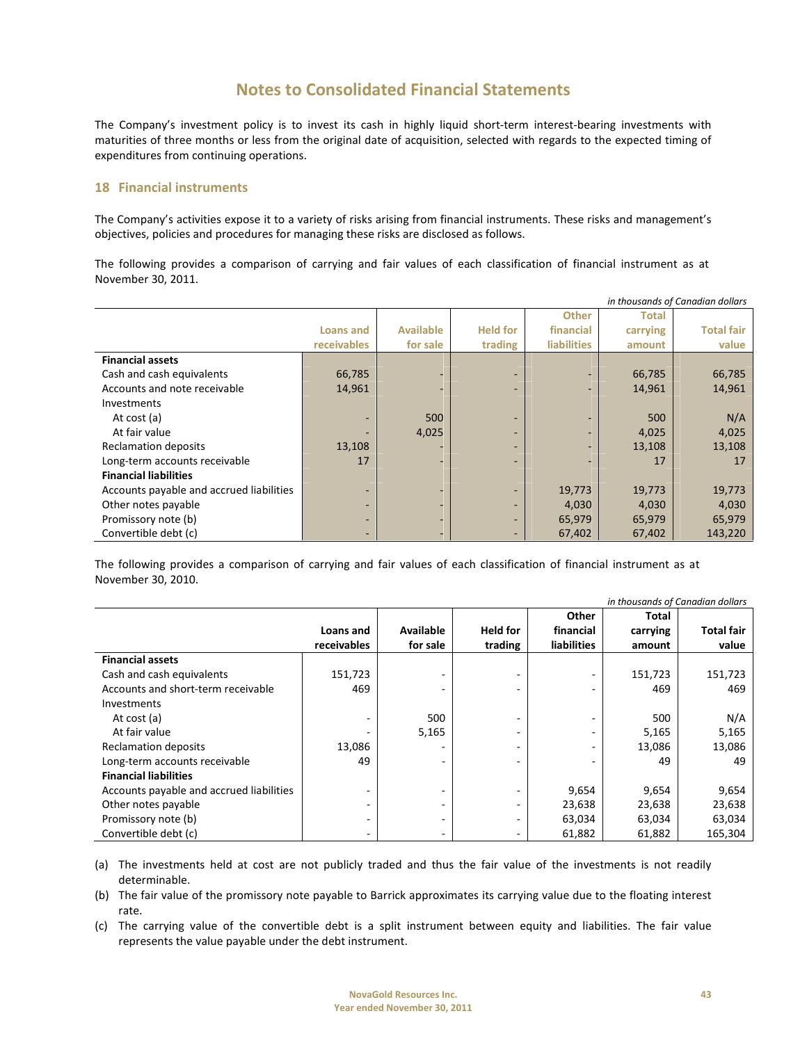# Notes to Consolidated Financial Statements

The Company's investment policy is to invest its cash in highly liquid short-term interest-bearing investments with maturities of three months or less from the original date of acquisition, selected with regards to the expected timing of expenditures from continuing operations.

## 18 Financial instruments

The Company's activities expose it to a variety of risks arising from financial instruments. These risks and management's objectives, policies and procedures for managing these risks are disclosed as follows.

The following provides a comparison of carrying and fair values of each classification of financial instrument as at November 30, 2011.

*in thousands of Canadian dollars*

| | Loans and receivables | Available for sale | Held for trading | Other financial liabilities | Total carrying amount | Total fair value |
|---|---|---|---|---|---|---|
| **Financial assets** | | | | | | |
| Cash and cash equivalents | 66,785 | - | - | - | 66,785 | 66,785 |
| Accounts and note receivable | 14,961 | - | - | - | 14,961 | 14,961 |
| Investments | | | | | | |
| At cost (a) | - | 500 | - | - | 500 | N/A |
| At fair value | - | 4,025 | - | - | 4,025 | 4,025 |
| Reclamation deposits | 13,108 | - | - | - | 13,108 | 13,108 |
| Long-term accounts receivable | 17 | - | - | - | 17 | 17 |
| **Financial liabilities** | | | | | | |
| Accounts payable and accrued liabilities | - | - | - | 19,773 | 19,773 | 19,773 |
| Other notes payable | - | - | - | 4,030 | 4,030 | 4,030 |
| Promissory note (b) | - | - | - | 65,979 | 65,979 | 65,979 |
| Convertible debt (c) | - | - | - | 67,402 | 67,402 | 143,220 |

The following provides a comparison of carrying and fair values of each classification of financial instrument as at November 30, 2010.

*in thousands of Canadian dollars*

| | Loans and receivables | Available for sale | Held for trading | Other financial liabilities | Total carrying amount | Total fair value |
|---|---|---|---|---|---|---|
| **Financial assets** | | | | | | |
| Cash and cash equivalents | 151,723 | - | - | - | 151,723 | 151,723 |
| Accounts and short-term receivable | 469 | - | - | - | 469 | 469 |
| Investments | | | | | | |
| At cost (a) | - | 500 | - | - | 500 | N/A |
| At fair value | - | 5,165 | - | - | 5,165 | 5,165 |
| Reclamation deposits | 13,086 | - | - | - | 13,086 | 13,086 |
| Long-term accounts receivable | 49 | - | - | - | 49 | 49 |
| **Financial liabilities** | | | | | | |
| Accounts payable and accrued liabilities | - | - | - | 9,654 | 9,654 | 9,654 |
| Other notes payable | - | - | - | 23,638 | 23,638 | 23,638 |
| Promissory note (b) | - | - | - | 63,034 | 63,034 | 63,034 |
| Convertible debt (c) | - | - | - | 61,882 | 61,882 | 165,304 |

(a) The investments held at cost are not publicly traded and thus the fair value of the investments is not readily determinable.

(b) The fair value of the promissory note payable to Barrick approximates its carrying value due to the floating interest rate.

(c) The carrying value of the convertible debt is a split instrument between equity and liabilities. The fair value represents the value payable under the debt instrument.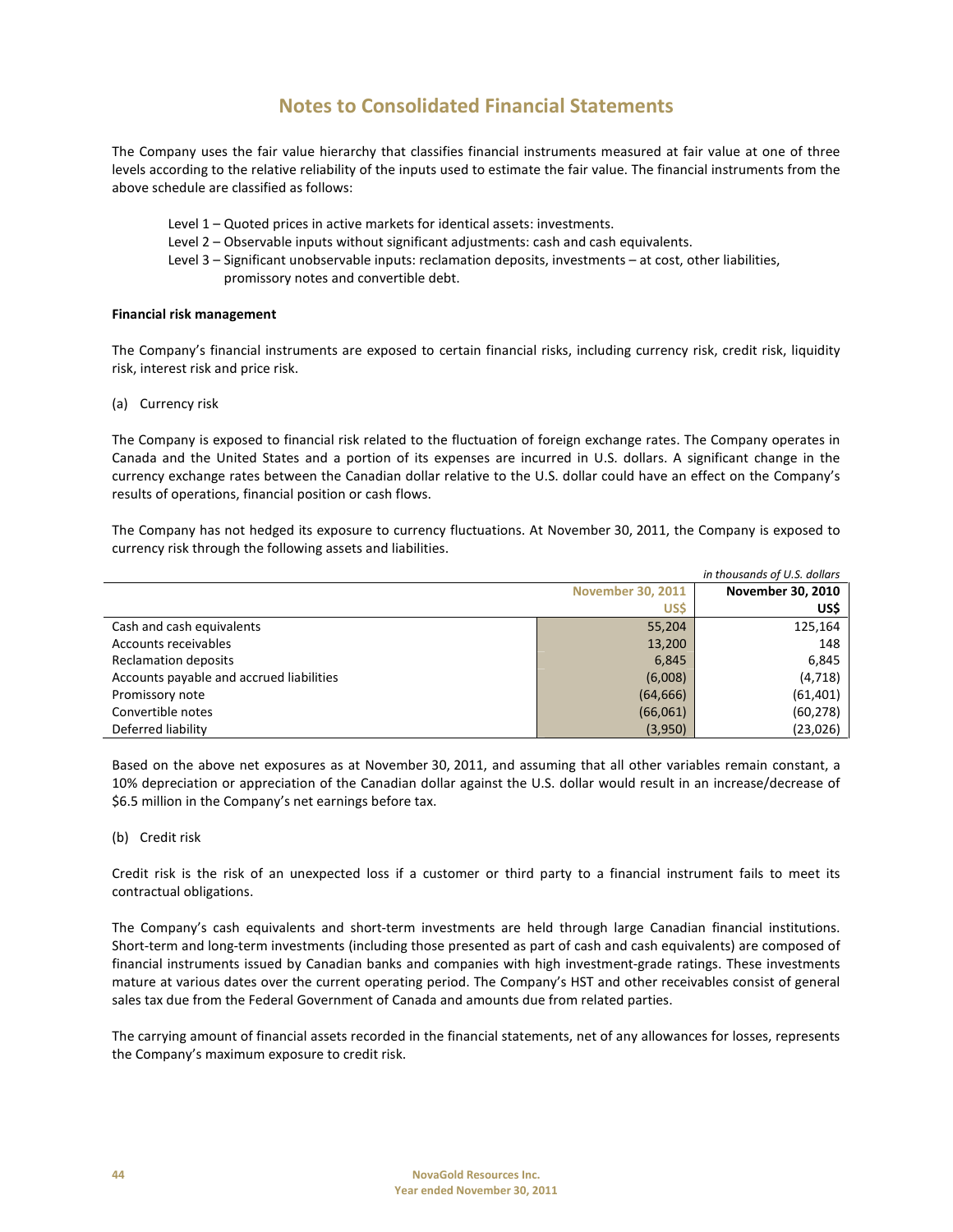# Notes to Consolidated Financial Statements

The Company uses the fair value hierarchy that classifies financial instruments measured at fair value at one of three levels according to the relative reliability of the inputs used to estimate the fair value. The financial instruments from the above schedule are classified as follows:

- Level 1 – Quoted prices in active markets for identical assets: investments.
- Level 2 – Observable inputs without significant adjustments: cash and cash equivalents.
- Level 3 – Significant unobservable inputs: reclamation deposits, investments – at cost, other liabilities, promissory notes and convertible debt.

**Financial risk management**

The Company's financial instruments are exposed to certain financial risks, including currency risk, credit risk, liquidity risk, interest risk and price risk.

(a) Currency risk

The Company is exposed to financial risk related to the fluctuation of foreign exchange rates. The Company operates in Canada and the United States and a portion of its expenses are incurred in U.S. dollars. A significant change in the currency exchange rates between the Canadian dollar relative to the U.S. dollar could have an effect on the Company's results of operations, financial position or cash flows.

The Company has not hedged its exposure to currency fluctuations. At November 30, 2011, the Company is exposed to currency risk through the following assets and liabilities.

*in thousands of U.S. dollars*

| | November 30, 2011 | November 30, 2010 |
|---|---|---|
| | US$ | US$ |
| Cash and cash equivalents | 55,204 | 125,164 |
| Accounts receivables | 13,200 | 148 |
| Reclamation deposits | 6,845 | 6,845 |
| Accounts payable and accrued liabilities | (6,008) | (4,718) |
| Promissory note | (64,666) | (61,401) |
| Convertible notes | (66,061) | (60,278) |
| Deferred liability | (3,950) | (23,026) |

Based on the above net exposures as at November 30, 2011, and assuming that all other variables remain constant, a 10% depreciation or appreciation of the Canadian dollar against the U.S. dollar would result in an increase/decrease of $6.5 million in the Company's net earnings before tax.

(b) Credit risk

Credit risk is the risk of an unexpected loss if a customer or third party to a financial instrument fails to meet its contractual obligations.

The Company's cash equivalents and short-term investments are held through large Canadian financial institutions. Short-term and long-term investments (including those presented as part of cash and cash equivalents) are composed of financial instruments issued by Canadian banks and companies with high investment-grade ratings. These investments mature at various dates over the current operating period. The Company's HST and other receivables consist of general sales tax due from the Federal Government of Canada and amounts due from related parties.

The carrying amount of financial assets recorded in the financial statements, net of any allowances for losses, represents the Company's maximum exposure to credit risk.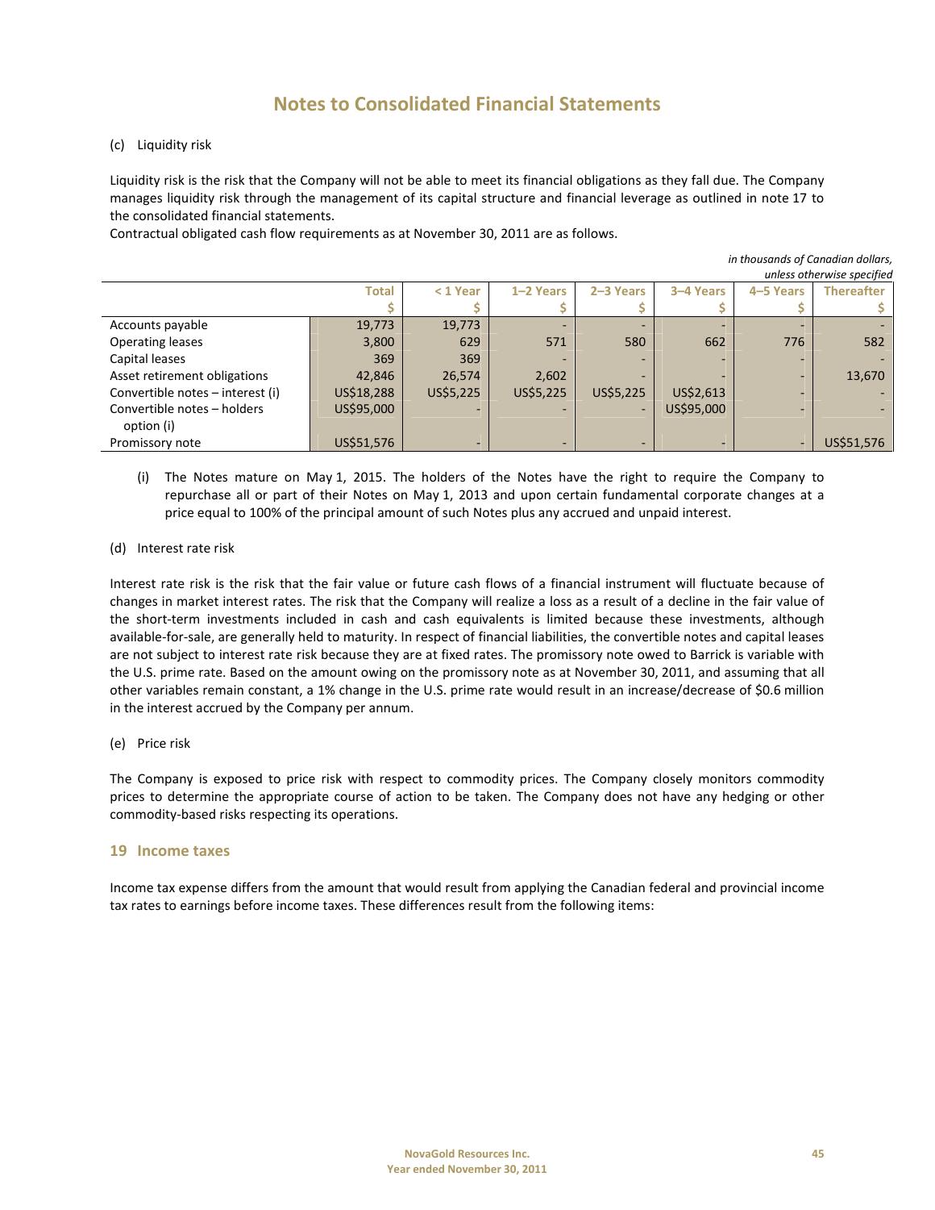(c) Liquidity risk

Liquidity risk is the risk that the Company will not be able to meet its financial obligations as they fall due. The Company manages liquidity risk through the management of its capital structure and financial leverage as outlined in note 17 to the consolidated financial statements.

Contractual obligated cash flow requirements as at November 30, 2011 are as follows.

*in thousands of Canadian dollars, unless otherwise specified*

| | Total<br>$ | < 1 Year<br>$ | 1–2 Years<br>$ | 2–3 Years<br>$ | 3–4 Years<br>$ | 4–5 Years<br>$ | Thereafter<br>$ |
|---|---|---|---|---|---|---|---|
| Accounts payable | 19,773 | 19,773 | - | - | - | - | - |
| Operating leases | 3,800 | 629 | 571 | 580 | 662 | 776 | 582 |
| Capital leases | 369 | 369 | - | - | - | - | - |
| Asset retirement obligations | 42,846 | 26,574 | 2,602 | - | - | - | 13,670 |
| Convertible notes – interest (i) | US$18,288 | US$5,225 | US$5,225 | US$5,225 | US$2,613 | - | - |
| Convertible notes – holders option (i) | US$95,000 | - | - | - | US$95,000 | - | - |
| Promissory note | US$51,576 | - | - | - | - | - | US$51,576 |

(i) The Notes mature on May 1, 2015. The holders of the Notes have the right to require the Company to repurchase all or part of their Notes on May 1, 2013 and upon certain fundamental corporate changes at a price equal to 100% of the principal amount of such Notes plus any accrued and unpaid interest.

(d) Interest rate risk

Interest rate risk is the risk that the fair value or future cash flows of a financial instrument will fluctuate because of changes in market interest rates. The risk that the Company will realize a loss as a result of a decline in the fair value of the short-term investments included in cash and cash equivalents is limited because these investments, although available-for-sale, are generally held to maturity. In respect of financial liabilities, the convertible notes and capital leases are not subject to interest rate risk because they are at fixed rates. The promissory note owed to Barrick is variable with the U.S. prime rate. Based on the amount owing on the promissory note as at November 30, 2011, and assuming that all other variables remain constant, a 1% change in the U.S. prime rate would result in an increase/decrease of $0.6 million in the interest accrued by the Company per annum.

(e) Price risk

The Company is exposed to price risk with respect to commodity prices. The Company closely monitors commodity prices to determine the appropriate course of action to be taken. The Company does not have any hedging or other commodity-based risks respecting its operations.

## 19 Income taxes

Income tax expense differs from the amount that would result from applying the Canadian federal and provincial income tax rates to earnings before income taxes. These differences result from the following items: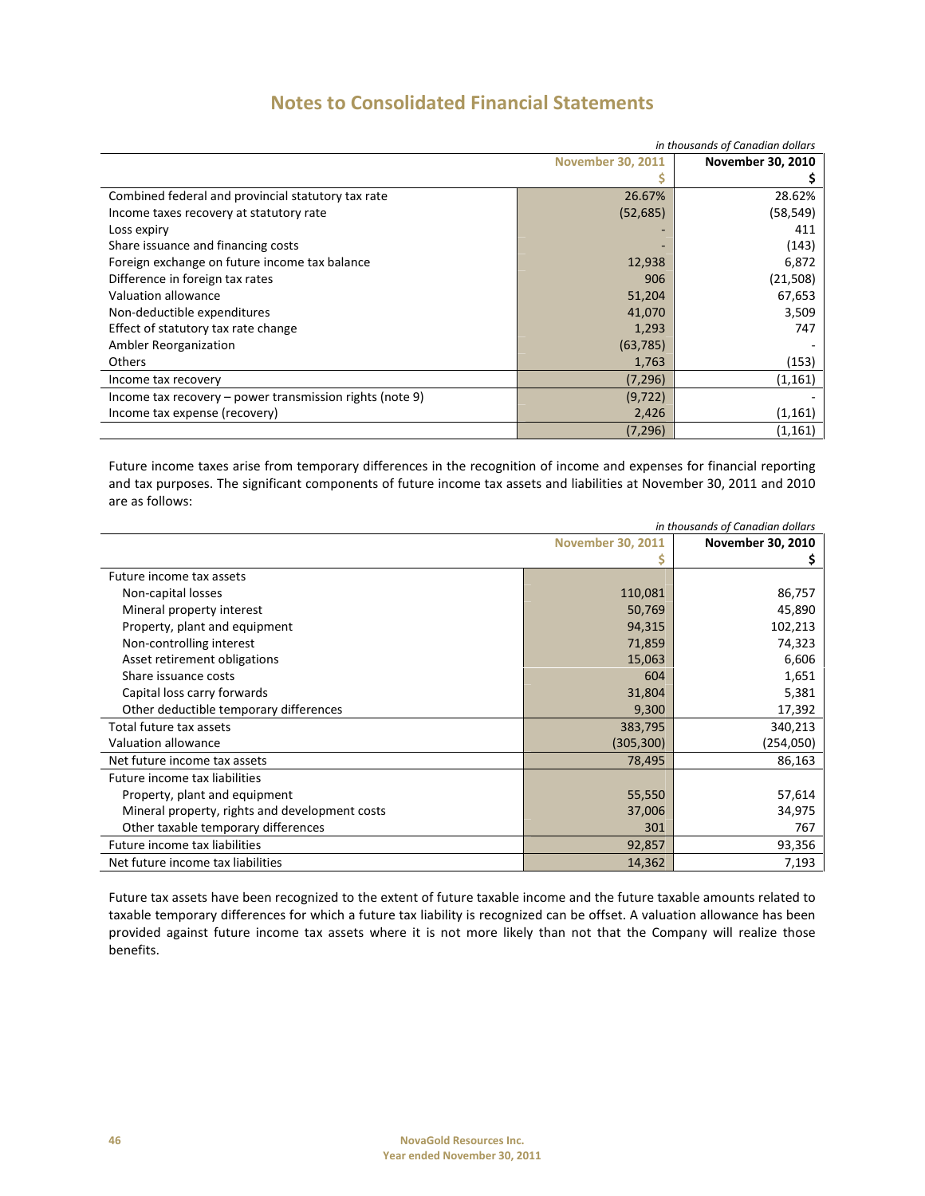# Notes to Consolidated Financial Statements

*in thousands of Canadian dollars*

| | November 30, 2011 $ | November 30, 2010 $ |
|---|---|---|
| Combined federal and provincial statutory tax rate | 26.67% | 28.62% |
| Income taxes recovery at statutory rate | (52,685) | (58,549) |
| Loss expiry | - | 411 |
| Share issuance and financing costs | - | (143) |
| Foreign exchange on future income tax balance | 12,938 | 6,872 |
| Difference in foreign tax rates | 906 | (21,508) |
| Valuation allowance | 51,204 | 67,653 |
| Non-deductible expenditures | 41,070 | 3,509 |
| Effect of statutory tax rate change | 1,293 | 747 |
| Ambler Reorganization | (63,785) | - |
| Others | 1,763 | (153) |
| Income tax recovery | (7,296) | (1,161) |
| Income tax recovery – power transmission rights (note 9) | (9,722) | - |
| Income tax expense (recovery) | 2,426 | (1,161) |
| | (7,296) | (1,161) |

Future income taxes arise from temporary differences in the recognition of income and expenses for financial reporting and tax purposes. The significant components of future income tax assets and liabilities at November 30, 2011 and 2010 are as follows:

*in thousands of Canadian dollars*

| | November 30, 2011 $ | November 30, 2010 $ |
|---|---|---|
| Future income tax assets | | |
| Non-capital losses | 110,081 | 86,757 |
| Mineral property interest | 50,769 | 45,890 |
| Property, plant and equipment | 94,315 | 102,213 |
| Non-controlling interest | 71,859 | 74,323 |
| Asset retirement obligations | 15,063 | 6,606 |
| Share issuance costs | 604 | 1,651 |
| Capital loss carry forwards | 31,804 | 5,381 |
| Other deductible temporary differences | 9,300 | 17,392 |
| Total future tax assets | 383,795 | 340,213 |
| Valuation allowance | (305,300) | (254,050) |
| Net future income tax assets | 78,495 | 86,163 |
| Future income tax liabilities | | |
| Property, plant and equipment | 55,550 | 57,614 |
| Mineral property, rights and development costs | 37,006 | 34,975 |
| Other taxable temporary differences | 301 | 767 |
| Future income tax liabilities | 92,857 | 93,356 |
| Net future income tax liabilities | 14,362 | 7,193 |

Future tax assets have been recognized to the extent of future taxable income and the future taxable amounts related to taxable temporary differences for which a future tax liability is recognized can be offset. A valuation allowance has been provided against future income tax assets where it is not more likely than not that the Company will realize those benefits.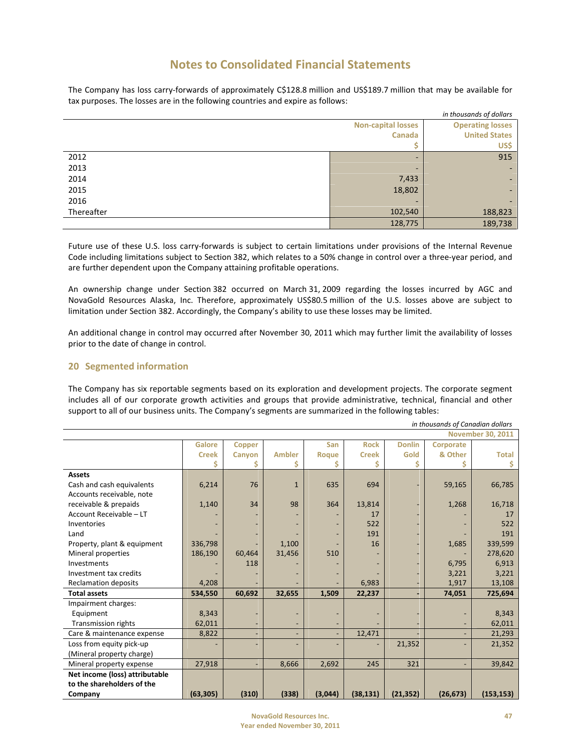# Notes to Consolidated Financial Statements

The Company has loss carry-forwards of approximately C$128.8 million and US$189.7 million that may be available for tax purposes. The losses are in the following countries and expire as follows:

*in thousands of dollars*

| | Non-capital losses Canada $ | Operating losses United States US$ |
|---|---|---|
| 2012 | - | 915 |
| 2013 | - | - |
| 2014 | 7,433 | - |
| 2015 | 18,802 | - |
| 2016 | - | - |
| Thereafter | 102,540 | 188,823 |
| | 128,775 | 189,738 |

Future use of these U.S. loss carry-forwards is subject to certain limitations under provisions of the Internal Revenue Code including limitations subject to Section 382, which relates to a 50% change in control over a three-year period, and are further dependent upon the Company attaining profitable operations.

An ownership change under Section 382 occurred on March 31, 2009 regarding the losses incurred by AGC and NovaGold Resources Alaska, Inc. Therefore, approximately US$80.5 million of the U.S. losses above are subject to limitation under Section 382. Accordingly, the Company's ability to use these losses may be limited.

An additional change in control may occurred after November 30, 2011 which may further limit the availability of losses prior to the date of change in control.

## 20 Segmented information

The Company has six reportable segments based on its exploration and development projects. The corporate segment includes all of our corporate growth activities and groups that provide administrative, technical, financial and other support to all of our business units. The Company's segments are summarized in the following tables:

*in thousands of Canadian dollars*

| | | | | | | | | November 30, 2011 |
|---|---|---|---|---|---|---|---|---|
| | Galore Creek $ | Copper Canyon $ | Ambler $ | San Roque $ | Rock Creek $ | Donlin Gold $ | Corporate & Other $ | Total $ |
| **Assets** | | | | | | | | |
| Cash and cash equivalents | 6,214 | 76 | 1 | 635 | 694 | - | 59,165 | 66,785 |
| Accounts receivable, note receivable & prepaids | 1,140 | 34 | 98 | 364 | 13,814 | - | 1,268 | 16,718 |
| Account Receivable – LT | - | - | - | - | 17 | - | - | 17 |
| Inventories | - | - | - | - | 522 | - | - | 522 |
| Land | - | - | - | - | 191 | - | - | 191 |
| Property, plant & equipment | 336,798 | - | 1,100 | - | 16 | - | 1,685 | 339,599 |
| Mineral properties | 186,190 | 60,464 | 31,456 | 510 | - | - | - | 278,620 |
| Investments | - | 118 | - | - | - | - | 6,795 | 6,913 |
| Investment tax credits | - | - | - | - | - | - | 3,221 | 3,221 |
| Reclamation deposits | 4,208 | - | - | - | 6,983 | - | 1,917 | 13,108 |
| **Total assets** | **534,550** | **60,692** | **32,655** | **1,509** | **22,237** | **-** | **74,051** | **725,694** |
| Impairment charges: | | | | | | | | |
| Equipment | 8,343 | - | - | - | - | - | - | 8,343 |
| Transmission rights | 62,011 | - | - | - | - | - | - | 62,011 |
| Care & maintenance expense | 8,822 | - | - | - | 12,471 | - | - | 21,293 |
| Loss from equity pick-up (Mineral property charge) | - | - | - | - | - | 21,352 | - | 21,352 |
| Mineral property expense | 27,918 | - | 8,666 | 2,692 | 245 | 321 | - | 39,842 |
| **Net income (loss) attributable to the shareholders of the Company** | **(63,305)** | **(310)** | **(338)** | **(3,044)** | **(38,131)** | **(21,352)** | **(26,673)** | **(153,153)** |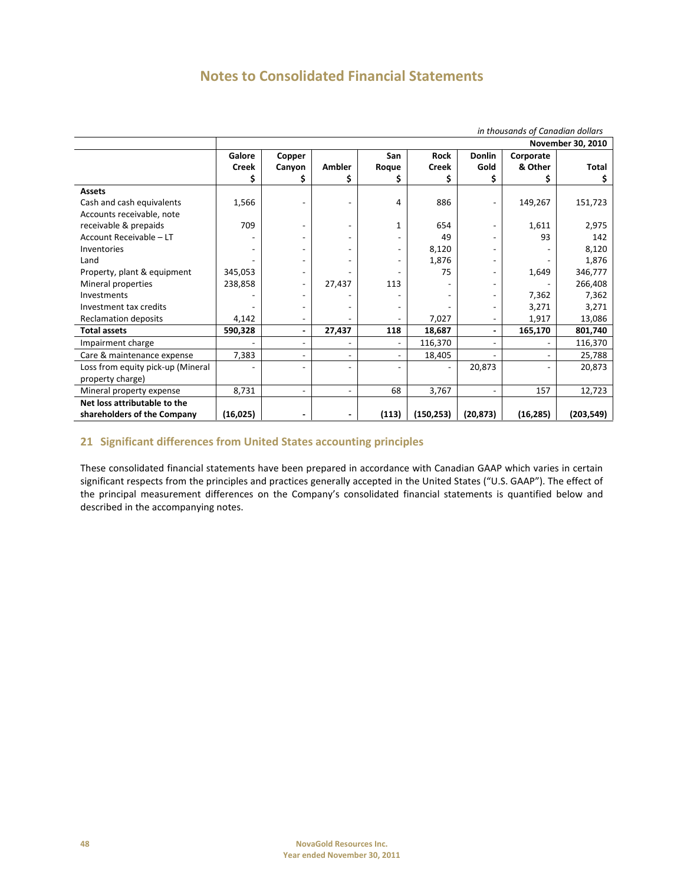# Notes to Consolidated Financial Statements

*in thousands of Canadian dollars*

| | November 30, 2010 | | | | | | | |
|---|---|---|---|---|---|---|---|---|
| | Galore Creek $ | Copper Canyon $ | Ambler $ | San Roque $ | Rock Creek $ | Donlin Gold $ | Corporate & Other $ | Total $ |
| **Assets** | | | | | | | | |
| Cash and cash equivalents | 1,566 | - | - | 4 | 886 | - | 149,267 | 151,723 |
| Accounts receivable, note receivable & prepaids | 709 | - | - | 1 | 654 | - | 1,611 | 2,975 |
| Account Receivable – LT | - | - | - | - | 49 | - | 93 | 142 |
| Inventories | - | - | - | - | 8,120 | - | - | 8,120 |
| Land | - | - | - | - | 1,876 | - | - | 1,876 |
| Property, plant & equipment | 345,053 | - | - | - | 75 | - | 1,649 | 346,777 |
| Mineral properties | 238,858 | - | 27,437 | 113 | - | - | - | 266,408 |
| Investments | - | - | - | - | - | - | 7,362 | 7,362 |
| Investment tax credits | - | - | - | - | - | - | 3,271 | 3,271 |
| Reclamation deposits | 4,142 | - | - | - | 7,027 | - | 1,917 | 13,086 |
| **Total assets** | **590,328** | **-** | **27,437** | **118** | **18,687** | **-** | **165,170** | **801,740** |
| Impairment charge | - | - | - | - | 116,370 | - | - | 116,370 |
| Care & maintenance expense | 7,383 | - | - | - | 18,405 | - | - | 25,788 |
| Loss from equity pick-up (Mineral property charge) | - | - | - | - | - | 20,873 | - | 20,873 |
| Mineral property expense | 8,731 | - | - | 68 | 3,767 | - | 157 | 12,723 |
| **Net loss attributable to the shareholders of the Company** | **(16,025)** | **-** | **-** | **(113)** | **(150,253)** | **(20,873)** | **(16,285)** | **(203,549)** |

## 21 Significant differences from United States accounting principles

These consolidated financial statements have been prepared in accordance with Canadian GAAP which varies in certain significant respects from the principles and practices generally accepted in the United States ("U.S. GAAP"). The effect of the principal measurement differences on the Company's consolidated financial statements is quantified below and described in the accompanying notes.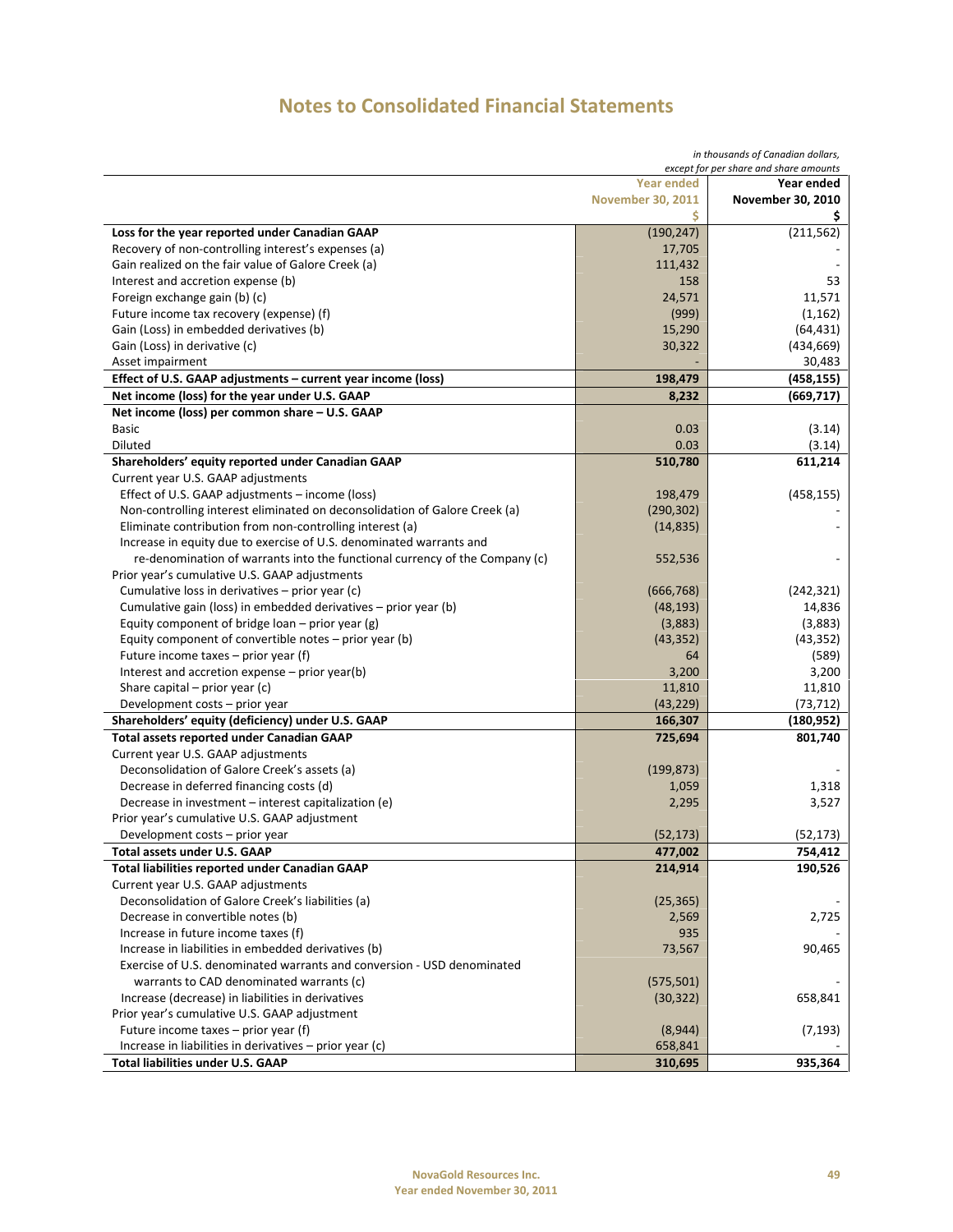# Notes to Consolidated Financial Statements

*in thousands of Canadian dollars, except for per share and share amounts*

| | Year ended November 30, 2011 $ | Year ended November 30, 2010 $ |
|---|---|---|
| **Loss for the year reported under Canadian GAAP** | (190,247) | (211,562) |
| Recovery of non-controlling interest's expenses (a) | 17,705 | - |
| Gain realized on the fair value of Galore Creek (a) | 111,432 | - |
| Interest and accretion expense (b) | 158 | 53 |
| Foreign exchange gain (b) (c) | 24,571 | 11,571 |
| Future income tax recovery (expense) (f) | (999) | (1,162) |
| Gain (Loss) in embedded derivatives (b) | 15,290 | (64,431) |
| Gain (Loss) in derivative (c) | 30,322 | (434,669) |
| Asset impairment | - | 30,483 |
| **Effect of U.S. GAAP adjustments – current year income (loss)** | **198,479** | **(458,155)** |
| **Net income (loss) for the year under U.S. GAAP** | **8,232** | **(669,717)** |
| **Net income (loss) per common share – U.S. GAAP** | | |
| Basic | 0.03 | (3.14) |
| Diluted | 0.03 | (3.14) |
| **Shareholders' equity reported under Canadian GAAP** | **510,780** | **611,214** |
| Current year U.S. GAAP adjustments | | |
| Effect of U.S. GAAP adjustments – income (loss) | 198,479 | (458,155) |
| Non-controlling interest eliminated on deconsolidation of Galore Creek (a) | (290,302) | - |
| Eliminate contribution from non-controlling interest (a) | (14,835) | - |
| Increase in equity due to exercise of U.S. denominated warrants and re-denomination of warrants into the functional currency of the Company (c) | 552,536 | - |
| Prior year's cumulative U.S. GAAP adjustments | | |
| Cumulative loss in derivatives – prior year (c) | (666,768) | (242,321) |
| Cumulative gain (loss) in embedded derivatives – prior year (b) | (48,193) | 14,836 |
| Equity component of bridge loan – prior year (g) | (3,883) | (3,883) |
| Equity component of convertible notes – prior year (b) | (43,352) | (43,352) |
| Future income taxes – prior year (f) | 64 | (589) |
| Interest and accretion expense – prior year(b) | 3,200 | 3,200 |
| Share capital – prior year (c) | 11,810 | 11,810 |
| Development costs – prior year | (43,229) | (73,712) |
| **Shareholders' equity (deficiency) under U.S. GAAP** | **166,307** | **(180,952)** |
| **Total assets reported under Canadian GAAP** | **725,694** | **801,740** |
| Current year U.S. GAAP adjustments | | |
| Deconsolidation of Galore Creek's assets (a) | (199,873) | - |
| Decrease in deferred financing costs (d) | 1,059 | 1,318 |
| Decrease in investment – interest capitalization (e) | 2,295 | 3,527 |
| Prior year's cumulative U.S. GAAP adjustment | | |
| Development costs – prior year | (52,173) | (52,173) |
| **Total assets under U.S. GAAP** | **477,002** | **754,412** |
| **Total liabilities reported under Canadian GAAP** | **214,914** | **190,526** |
| Current year U.S. GAAP adjustments | | |
| Deconsolidation of Galore Creek's liabilities (a) | (25,365) | - |
| Decrease in convertible notes (b) | 2,569 | 2,725 |
| Increase in future income taxes (f) | 935 | - |
| Increase in liabilities in embedded derivatives (b) | 73,567 | 90,465 |
| Exercise of U.S. denominated warrants and conversion - USD denominated warrants to CAD denominated warrants (c) | (575,501) | - |
| Increase (decrease) in liabilities in derivatives | (30,322) | 658,841 |
| Prior year's cumulative U.S. GAAP adjustment | | |
| Future income taxes – prior year (f) | (8,944) | (7,193) |
| Increase in liabilities in derivatives – prior year (c) | 658,841 | - |
| **Total liabilities under U.S. GAAP** | **310,695** | **935,364** |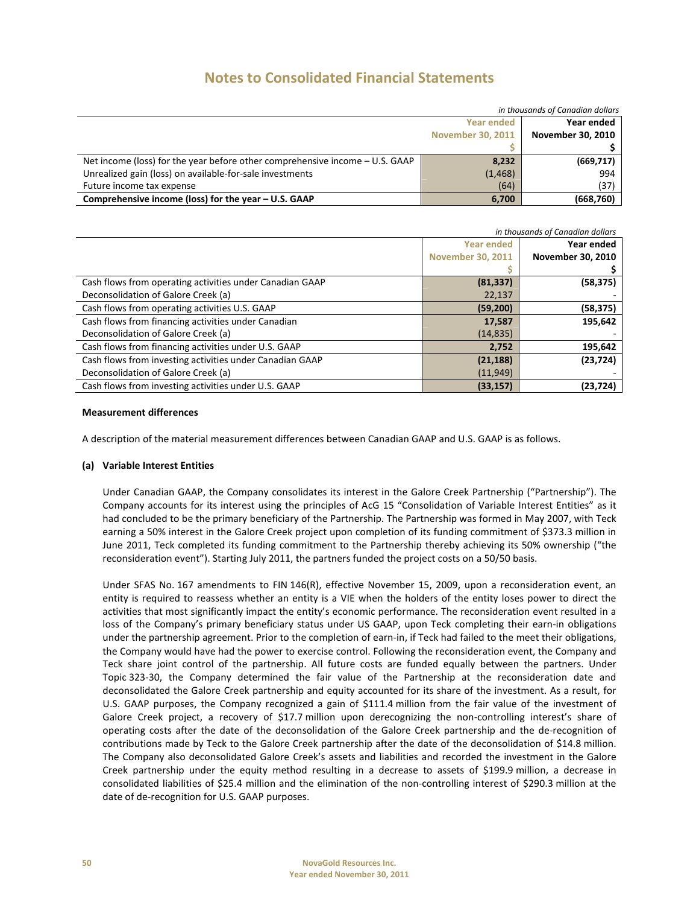# Notes to Consolidated Financial Statements

*in thousands of Canadian dollars*

| | Year ended November 30, 2011 $ | Year ended November 30, 2010 $ |
|---|---|---|
| Net income (loss) for the year before other comprehensive income – U.S. GAAP | 8,232 | (669,717) |
| Unrealized gain (loss) on available-for-sale investments | (1,468) | 994 |
| Future income tax expense | (64) | (37) |
| **Comprehensive income (loss) for the year – U.S. GAAP** | **6,700** | **(668,760)** |

*in thousands of Canadian dollars*

| | Year ended November 30, 2011 $ | Year ended November 30, 2010 $ |
|---|---|---|
| Cash flows from operating activities under Canadian GAAP | **(81,337)** | **(58,375)** |
| Deconsolidation of Galore Creek (a) | 22,137 | - |
| Cash flows from operating activities U.S. GAAP | **(59,200)** | **(58,375)** |
| Cash flows from financing activities under Canadian | **17,587** | **195,642** |
| Deconsolidation of Galore Creek (a) | (14,835) | - |
| Cash flows from financing activities under U.S. GAAP | **2,752** | **195,642** |
| Cash flows from investing activities under Canadian GAAP | **(21,188)** | **(23,724)** |
| Deconsolidation of Galore Creek (a) | (11,949) | - |
| Cash flows from investing activities under U.S. GAAP | **(33,157)** | **(23,724)** |

**Measurement differences**

A description of the material measurement differences between Canadian GAAP and U.S. GAAP is as follows.

**(a) Variable Interest Entities**

Under Canadian GAAP, the Company consolidates its interest in the Galore Creek Partnership ("Partnership"). The Company accounts for its interest using the principles of AcG 15 "Consolidation of Variable Interest Entities" as it had concluded to be the primary beneficiary of the Partnership. The Partnership was formed in May 2007, with Teck earning a 50% interest in the Galore Creek project upon completion of its funding commitment of $373.3 million in June 2011, Teck completed its funding commitment to the Partnership thereby achieving its 50% ownership ("the reconsideration event"). Starting July 2011, the partners funded the project costs on a 50/50 basis.

Under SFAS No. 167 amendments to FIN 146(R), effective November 15, 2009, upon a reconsideration event, an entity is required to reassess whether an entity is a VIE when the holders of the entity loses power to direct the activities that most significantly impact the entity's economic performance. The reconsideration event resulted in a loss of the Company's primary beneficiary status under US GAAP, upon Teck completing their earn-in obligations under the partnership agreement. Prior to the completion of earn-in, if Teck had failed to the meet their obligations, the Company would have had the power to exercise control. Following the reconsideration event, the Company and Teck share joint control of the partnership. All future costs are funded equally between the partners. Under Topic 323-30, the Company determined the fair value of the Partnership at the reconsideration date and deconsolidated the Galore Creek partnership and equity accounted for its share of the investment. As a result, for U.S. GAAP purposes, the Company recognized a gain of $111.4 million from the fair value of the investment of Galore Creek project, a recovery of $17.7 million upon derecognizing the non-controlling interest's share of operating costs after the date of the deconsolidation of the Galore Creek partnership and the de-recognition of contributions made by Teck to the Galore Creek partnership after the date of the deconsolidation of $14.8 million. The Company also deconsolidated Galore Creek's assets and liabilities and recorded the investment in the Galore Creek partnership under the equity method resulting in a decrease to assets of $199.9 million, a decrease in consolidated liabilities of $25.4 million and the elimination of the non-controlling interest of $290.3 million at the date of de-recognition for U.S. GAAP purposes.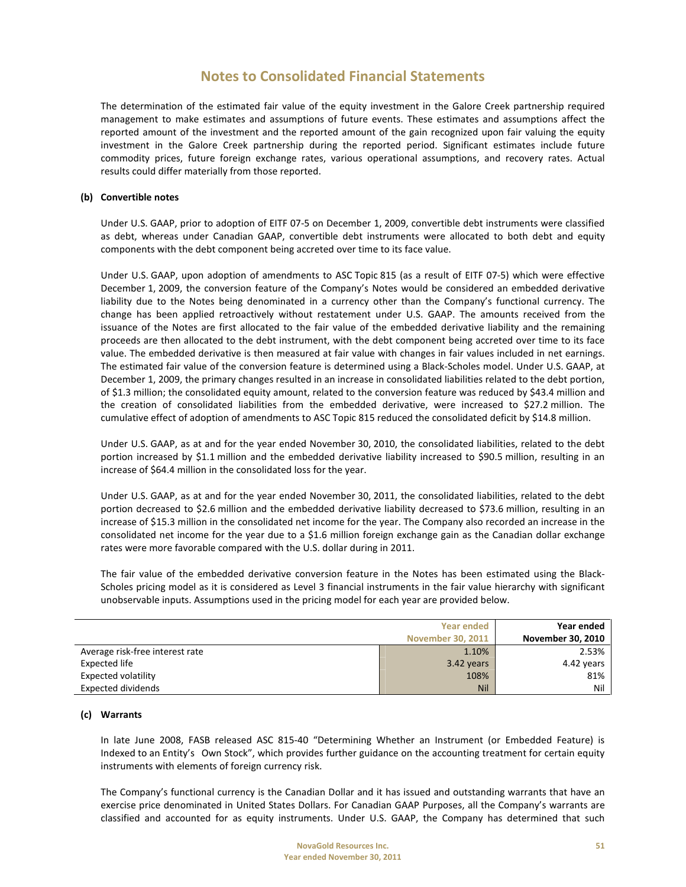# Notes to Consolidated Financial Statements

The determination of the estimated fair value of the equity investment in the Galore Creek partnership required management to make estimates and assumptions of future events. These estimates and assumptions affect the reported amount of the investment and the reported amount of the gain recognized upon fair valuing the equity investment in the Galore Creek partnership during the reported period. Significant estimates include future commodity prices, future foreign exchange rates, various operational assumptions, and recovery rates. Actual results could differ materially from those reported.

**(b) Convertible notes**

Under U.S. GAAP, prior to adoption of EITF 07-5 on December 1, 2009, convertible debt instruments were classified as debt, whereas under Canadian GAAP, convertible debt instruments were allocated to both debt and equity components with the debt component being accreted over time to its face value.

Under U.S. GAAP, upon adoption of amendments to ASC Topic 815 (as a result of EITF 07-5) which were effective December 1, 2009, the conversion feature of the Company's Notes would be considered an embedded derivative liability due to the Notes being denominated in a currency other than the Company's functional currency. The change has been applied retroactively without restatement under U.S. GAAP. The amounts received from the issuance of the Notes are first allocated to the fair value of the embedded derivative liability and the remaining proceeds are then allocated to the debt instrument, with the debt component being accreted over time to its face value. The embedded derivative is then measured at fair value with changes in fair values included in net earnings. The estimated fair value of the conversion feature is determined using a Black-Scholes model. Under U.S. GAAP, at December 1, 2009, the primary changes resulted in an increase in consolidated liabilities related to the debt portion, of $1.3 million; the consolidated equity amount, related to the conversion feature was reduced by $43.4 million and the creation of consolidated liabilities from the embedded derivative, were increased to $27.2 million. The cumulative effect of adoption of amendments to ASC Topic 815 reduced the consolidated deficit by $14.8 million.

Under U.S. GAAP, as at and for the year ended November 30, 2010, the consolidated liabilities, related to the debt portion increased by $1.1 million and the embedded derivative liability increased to $90.5 million, resulting in an increase of $64.4 million in the consolidated loss for the year.

Under U.S. GAAP, as at and for the year ended November 30, 2011, the consolidated liabilities, related to the debt portion decreased to $2.6 million and the embedded derivative liability decreased to $73.6 million, resulting in an increase of $15.3 million in the consolidated net income for the year. The Company also recorded an increase in the consolidated net income for the year due to a $1.6 million foreign exchange gain as the Canadian dollar exchange rates were more favorable compared with the U.S. dollar during in 2011.

The fair value of the embedded derivative conversion feature in the Notes has been estimated using the Black-Scholes pricing model as it is considered as Level 3 financial instruments in the fair value hierarchy with significant unobservable inputs. Assumptions used in the pricing model for each year are provided below.

| | Year ended November 30, 2011 | Year ended November 30, 2010 |
|---|---|---|
| Average risk-free interest rate | 1.10% | 2.53% |
| Expected life | 3.42 years | 4.42 years |
| Expected volatility | 108% | 81% |
| Expected dividends | Nil | Nil |

**(c) Warrants**

In late June 2008, FASB released ASC 815-40 "Determining Whether an Instrument (or Embedded Feature) is Indexed to an Entity's Own Stock", which provides further guidance on the accounting treatment for certain equity instruments with elements of foreign currency risk.

The Company's functional currency is the Canadian Dollar and it has issued and outstanding warrants that have an exercise price denominated in United States Dollars. For Canadian GAAP Purposes, all the Company's warrants are classified and accounted for as equity instruments. Under U.S. GAAP, the Company has determined that such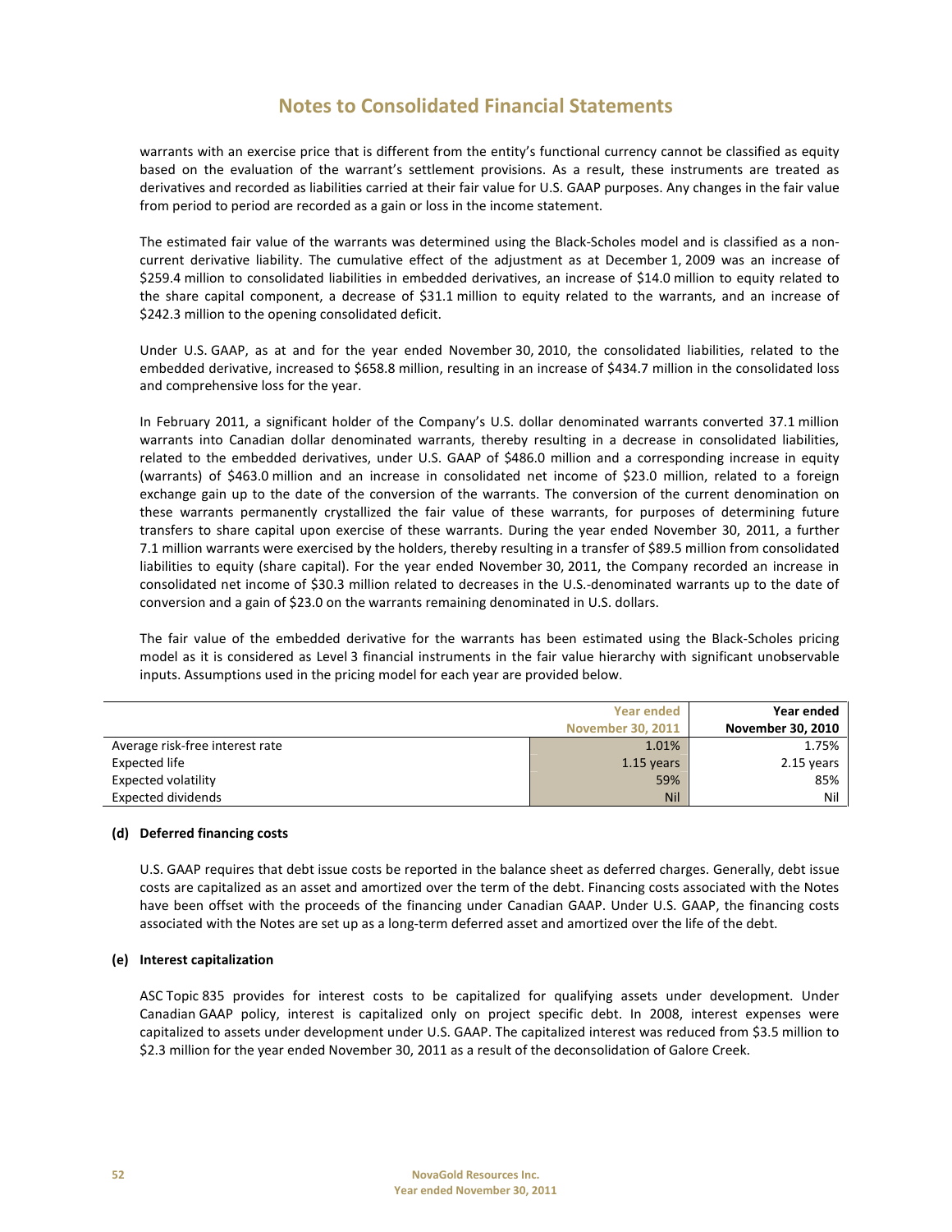# Notes to Consolidated Financial Statements

warrants with an exercise price that is different from the entity's functional currency cannot be classified as equity based on the evaluation of the warrant's settlement provisions. As a result, these instruments are treated as derivatives and recorded as liabilities carried at their fair value for U.S. GAAP purposes. Any changes in the fair value from period to period are recorded as a gain or loss in the income statement.

The estimated fair value of the warrants was determined using the Black-Scholes model and is classified as a non-current derivative liability. The cumulative effect of the adjustment as at December 1, 2009 was an increase of \$259.4 million to consolidated liabilities in embedded derivatives, an increase of \$14.0 million to equity related to the share capital component, a decrease of \$31.1 million to equity related to the warrants, and an increase of \$242.3 million to the opening consolidated deficit.

Under U.S. GAAP, as at and for the year ended November 30, 2010, the consolidated liabilities, related to the embedded derivative, increased to \$658.8 million, resulting in an increase of \$434.7 million in the consolidated loss and comprehensive loss for the year.

In February 2011, a significant holder of the Company's U.S. dollar denominated warrants converted 37.1 million warrants into Canadian dollar denominated warrants, thereby resulting in a decrease in consolidated liabilities, related to the embedded derivatives, under U.S. GAAP of \$486.0 million and a corresponding increase in equity (warrants) of \$463.0 million and an increase in consolidated net income of \$23.0 million, related to a foreign exchange gain up to the date of the conversion of the warrants. The conversion of the current denomination on these warrants permanently crystallized the fair value of these warrants, for purposes of determining future transfers to share capital upon exercise of these warrants. During the year ended November 30, 2011, a further 7.1 million warrants were exercised by the holders, thereby resulting in a transfer of \$89.5 million from consolidated liabilities to equity (share capital). For the year ended November 30, 2011, the Company recorded an increase in consolidated net income of \$30.3 million related to decreases in the U.S.-denominated warrants up to the date of conversion and a gain of \$23.0 on the warrants remaining denominated in U.S. dollars.

The fair value of the embedded derivative for the warrants has been estimated using the Black-Scholes pricing model as it is considered as Level 3 financial instruments in the fair value hierarchy with significant unobservable inputs. Assumptions used in the pricing model for each year are provided below.

| | Year ended November 30, 2011 | Year ended November 30, 2010 |
|---|---|---|
| Average risk-free interest rate | 1.01% | 1.75% |
| Expected life | 1.15 years | 2.15 years |
| Expected volatility | 59% | 85% |
| Expected dividends | Nil | Nil |

### (d) Deferred financing costs

U.S. GAAP requires that debt issue costs be reported in the balance sheet as deferred charges. Generally, debt issue costs are capitalized as an asset and amortized over the term of the debt. Financing costs associated with the Notes have been offset with the proceeds of the financing under Canadian GAAP. Under U.S. GAAP, the financing costs associated with the Notes are set up as a long-term deferred asset and amortized over the life of the debt.

### (e) Interest capitalization

ASC Topic 835 provides for interest costs to be capitalized for qualifying assets under development. Under Canadian GAAP policy, interest is capitalized only on project specific debt. In 2008, interest expenses were capitalized to assets under development under U.S. GAAP. The capitalized interest was reduced from \$3.5 million to \$2.3 million for the year ended November 30, 2011 as a result of the deconsolidation of Galore Creek.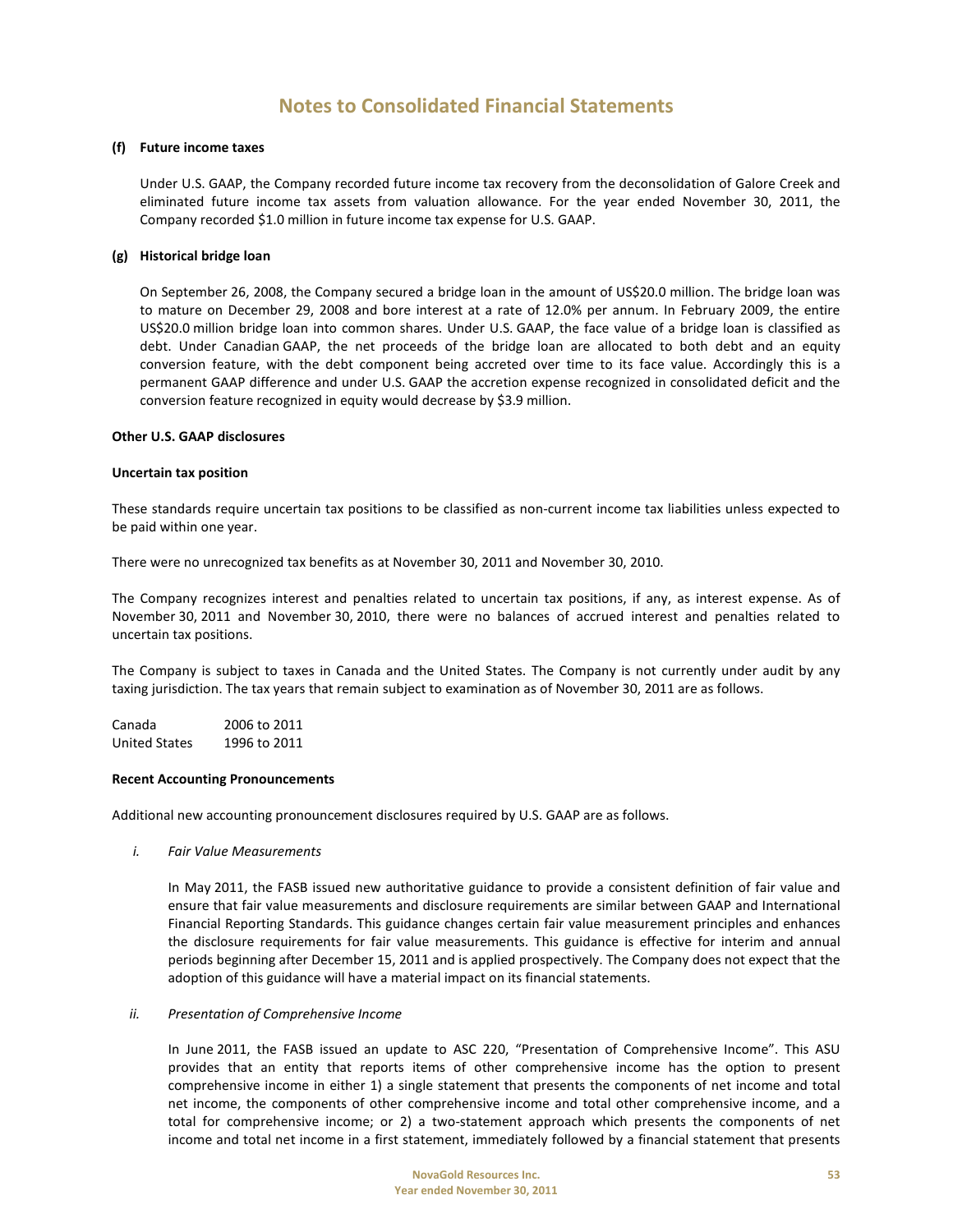## Notes to Consolidated Financial Statements

**(f) Future income taxes**

Under U.S. GAAP, the Company recorded future income tax recovery from the deconsolidation of Galore Creek and eliminated future income tax assets from valuation allowance. For the year ended November 30, 2011, the Company recorded $1.0 million in future income tax expense for U.S. GAAP.

**(g) Historical bridge loan**

On September 26, 2008, the Company secured a bridge loan in the amount of US$20.0 million. The bridge loan was to mature on December 29, 2008 and bore interest at a rate of 12.0% per annum. In February 2009, the entire US$20.0 million bridge loan into common shares. Under U.S. GAAP, the face value of a bridge loan is classified as debt. Under Canadian GAAP, the net proceeds of the bridge loan are allocated to both debt and an equity conversion feature, with the debt component being accreted over time to its face value. Accordingly this is a permanent GAAP difference and under U.S. GAAP the accretion expense recognized in consolidated deficit and the conversion feature recognized in equity would decrease by $3.9 million.

**Other U.S. GAAP disclosures**

**Uncertain tax position**

These standards require uncertain tax positions to be classified as non-current income tax liabilities unless expected to be paid within one year.

There were no unrecognized tax benefits as at November 30, 2011 and November 30, 2010.

The Company recognizes interest and penalties related to uncertain tax positions, if any, as interest expense. As of November 30, 2011 and November 30, 2010, there were no balances of accrued interest and penalties related to uncertain tax positions.

The Company is subject to taxes in Canada and the United States. The Company is not currently under audit by any taxing jurisdiction. The tax years that remain subject to examination as of November 30, 2011 are as follows.

| | |
|---|---|
| Canada | 2006 to 2011 |
| United States | 1996 to 2011 |

**Recent Accounting Pronouncements**

Additional new accounting pronouncement disclosures required by U.S. GAAP are as follows.

*i. Fair Value Measurements*

In May 2011, the FASB issued new authoritative guidance to provide a consistent definition of fair value and ensure that fair value measurements and disclosure requirements are similar between GAAP and International Financial Reporting Standards. This guidance changes certain fair value measurement principles and enhances the disclosure requirements for fair value measurements. This guidance is effective for interim and annual periods beginning after December 15, 2011 and is applied prospectively. The Company does not expect that the adoption of this guidance will have a material impact on its financial statements.

*ii. Presentation of Comprehensive Income*

In June 2011, the FASB issued an update to ASC 220, "Presentation of Comprehensive Income". This ASU provides that an entity that reports items of other comprehensive income has the option to present comprehensive income in either 1) a single statement that presents the components of net income and total net income, the components of other comprehensive income and total other comprehensive income, and a total for comprehensive income; or 2) a two-statement approach which presents the components of net income and total net income in a first statement, immediately followed by a financial statement that presents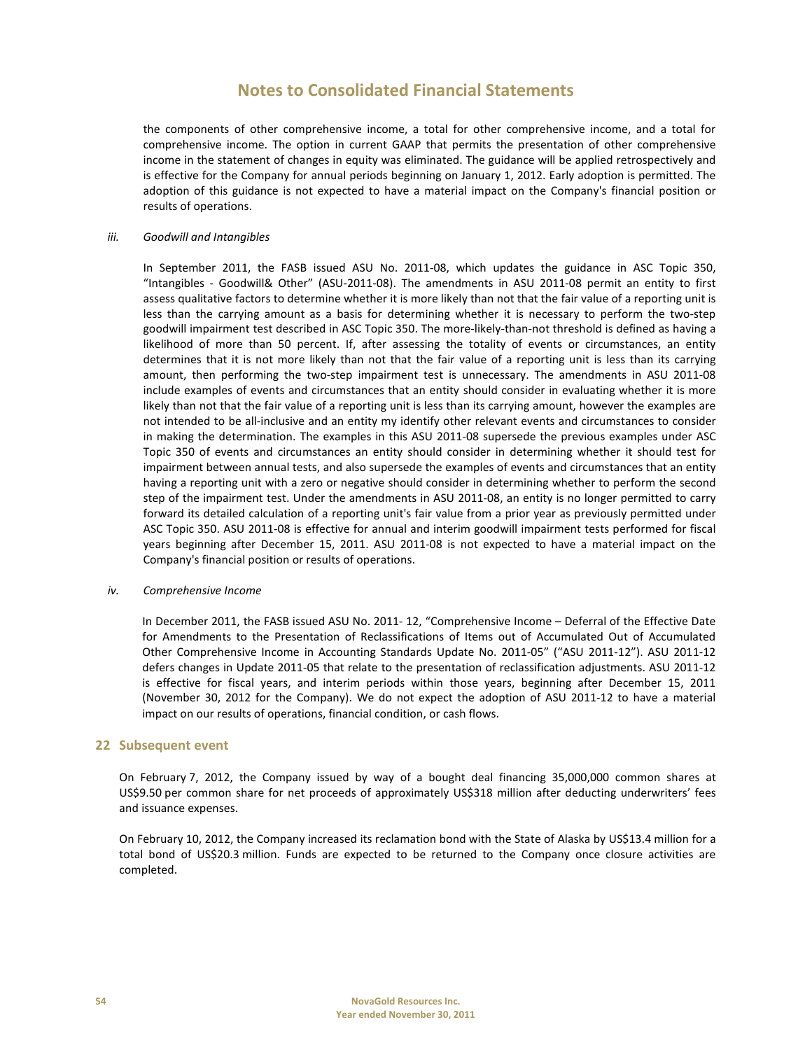the components of other comprehensive income, a total for other comprehensive income, and a total for comprehensive income. The option in current GAAP that permits the presentation of other comprehensive income in the statement of changes in equity was eliminated. The guidance will be applied retrospectively and is effective for the Company for annual periods beginning on January 1, 2012. Early adoption is permitted. The adoption of this guidance is not expected to have a material impact on the Company's financial position or results of operations.

*iii. Goodwill and Intangibles*

In September 2011, the FASB issued ASU No. 2011-08, which updates the guidance in ASC Topic 350, "Intangibles - Goodwill& Other" (ASU-2011-08). The amendments in ASU 2011-08 permit an entity to first assess qualitative factors to determine whether it is more likely than not that the fair value of a reporting unit is less than the carrying amount as a basis for determining whether it is necessary to perform the two-step goodwill impairment test described in ASC Topic 350. The more-likely-than-not threshold is defined as having a likelihood of more than 50 percent. If, after assessing the totality of events or circumstances, an entity determines that it is not more likely than not that the fair value of a reporting unit is less than its carrying amount, then performing the two-step impairment test is unnecessary. The amendments in ASU 2011-08 include examples of events and circumstances that an entity should consider in evaluating whether it is more likely than not that the fair value of a reporting unit is less than its carrying amount, however the examples are not intended to be all-inclusive and an entity my identify other relevant events and circumstances to consider in making the determination. The examples in this ASU 2011-08 supersede the previous examples under ASC Topic 350 of events and circumstances an entity should consider in determining whether it should test for impairment between annual tests, and also supersede the examples of events and circumstances that an entity having a reporting unit with a zero or negative should consider in determining whether to perform the second step of the impairment test. Under the amendments in ASU 2011-08, an entity is no longer permitted to carry forward its detailed calculation of a reporting unit's fair value from a prior year as previously permitted under ASC Topic 350. ASU 2011-08 is effective for annual and interim goodwill impairment tests performed for fiscal years beginning after December 15, 2011. ASU 2011-08 is not expected to have a material impact on the Company's financial position or results of operations.

*iv. Comprehensive Income*

In December 2011, the FASB issued ASU No. 2011- 12, "Comprehensive Income – Deferral of the Effective Date for Amendments to the Presentation of Reclassifications of Items out of Accumulated Out of Accumulated Other Comprehensive Income in Accounting Standards Update No. 2011-05" ("ASU 2011-12"). ASU 2011-12 defers changes in Update 2011-05 that relate to the presentation of reclassification adjustments. ASU 2011-12 is effective for fiscal years, and interim periods within those years, beginning after December 15, 2011 (November 30, 2012 for the Company). We do not expect the adoption of ASU 2011-12 to have a material impact on our results of operations, financial condition, or cash flows.

## 22 Subsequent event

On February 7, 2012, the Company issued by way of a bought deal financing 35,000,000 common shares at US$9.50 per common share for net proceeds of approximately US$318 million after deducting underwriters' fees and issuance expenses.

On February 10, 2012, the Company increased its reclamation bond with the State of Alaska by US$13.4 million for a total bond of US$20.3 million. Funds are expected to be returned to the Company once closure activities are completed.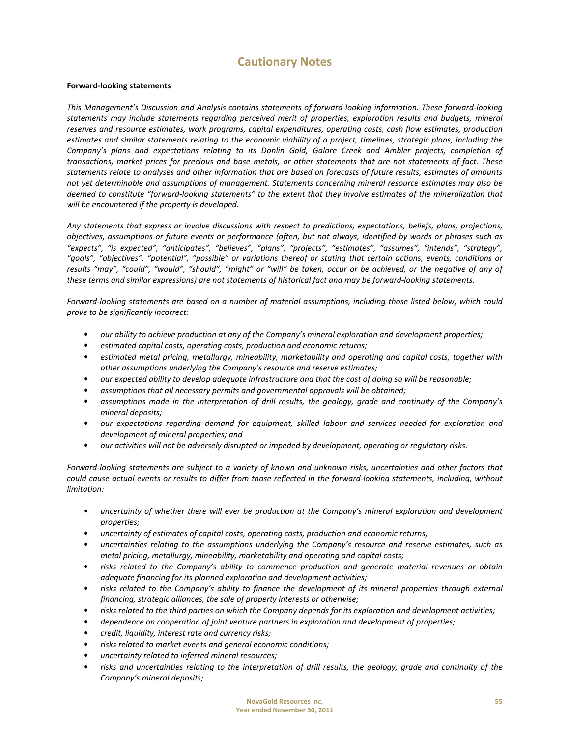# Cautionary Notes

**Forward-looking statements**

*This Management's Discussion and Analysis contains statements of forward-looking information. These forward-looking statements may include statements regarding perceived merit of properties, exploration results and budgets, mineral reserves and resource estimates, work programs, capital expenditures, operating costs, cash flow estimates, production estimates and similar statements relating to the economic viability of a project, timelines, strategic plans, including the Company's plans and expectations relating to its Donlin Gold, Galore Creek and Ambler projects, completion of transactions, market prices for precious and base metals, or other statements that are not statements of fact. These statements relate to analyses and other information that are based on forecasts of future results, estimates of amounts not yet determinable and assumptions of management. Statements concerning mineral resource estimates may also be deemed to constitute "forward-looking statements" to the extent that they involve estimates of the mineralization that will be encountered if the property is developed.*

*Any statements that express or involve discussions with respect to predictions, expectations, beliefs, plans, projections, objectives, assumptions or future events or performance (often, but not always, identified by words or phrases such as "expects", "is expected", "anticipates", "believes", "plans", "projects", "estimates", "assumes", "intends", "strategy", "goals", "objectives", "potential", "possible" or variations thereof or stating that certain actions, events, conditions or results "may", "could", "would", "should", "might" or "will" be taken, occur or be achieved, or the negative of any of these terms and similar expressions) are not statements of historical fact and may be forward-looking statements.*

*Forward-looking statements are based on a number of material assumptions, including those listed below, which could prove to be significantly incorrect:*

- *our ability to achieve production at any of the Company's mineral exploration and development properties;*
- *estimated capital costs, operating costs, production and economic returns;*
- *estimated metal pricing, metallurgy, mineability, marketability and operating and capital costs, together with other assumptions underlying the Company's resource and reserve estimates;*
- *our expected ability to develop adequate infrastructure and that the cost of doing so will be reasonable;*
- *assumptions that all necessary permits and governmental approvals will be obtained;*
- *assumptions made in the interpretation of drill results, the geology, grade and continuity of the Company's mineral deposits;*
- *our expectations regarding demand for equipment, skilled labour and services needed for exploration and development of mineral properties; and*
- *our activities will not be adversely disrupted or impeded by development, operating or regulatory risks.*

*Forward-looking statements are subject to a variety of known and unknown risks, uncertainties and other factors that could cause actual events or results to differ from those reflected in the forward-looking statements, including, without limitation:*

- *uncertainty of whether there will ever be production at the Company's mineral exploration and development properties;*
- *uncertainty of estimates of capital costs, operating costs, production and economic returns;*
- *uncertainties relating to the assumptions underlying the Company's resource and reserve estimates, such as metal pricing, metallurgy, mineability, marketability and operating and capital costs;*
- *risks related to the Company's ability to commence production and generate material revenues or obtain adequate financing for its planned exploration and development activities;*
- *risks related to the Company's ability to finance the development of its mineral properties through external financing, strategic alliances, the sale of property interests or otherwise;*
- *risks related to the third parties on which the Company depends for its exploration and development activities;*
- *dependence on cooperation of joint venture partners in exploration and development of properties;*
- *credit, liquidity, interest rate and currency risks;*
- *risks related to market events and general economic conditions;*
- *uncertainty related to inferred mineral resources;*
- *risks and uncertainties relating to the interpretation of drill results, the geology, grade and continuity of the Company's mineral deposits;*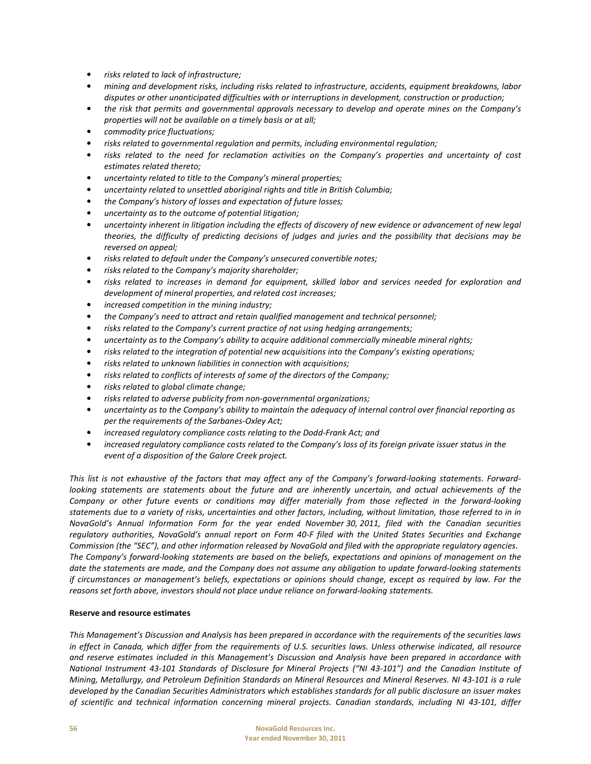- *risks related to lack of infrastructure;*
- *mining and development risks, including risks related to infrastructure, accidents, equipment breakdowns, labor disputes or other unanticipated difficulties with or interruptions in development, construction or production;*
- *the risk that permits and governmental approvals necessary to develop and operate mines on the Company's properties will not be available on a timely basis or at all;*
- *commodity price fluctuations;*
- *risks related to governmental regulation and permits, including environmental regulation;*
- *risks related to the need for reclamation activities on the Company's properties and uncertainty of cost estimates related thereto;*
- *uncertainty related to title to the Company's mineral properties;*
- *uncertainty related to unsettled aboriginal rights and title in British Columbia;*
- *the Company's history of losses and expectation of future losses;*
- *uncertainty as to the outcome of potential litigation;*
- *uncertainty inherent in litigation including the effects of discovery of new evidence or advancement of new legal theories, the difficulty of predicting decisions of judges and juries and the possibility that decisions may be reversed on appeal;*
- *risks related to default under the Company's unsecured convertible notes;*
- *risks related to the Company's majority shareholder;*
- *risks related to increases in demand for equipment, skilled labor and services needed for exploration and development of mineral properties, and related cost increases;*
- *increased competition in the mining industry;*
- *the Company's need to attract and retain qualified management and technical personnel;*
- *risks related to the Company's current practice of not using hedging arrangements;*
- *uncertainty as to the Company's ability to acquire additional commercially mineable mineral rights;*
- *risks related to the integration of potential new acquisitions into the Company's existing operations;*
- *risks related to unknown liabilities in connection with acquisitions;*
- *risks related to conflicts of interests of some of the directors of the Company;*
- *risks related to global climate change;*
- *risks related to adverse publicity from non-governmental organizations;*
- *uncertainty as to the Company's ability to maintain the adequacy of internal control over financial reporting as per the requirements of the Sarbanes-Oxley Act;*
- *increased regulatory compliance costs relating to the Dodd-Frank Act; and*
- *increased regulatory compliance costs related to the Company's loss of its foreign private issuer status in the event of a disposition of the Galore Creek project.*

*This list is not exhaustive of the factors that may affect any of the Company's forward-looking statements. Forward-looking statements are statements about the future and are inherently uncertain, and actual achievements of the Company or other future events or conditions may differ materially from those reflected in the forward-looking statements due to a variety of risks, uncertainties and other factors, including, without limitation, those referred to in in NovaGold's Annual Information Form for the year ended November 30, 2011, filed with the Canadian securities regulatory authorities, NovaGold's annual report on Form 40-F filed with the United States Securities and Exchange Commission (the "SEC"), and other information released by NovaGold and filed with the appropriate regulatory agencies. The Company's forward-looking statements are based on the beliefs, expectations and opinions of management on the date the statements are made, and the Company does not assume any obligation to update forward-looking statements if circumstances or management's beliefs, expectations or opinions should change, except as required by law. For the reasons set forth above, investors should not place undue reliance on forward-looking statements.*

**Reserve and resource estimates**

*This Management's Discussion and Analysis has been prepared in accordance with the requirements of the securities laws in effect in Canada, which differ from the requirements of U.S. securities laws. Unless otherwise indicated, all resource and reserve estimates included in this Management's Discussion and Analysis have been prepared in accordance with National Instrument 43-101 Standards of Disclosure for Mineral Projects ("NI 43-101") and the Canadian Institute of Mining, Metallurgy, and Petroleum Definition Standards on Mineral Resources and Mineral Reserves. NI 43-101 is a rule developed by the Canadian Securities Administrators which establishes standards for all public disclosure an issuer makes of scientific and technical information concerning mineral projects. Canadian standards, including NI 43-101, differ*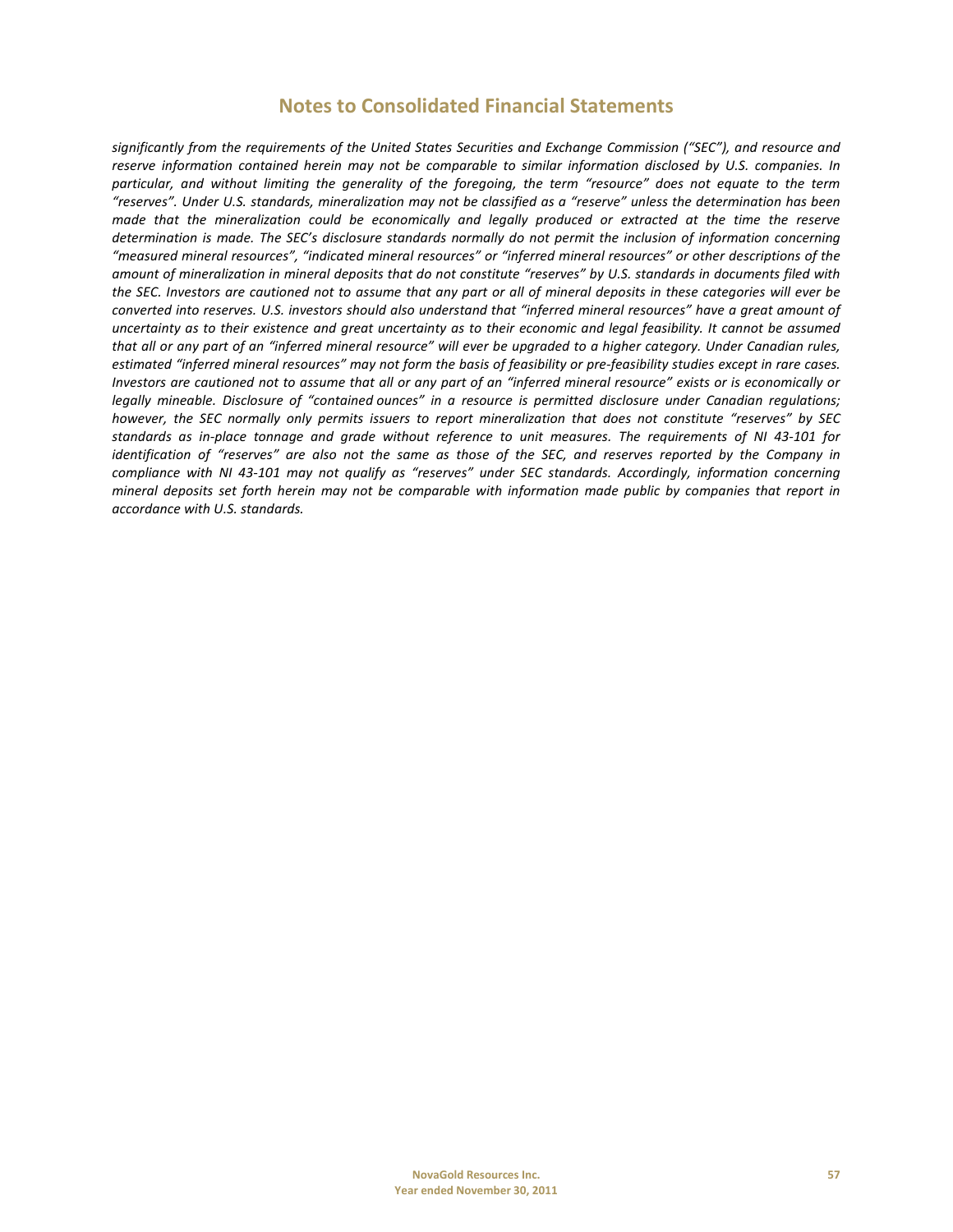*significantly from the requirements of the United States Securities and Exchange Commission ("SEC"), and resource and reserve information contained herein may not be comparable to similar information disclosed by U.S. companies. In particular, and without limiting the generality of the foregoing, the term "resource" does not equate to the term "reserves". Under U.S. standards, mineralization may not be classified as a "reserve" unless the determination has been made that the mineralization could be economically and legally produced or extracted at the time the reserve determination is made. The SEC's disclosure standards normally do not permit the inclusion of information concerning "measured mineral resources", "indicated mineral resources" or "inferred mineral resources" or other descriptions of the amount of mineralization in mineral deposits that do not constitute "reserves" by U.S. standards in documents filed with the SEC. Investors are cautioned not to assume that any part or all of mineral deposits in these categories will ever be converted into reserves. U.S. investors should also understand that "inferred mineral resources" have a great amount of uncertainty as to their existence and great uncertainty as to their economic and legal feasibility. It cannot be assumed that all or any part of an "inferred mineral resource" will ever be upgraded to a higher category. Under Canadian rules, estimated "inferred mineral resources" may not form the basis of feasibility or pre-feasibility studies except in rare cases. Investors are cautioned not to assume that all or any part of an "inferred mineral resource" exists or is economically or legally mineable. Disclosure of "contained ounces" in a resource is permitted disclosure under Canadian regulations; however, the SEC normally only permits issuers to report mineralization that does not constitute "reserves" by SEC standards as in-place tonnage and grade without reference to unit measures. The requirements of NI 43-101 for identification of "reserves" are also not the same as those of the SEC, and reserves reported by the Company in compliance with NI 43-101 may not qualify as "reserves" under SEC standards. Accordingly, information concerning mineral deposits set forth herein may not be comparable with information made public by companies that report in accordance with U.S. standards.*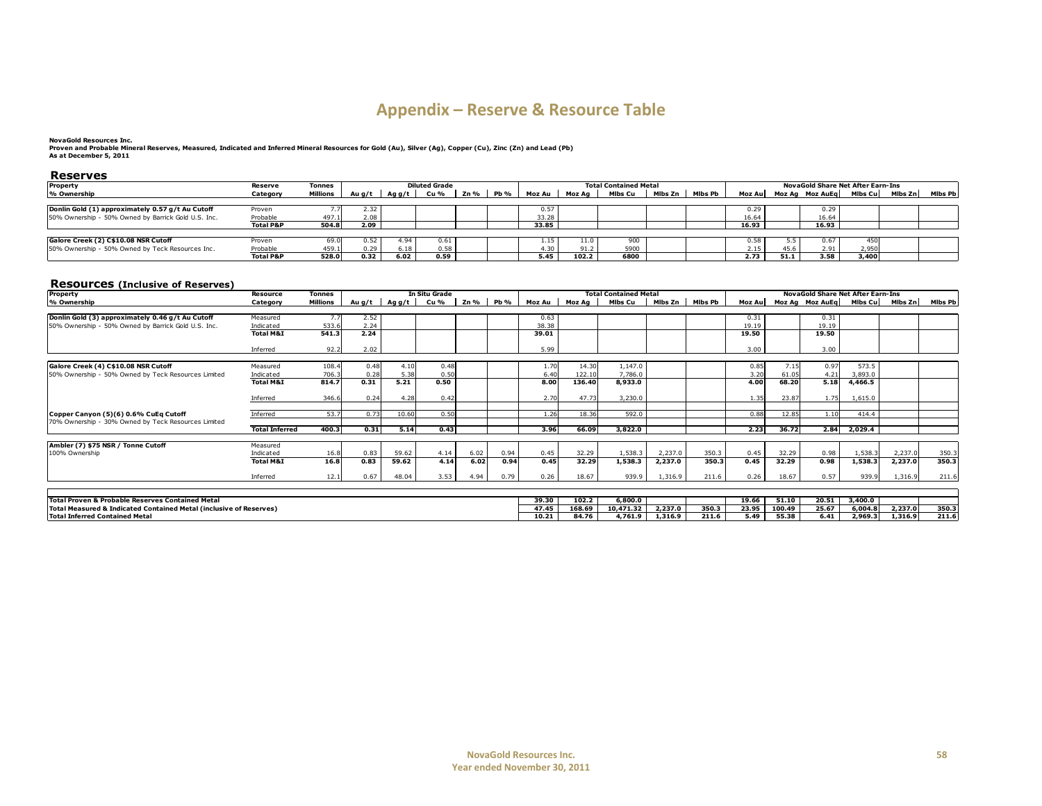# Appendix – Reserve & Resource Table

**NovaGold Resources Inc.**
**Proven and Probable Mineral Reserves, Measured, Indicated and Inferred Mineral Resources for Gold (Au), Silver (Ag), Copper (Cu), Zinc (Zn) and Lead (Pb)**
**As at December 5, 2011**

## Reserves

| Property | Reserve | Tonnes | Diluted Grade | | | | | Total Contained Metal | | | | | NovaGold Share Net After Earn-Ins | | | | | |
|---|---|---|---|---|---|---|---|---|---|---|---|---|---|---|---|---|---|---|
| % Ownership | Category | Millions | Au g/t | Ag g/t | Cu % | Zn % | Pb % | Moz Au | Moz Ag | Mlbs Cu | Mlbs Zn | Mlbs Pb | Moz Au | Moz Ag | Moz AuEq | Mlbs Cu | Mlbs Zn | Mlbs Pb |
| **Donlin Gold (1) approximately 0.57 g/t Au Cutoff** | Proven | 7.7 | 2.32 | | | | | 0.57 | | | | | 0.29 | | 0.29 | | | |
| 50% Ownership - 50% Owned by Barrick Gold U.S. Inc. | Probable | 497.1 | 2.08 | | | | | 33.28 | | | | | 16.64 | | 16.64 | | | |
| | **Total P&P** | **504.8** | **2.09** | | | | | **33.85** | | | | | **16.93** | | **16.93** | | | |
| **Galore Creek (2) C$10.08 NSR Cutoff** | Proven | 69.0 | 0.52 | 4.94 | 0.61 | | | 1.15 | 11.0 | 900 | | | 0.58 | 5.5 | 0.67 | 450 | | |
| 50% Ownership - 50% Owned by Teck Resources Inc. | Probable | 459.1 | 0.29 | 6.18 | 0.58 | | | 4.30 | 91.2 | 5900 | | | 2.15 | 45.6 | 2.91 | 2,950 | | |
| | **Total P&P** | **528.0** | **0.32** | **6.02** | **0.59** | | | **5.45** | **102.2** | **6800** | | | **2.73** | **51.1** | **3.58** | **3,400** | | |

## Resources (Inclusive of Reserves)

| Property | Resource | Tonnes | In Situ Grade | | | | | Total Contained Metal | | | | | NovaGold Share Net After Earn-Ins | | | | | |
|---|---|---|---|---|---|---|---|---|---|---|---|---|---|---|---|---|---|---|
| % Ownership | Category | Millions | Au g/t | Ag g/t | Cu % | Zn % | Pb % | Moz Au | Moz Ag | Mlbs Cu | Mlbs Zn | Mlbs Pb | Moz Au | Moz Ag | Moz AuEq | Mlbs Cu | Mlbs Zn | Mlbs Pb |
| **Donlin Gold (3) approximately 0.46 g/t Au Cutoff** | Measured | 7.7 | 2.52 | | | | | 0.63 | | | | | 0.31 | | 0.31 | | | |
| 50% Ownership - 50% Owned by Barrick Gold U.S. Inc. | Indicated | 533.6 | 2.24 | | | | | 38.38 | | | | | 19.19 | | 19.19 | | | |
| | **Total M&I** | **541.3** | **2.24** | | | | | **39.01** | | | | | **19.50** | | **19.50** | | | |
| | Inferred | 92.2 | 2.02 | | | | | 5.99 | | | | | 3.00 | | 3.00 | | | |
| **Galore Creek (4) C$10.08 NSR Cutoff** | Measured | 108.4 | 0.48 | 4.10 | 0.48 | | | 1.70 | 14.30 | 1,147.0 | | | 0.85 | 7.15 | 0.97 | 573.5 | | |
| 50% Ownership - 50% Owned by Teck Resources Limited | Indicated | 706.3 | 0.28 | 5.38 | 0.50 | | | 6.40 | 122.10 | 7,786.0 | | | 3.20 | 61.05 | 4.21 | 3,893.0 | | |
| | **Total M&I** | **814.7** | **0.31** | **5.21** | **0.50** | | | **8.00** | **136.40** | **8,933.0** | | | **4.00** | **68.20** | **5.18** | **4,466.5** | | |
| | Inferred | 346.6 | 0.24 | 4.28 | 0.42 | | | 2.70 | 47.73 | 3,230.0 | | | 1.35 | 23.87 | 1.75 | 1,615.0 | | |
| **Copper Canyon (5)(6) 0.6% CuEq Cutoff** | Inferred | 53.7 | 0.73 | 10.60 | 0.50 | | | 1.26 | 18.36 | 592.0 | | | 0.88 | 12.85 | 1.10 | 414.4 | | |
| 70% Ownership - 30% Owned by Teck Resources Limited | **Total Inferred** | **400.3** | **0.31** | **5.14** | **0.43** | | | **3.96** | **66.09** | **3,822.0** | | | **2.23** | **36.72** | **2.84** | **2,029.4** | | |
| **Ambler (7) $75 NSR / Tonne Cutoff** | Measured | | | | | | | | | | | | | | | | | |
| 100% Ownership | Indicated | 16.8 | 0.83 | 59.62 | 4.14 | 6.02 | 0.94 | 0.45 | 32.29 | 1,538.3 | 2,237.0 | 350.3 | 0.45 | 32.29 | 0.98 | 1,538.3 | 2,237.0 | 350.3 |
| | **Total M&I** | **16.8** | **0.83** | **59.62** | **4.14** | **6.02** | **0.94** | **0.45** | **32.29** | **1,538.3** | **2,237.0** | **350.3** | **0.45** | **32.29** | **0.98** | **1,538.3** | **2,237.0** | **350.3** |
| | Inferred | 12.1 | 0.67 | 48.04 | 3.53 | 4.94 | 0.79 | 0.26 | 18.67 | 939.9 | 1,316.9 | 211.6 | 0.26 | 18.67 | 0.57 | 939.9 | 1,316.9 | 211.6 |
| **Total Proven & Probable Reserves Contained Metal** | | | | | | | | **39.30** | **102.2** | **6,800.0** | | | **19.66** | **51.10** | **20.51** | **3,400.0** | | |
| **Total Measured & Indicated Contained Metal (inclusive of Reserves)** | | | | | | | | **47.45** | **168.69** | **10,471.32** | **2,237.0** | **350.3** | **23.95** | **100.49** | **25.67** | **6,004.8** | **2,237.0** | **350.3** |
| **Total Inferred Contained Metal** | | | | | | | | **10.21** | **84.76** | **4,761.9** | **1,316.9** | **211.6** | **5.49** | **55.38** | **6.41** | **2,969.3** | **1,316.9** | **211.6** |

**NovaGold Resources Inc.**
**Year ended November 30, 2011**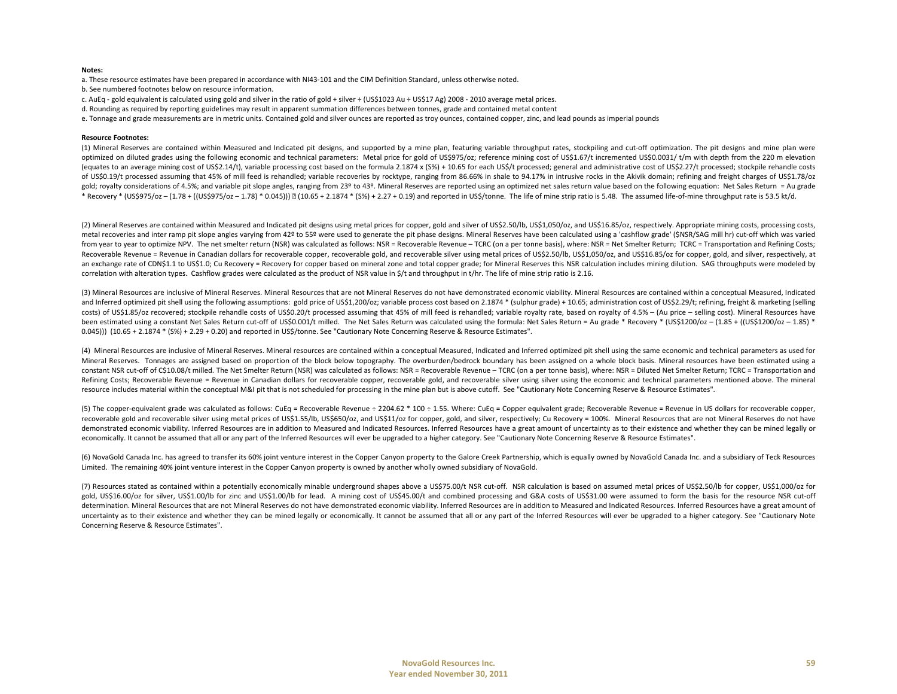**Notes:**

a. These resource estimates have been prepared in accordance with NI43-101 and the CIM Definition Standard, unless otherwise noted.

b. See numbered footnotes below on resource information.

c. AuEq - gold equivalent is calculated using gold and silver in the ratio of gold + silver ÷ (US$1023 Au ÷ US$17 Ag) 2008 - 2010 average metal prices.

d. Rounding as required by reporting guidelines may result in apparent summation differences between tonnes, grade and contained metal content

e. Tonnage and grade measurements are in metric units. Contained gold and silver ounces are reported as troy ounces, contained copper, zinc, and lead pounds as imperial pounds

**Resource Footnotes:**

(1) Mineral Reserves are contained within Measured and Indicated pit designs, and supported by a mine plan, featuring variable throughput rates, stockpiling and cut-off optimization. The pit designs and mine plan were optimized on diluted grades using the following economic and technical parameters: Metal price for gold of US$975/oz; reference mining cost of US$1.67/t incremented US$0.0031/ t/m with depth from the 220 m elevation (equates to an average mining cost of US$2.14/t), variable processing cost based on the formula 2.1874 x (S%) + 10.65 for each US$/t processed; general and administrative cost of US$2.27/t processed; stockpile rehandle costs of US$0.19/t processed assuming that 45% of mill feed is rehandled; variable recoveries by rocktype, ranging from 86.66% in shale to 94.17% in intrusive rocks in the Akivik domain; refining and freight charges of US$1.78/oz gold; royalty considerations of 4.5%; and variable pit slope angles, ranging from 23º to 43º. Mineral Reserves are reported using an optimized net sales return value based on the following equation: Net Sales Return = Au grade * Recovery * (US$975/oz – (1.78 + ((US$975/oz – 1.78) * 0.045))) − (10.65 + 2.1874 * (S%) + 2.27 + 0.19) and reported in US$/tonne. The life of mine strip ratio is 5.48. The assumed life-of-mine throughput rate is 53.5 kt/d.

(2) Mineral Reserves are contained within Measured and Indicated pit designs using metal prices for copper, gold and silver of US$2.50/lb, US$1,050/oz, and US$16.85/oz, respectively. Appropriate mining costs, processing costs, metal recoveries and inter ramp pit slope angles varying from 42º to 55º were used to generate the pit phase designs. Mineral Reserves have been calculated using a 'cashflow grade' ($NSR/SAG mill hr) cut-off which was varied from year to year to optimize NPV. The net smelter return (NSR) was calculated as follows: NSR = Recoverable Revenue – TCRC (on a per tonne basis), where: NSR = Net Smelter Return; TCRC = Transportation and Refining Costs; Recoverable Revenue = Revenue in Canadian dollars for recoverable copper, recoverable gold, and recoverable silver using metal prices of US$2.50/lb, US$1,050/oz, and US$16.85/oz for copper, gold, and silver, respectively, at an exchange rate of CDN$1.1 to US$1.0; Cu Recovery = Recovery for copper based on mineral zone and total copper grade; for Mineral Reserves this NSR calculation includes mining dilution. SAG throughputs were modeled by correlation with alteration types. Cashflow grades were calculated as the product of NSR value in $/t and throughput in t/hr. The life of mine strip ratio is 2.16.

(3) Mineral Resources are inclusive of Mineral Reserves. Mineral Resources that are not Mineral Reserves do not have demonstrated economic viability. Mineral Resources are contained within a conceptual Measured, Indicated and Inferred optimized pit shell using the following assumptions: gold price of US$1,200/oz; variable process cost based on 2.1874 * (sulphur grade) + 10.65; administration cost of US$2.29/t; refining, freight & marketing (selling costs) of US$1.85/oz recovered; stockpile rehandle costs of US$0.20/t processed assuming that 45% of mill feed is rehandled; variable royalty rate, based on royalty of 4.5% – (Au price – selling cost). Mineral Resources have been estimated using a constant Net Sales Return cut-off of US$0.001/t milled. The Net Sales Return was calculated using the formula: Net Sales Return = Au grade * Recovery * (US$1200/oz – (1.85 + ((US$1200/oz – 1.85) * 0.045))) (10.65 + 2.1874 * (S%) + 2.29 + 0.20) and reported in US$/tonne. See "Cautionary Note Concerning Reserve & Resource Estimates".

(4) Mineral Resources are inclusive of Mineral Reserves. Mineral resources are contained within a conceptual Measured, Indicated and Inferred optimized pit shell using the same economic and technical parameters as used for Mineral Reserves. Tonnages are assigned based on proportion of the block below topography. The overburden/bedrock boundary has been assigned on a whole block basis. Mineral resources have been estimated using a constant NSR cut-off of C$10.08/t milled. The Net Smelter Return (NSR) was calculated as follows: NSR = Recoverable Revenue – TCRC (on a per tonne basis), where: NSR = Diluted Net Smelter Return; TCRC = Transportation and Refining Costs; Recoverable Revenue = Revenue in Canadian dollars for recoverable copper, recoverable gold, and recoverable silver using silver using the economic and technical parameters mentioned above. The mineral resource includes material within the conceptual M&I pit that is not scheduled for processing in the mine plan but is above cutoff. See "Cautionary Note Concerning Reserve & Resource Estimates".

(5) The copper-equivalent grade was calculated as follows: CuEq = Recoverable Revenue ÷ 2204.62 * 100 ÷ 1.55. Where: CuEq = Copper equivalent grade; Recoverable Revenue = Revenue in US dollars for recoverable copper, recoverable gold and recoverable silver using metal prices of US$1.55/lb, US$650/oz, and US$11/oz for copper, gold, and silver, respectively; Cu Recovery = 100%. Mineral Resources that are not Mineral Reserves do not have demonstrated economic viability. Inferred Resources are in addition to Measured and Indicated Resources. Inferred Resources have a great amount of uncertainty as to their existence and whether they can be mined legally or economically. It cannot be assumed that all or any part of the Inferred Resources will ever be upgraded to a higher category. See "Cautionary Note Concerning Reserve & Resource Estimates".

(6) NovaGold Canada Inc. has agreed to transfer its 60% joint venture interest in the Copper Canyon property to the Galore Creek Partnership, which is equally owned by NovaGold Canada Inc. and a subsidiary of Teck Resources Limited. The remaining 40% joint venture interest in the Copper Canyon property is owned by another wholly owned subsidiary of NovaGold.

(7) Resources stated as contained within a potentially economically minable underground shapes above a US$75.00/t NSR cut-off. NSR calculation is based on assumed metal prices of US$2.50/lb for copper, US$1,000/oz for gold, US$16.00/oz for silver, US$1.00/lb for zinc and US$1.00/lb for lead. A mining cost of US$45.00/t and combined processing and G&A costs of US$31.00 were assumed to form the basis for the resource NSR cut-off determination. Mineral Resources that are not Mineral Reserves do not have demonstrated economic viability. Inferred Resources are in addition to Measured and Indicated Resources. Inferred Resources have a great amount of uncertainty as to their existence and whether they can be mined legally or economically. It cannot be assumed that all or any part of the Inferred Resources will ever be upgraded to a higher category. See "Cautionary Note Concerning Reserve & Resource Estimates".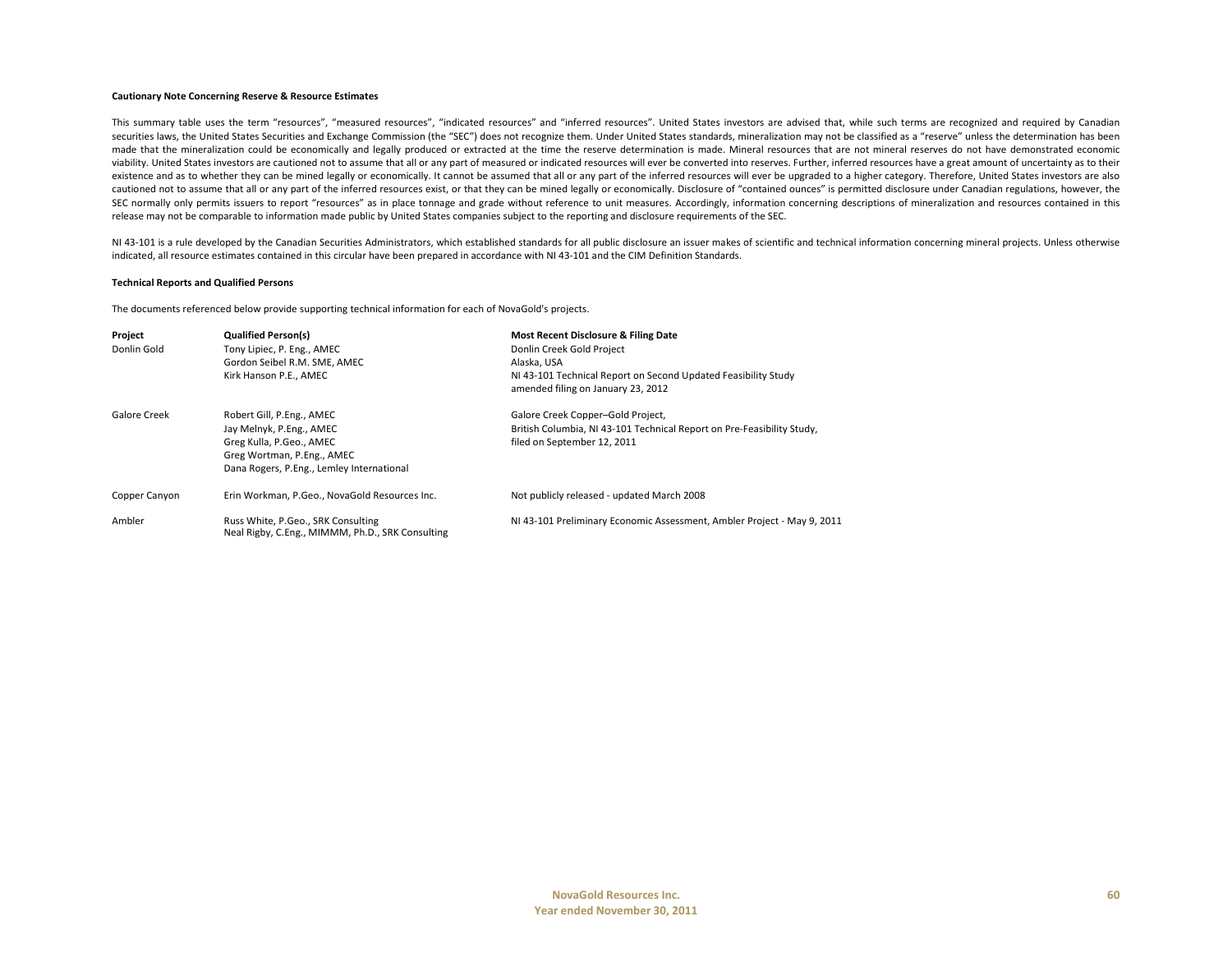**Cautionary Note Concerning Reserve & Resource Estimates**

This summary table uses the term "resources", "measured resources", "indicated resources" and "inferred resources". United States investors are advised that, while such terms are recognized and required by Canadian securities laws, the United States Securities and Exchange Commission (the "SEC") does not recognize them. Under United States standards, mineralization may not be classified as a "reserve" unless the determination has been made that the mineralization could be economically and legally produced or extracted at the time the reserve determination is made. Mineral resources that are not mineral reserves do not have demonstrated economic viability. United States investors are cautioned not to assume that all or any part of measured or indicated resources will ever be converted into reserves. Further, inferred resources have a great amount of uncertainty as to their existence and as to whether they can be mined legally or economically. It cannot be assumed that all or any part of the inferred resources will ever be upgraded to a higher category. Therefore, United States investors are also cautioned not to assume that all or any part of the inferred resources exist, or that they can be mined legally or economically. Disclosure of "contained ounces" is permitted disclosure under Canadian regulations, however, the SEC normally only permits issuers to report "resources" as in place tonnage and grade without reference to unit measures. Accordingly, information concerning descriptions of mineralization and resources contained in this release may not be comparable to information made public by United States companies subject to the reporting and disclosure requirements of the SEC.

NI 43-101 is a rule developed by the Canadian Securities Administrators, which established standards for all public disclosure an issuer makes of scientific and technical information concerning mineral projects. Unless otherwise indicated, all resource estimates contained in this circular have been prepared in accordance with NI 43-101 and the CIM Definition Standards.

**Technical Reports and Qualified Persons**

The documents referenced below provide supporting technical information for each of NovaGold's projects.

| Project | Qualified Person(s) | Most Recent Disclosure & Filing Date |
|---|---|---|
| Donlin Gold | Tony Lipiec, P. Eng., AMEC<br>Gordon Seibel R.M. SME, AMEC<br>Kirk Hanson P.E., AMEC | Donlin Creek Gold Project<br>Alaska, USA<br>NI 43-101 Technical Report on Second Updated Feasibility Study amended filing on January 23, 2012 |
| Galore Creek | Robert Gill, P.Eng., AMEC<br>Jay Melnyk, P.Eng., AMEC<br>Greg Kulla, P.Geo., AMEC<br>Greg Wortman, P.Eng., AMEC<br>Dana Rogers, P.Eng., Lemley International | Galore Creek Copper–Gold Project,<br>British Columbia, NI 43-101 Technical Report on Pre-Feasibility Study,<br>filed on September 12, 2011 |
| Copper Canyon | Erin Workman, P.Geo., NovaGold Resources Inc. | Not publicly released - updated March 2008 |
| Ambler | Russ White, P.Geo., SRK Consulting<br>Neal Rigby, C.Eng., MIMMM, Ph.D., SRK Consulting | NI 43-101 Preliminary Economic Assessment, Ambler Project - May 9, 2011 |